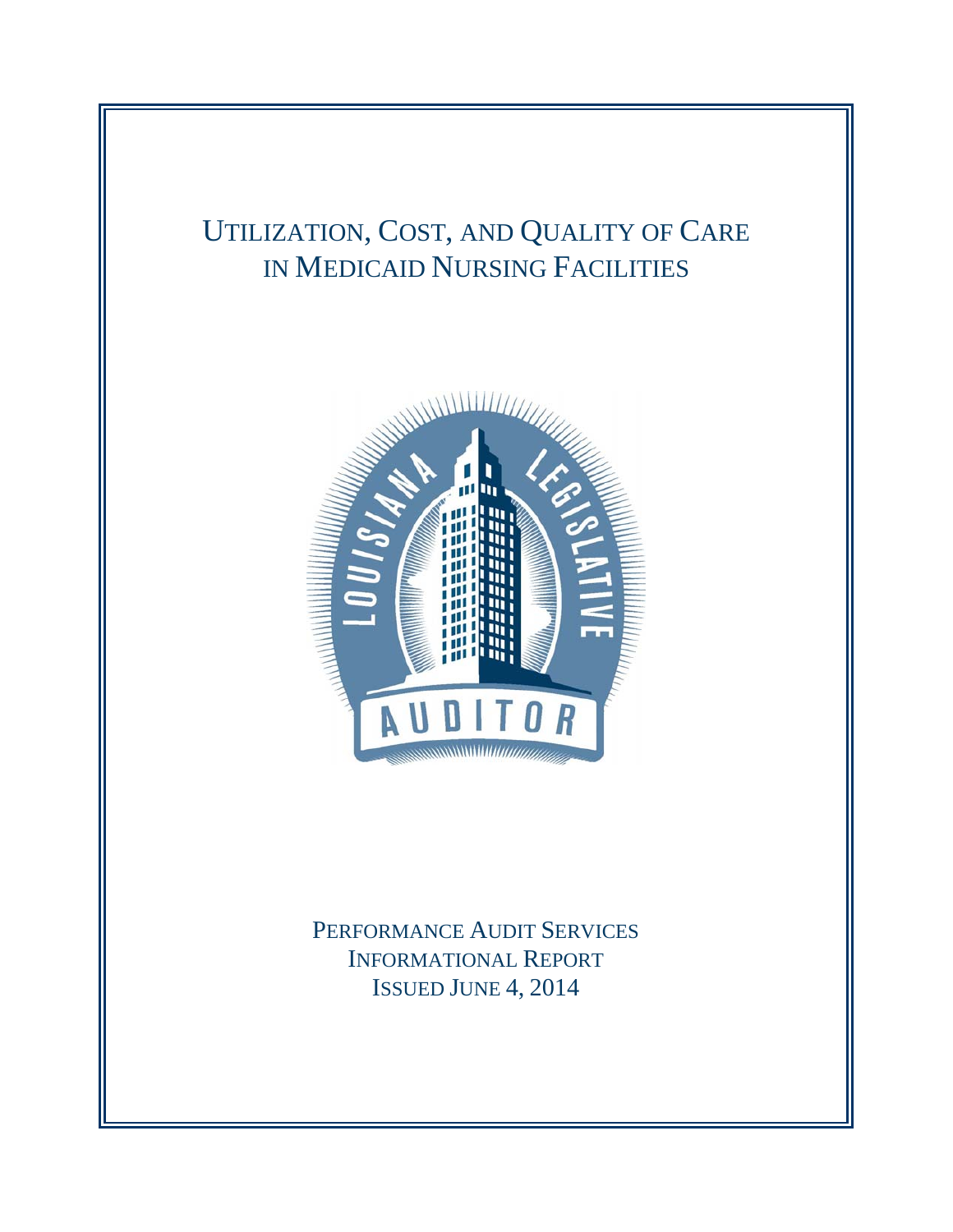# Utilization, Cost, and Quality of Care in Medicaid Nursing Facilities

Performance Audit Services
Informational Report
Issued June 4, 2014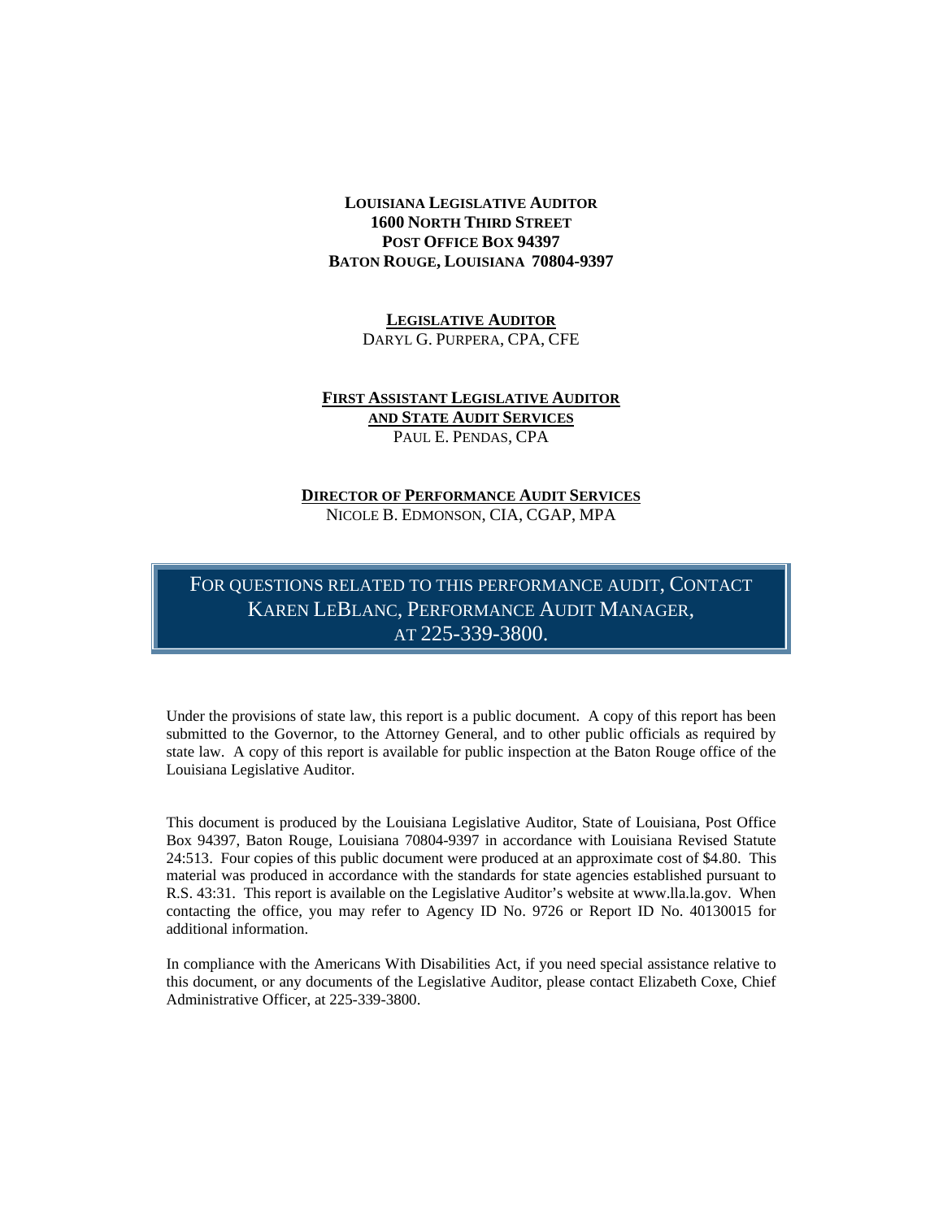**LOUISIANA LEGISLATIVE AUDITOR**
**1600 NORTH THIRD STREET**
**POST OFFICE BOX 94397**
**BATON ROUGE, LOUISIANA 70804-9397**

**LEGISLATIVE AUDITOR**
DARYL G. PURPERA, CPA, CFE

**FIRST ASSISTANT LEGISLATIVE AUDITOR AND STATE AUDIT SERVICES**
PAUL E. PENDAS, CPA

**DIRECTOR OF PERFORMANCE AUDIT SERVICES**
NICOLE B. EDMONSON, CIA, CGAP, MPA

FOR QUESTIONS RELATED TO THIS PERFORMANCE AUDIT, CONTACT KAREN LEBLANC, PERFORMANCE AUDIT MANAGER, AT 225-339-3800.

Under the provisions of state law, this report is a public document. A copy of this report has been submitted to the Governor, to the Attorney General, and to other public officials as required by state law. A copy of this report is available for public inspection at the Baton Rouge office of the Louisiana Legislative Auditor.

This document is produced by the Louisiana Legislative Auditor, State of Louisiana, Post Office Box 94397, Baton Rouge, Louisiana 70804-9397 in accordance with Louisiana Revised Statute 24:513. Four copies of this public document were produced at an approximate cost of $4.80. This material was produced in accordance with the standards for state agencies established pursuant to R.S. 43:31. This report is available on the Legislative Auditor's website at www.lla.la.gov. When contacting the office, you may refer to Agency ID No. 9726 or Report ID No. 40130015 for additional information.

In compliance with the Americans With Disabilities Act, if you need special assistance relative to this document, or any documents of the Legislative Auditor, please contact Elizabeth Coxe, Chief Administrative Officer, at 225-339-3800.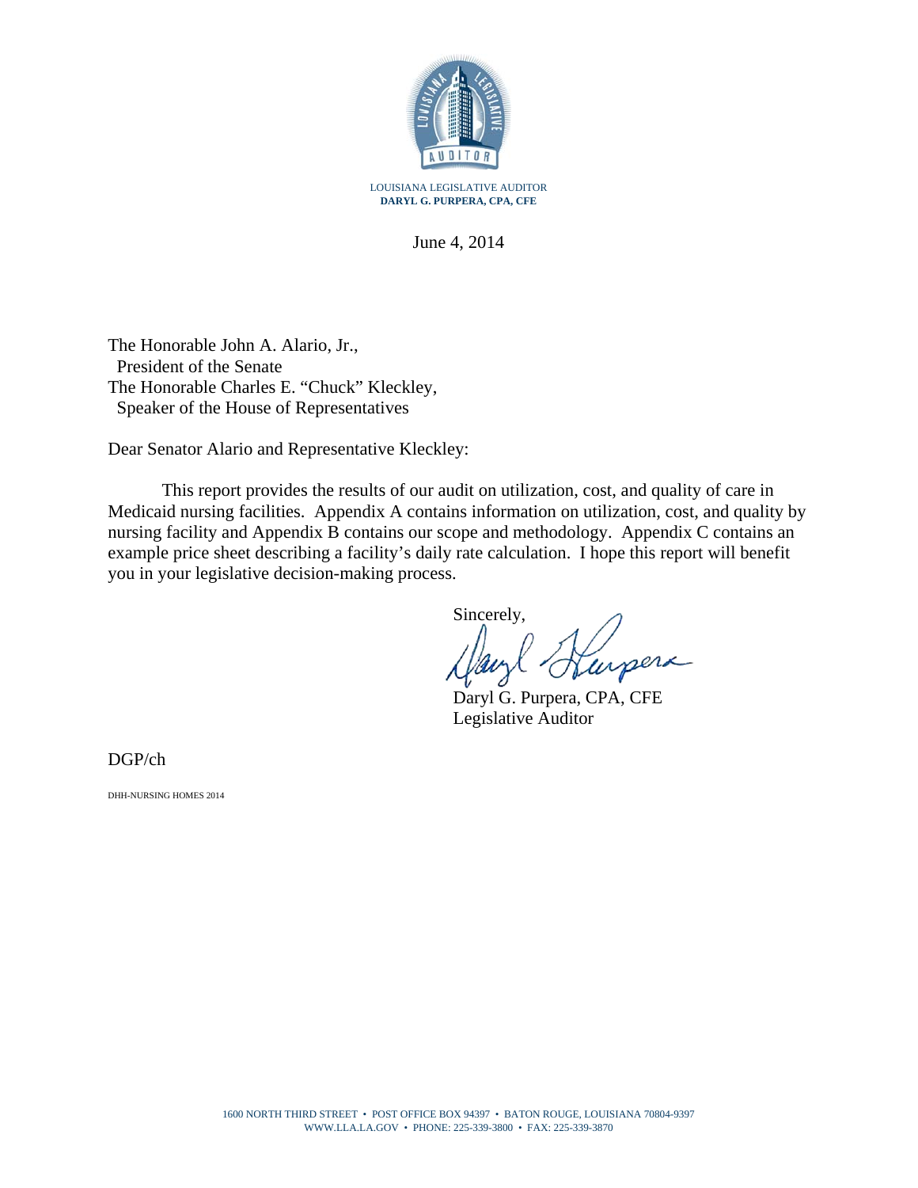LOUISIANA LEGISLATIVE AUDITOR
**DARYL G. PURPERA, CPA, CFE**

June 4, 2014

The Honorable John A. Alario, Jr.,
President of the Senate
The Honorable Charles E. "Chuck" Kleckley,
Speaker of the House of Representatives

Dear Senator Alario and Representative Kleckley:

This report provides the results of our audit on utilization, cost, and quality of care in Medicaid nursing facilities. Appendix A contains information on utilization, cost, and quality by nursing facility and Appendix B contains our scope and methodology. Appendix C contains an example price sheet describing a facility's daily rate calculation. I hope this report will benefit you in your legislative decision-making process.

Sincerely,

Daryl G. Purpera, CPA, CFE
Legislative Auditor

DGP/ch

DHH-NURSING HOMES 2014

1600 NORTH THIRD STREET • POST OFFICE BOX 94397 • BATON ROUGE, LOUISIANA 70804-9397
WWW.LLA.LA.GOV • PHONE: 225-339-3800 • FAX: 225-339-3870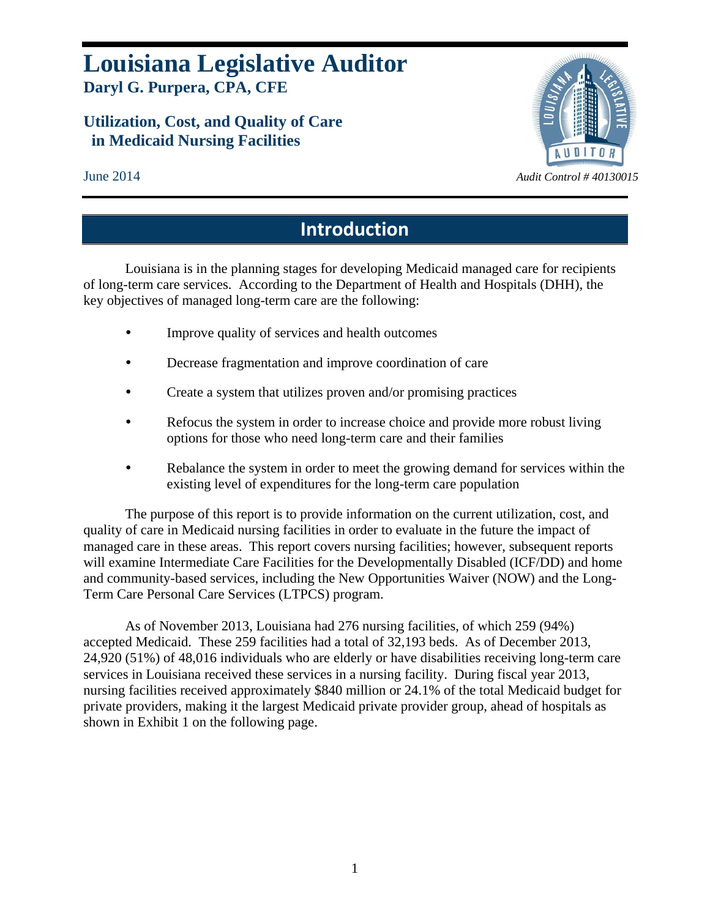# Louisiana Legislative Auditor

**Daryl G. Purpera, CPA, CFE**

## Utilization, Cost, and Quality of Care in Medicaid Nursing Facilities

June 2014

*Audit Control # 40130015*

## Introduction

Louisiana is in the planning stages for developing Medicaid managed care for recipients of long-term care services. According to the Department of Health and Hospitals (DHH), the key objectives of managed long-term care are the following:

- Improve quality of services and health outcomes
- Decrease fragmentation and improve coordination of care
- Create a system that utilizes proven and/or promising practices
- Refocus the system in order to increase choice and provide more robust living options for those who need long-term care and their families
- Rebalance the system in order to meet the growing demand for services within the existing level of expenditures for the long-term care population

The purpose of this report is to provide information on the current utilization, cost, and quality of care in Medicaid nursing facilities in order to evaluate in the future the impact of managed care in these areas. This report covers nursing facilities; however, subsequent reports will examine Intermediate Care Facilities for the Developmentally Disabled (ICF/DD) and home and community-based services, including the New Opportunities Waiver (NOW) and the Long-Term Care Personal Care Services (LTPCS) program.

As of November 2013, Louisiana had 276 nursing facilities, of which 259 (94%) accepted Medicaid. These 259 facilities had a total of 32,193 beds. As of December 2013, 24,920 (51%) of 48,016 individuals who are elderly or have disabilities receiving long-term care services in Louisiana received these services in a nursing facility. During fiscal year 2013, nursing facilities received approximately $840 million or 24.1% of the total Medicaid budget for private providers, making it the largest Medicaid private provider group, ahead of hospitals as shown in Exhibit 1 on the following page.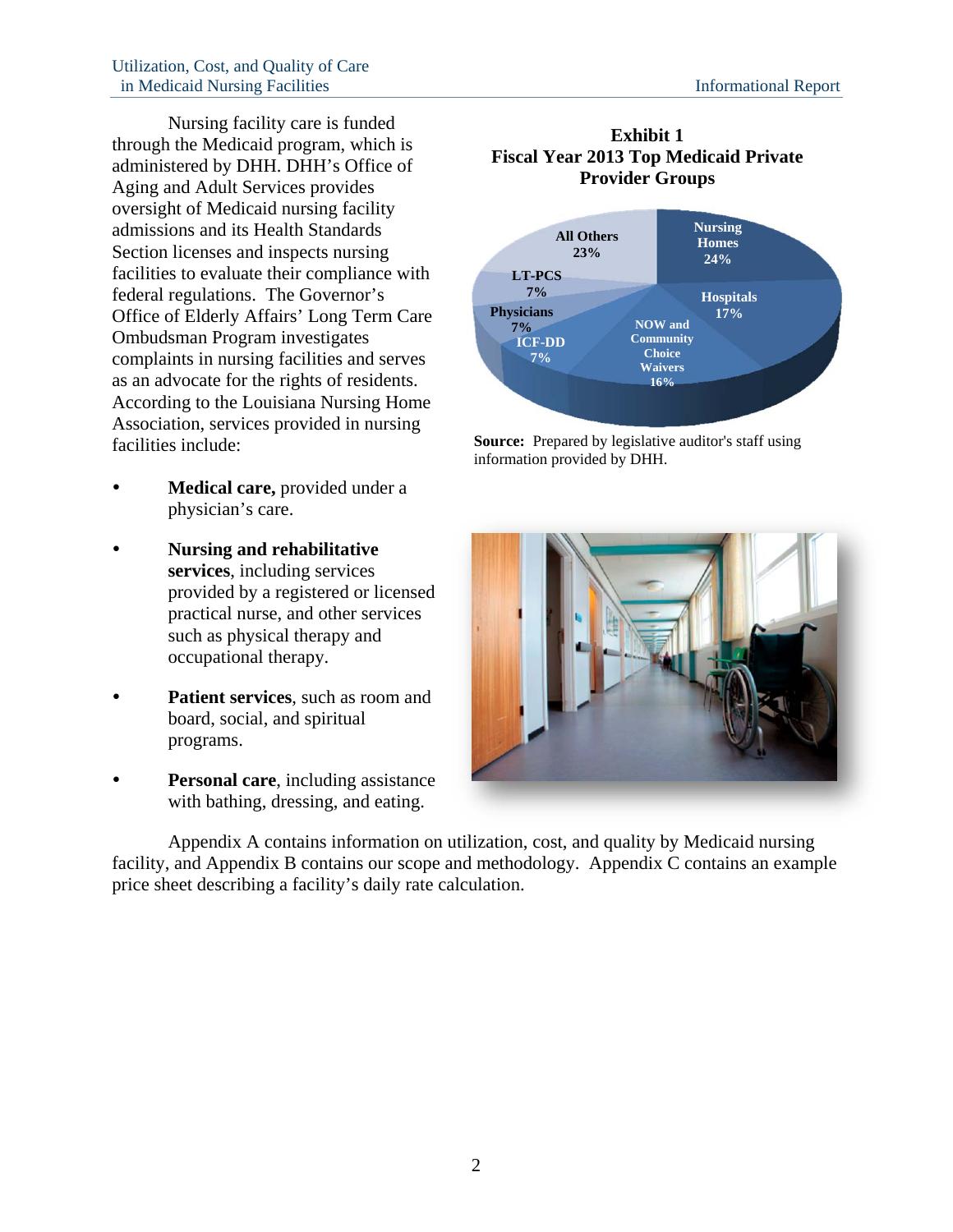Nursing facility care is funded through the Medicaid program, which is administered by DHH. DHH's Office of Aging and Adult Services provides oversight of Medicaid nursing facility admissions and its Health Standards Section licenses and inspects nursing facilities to evaluate their compliance with federal regulations. The Governor's Office of Elderly Affairs' Long Term Care Ombudsman Program investigates complaints in nursing facilities and serves as an advocate for the rights of residents. According to the Louisiana Nursing Home Association, services provided in nursing facilities include:

- **Medical care,** provided under a physician's care.
- **Nursing and rehabilitative services**, including services provided by a registered or licensed practical nurse, and other services such as physical therapy and occupational therapy.
- **Patient services**, such as room and board, social, and spiritual programs.
- **Personal care**, including assistance with bathing, dressing, and eating.

**Exhibit 1**
**Fiscal Year 2013 Top Medicaid Private Provider Groups**

| Provider Group | Percent |
|---|---|
| Nursing Homes | 24% |
| Hospitals | 17% |
| NOW and Community Choice Waivers | 16% |
| ICF-DD | 7% |
| Physicians | 7% |
| LT-PCS | 7% |
| All Others | 23% |

**Source:** Prepared by legislative auditor's staff using information provided by DHH.

Appendix A contains information on utilization, cost, and quality by Medicaid nursing facility, and Appendix B contains our scope and methodology. Appendix C contains an example price sheet describing a facility's daily rate calculation.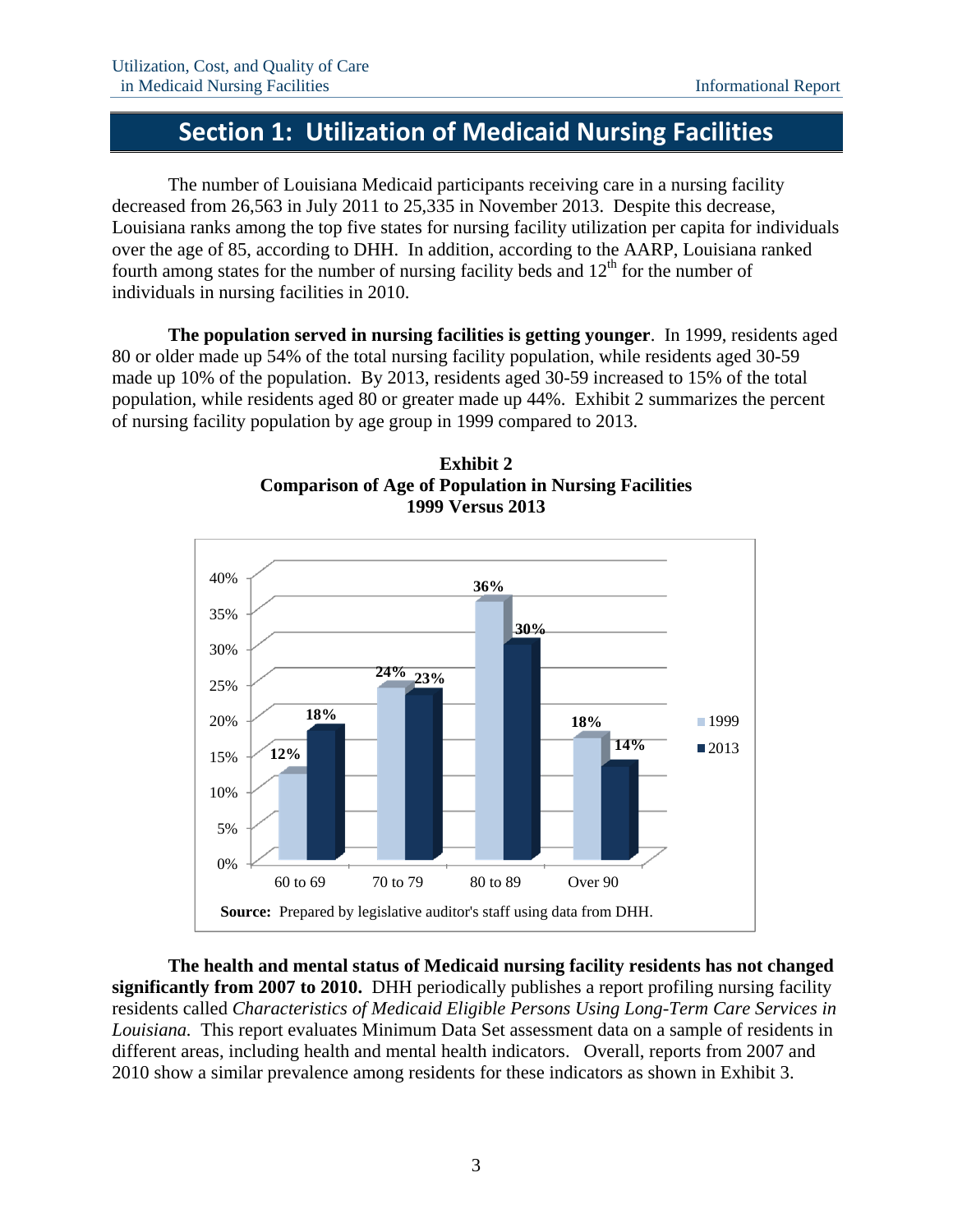# Section 1: Utilization of Medicaid Nursing Facilities

The number of Louisiana Medicaid participants receiving care in a nursing facility decreased from 26,563 in July 2011 to 25,335 in November 2013. Despite this decrease, Louisiana ranks among the top five states for nursing facility utilization per capita for individuals over the age of 85, according to DHH. In addition, according to the AARP, Louisiana ranked fourth among states for the number of nursing facility beds and 12th for the number of individuals in nursing facilities in 2010.

**The population served in nursing facilities is getting younger**. In 1999, residents aged 80 or older made up 54% of the total nursing facility population, while residents aged 30-59 made up 10% of the population. By 2013, residents aged 30-59 increased to 15% of the total population, while residents aged 80 or greater made up 44%. Exhibit 2 summarizes the percent of nursing facility population by age group in 1999 compared to 2013.

**Exhibit 2**
**Comparison of Age of Population in Nursing Facilities**
**1999 Versus 2013**

| Age Group | 1999 | 2013 |
|---|---|---|
| 60 to 69 | 12% | 18% |
| 70 to 79 | 24% | 23% |
| 80 to 89 | 36% | 30% |
| Over 90 | 18% | 14% |

**Source:** Prepared by legislative auditor's staff using data from DHH.

**The health and mental status of Medicaid nursing facility residents has not changed significantly from 2007 to 2010.** DHH periodically publishes a report profiling nursing facility residents called *Characteristics of Medicaid Eligible Persons Using Long-Term Care Services in Louisiana.* This report evaluates Minimum Data Set assessment data on a sample of residents in different areas, including health and mental health indicators. Overall, reports from 2007 and 2010 show a similar prevalence among residents for these indicators as shown in Exhibit 3.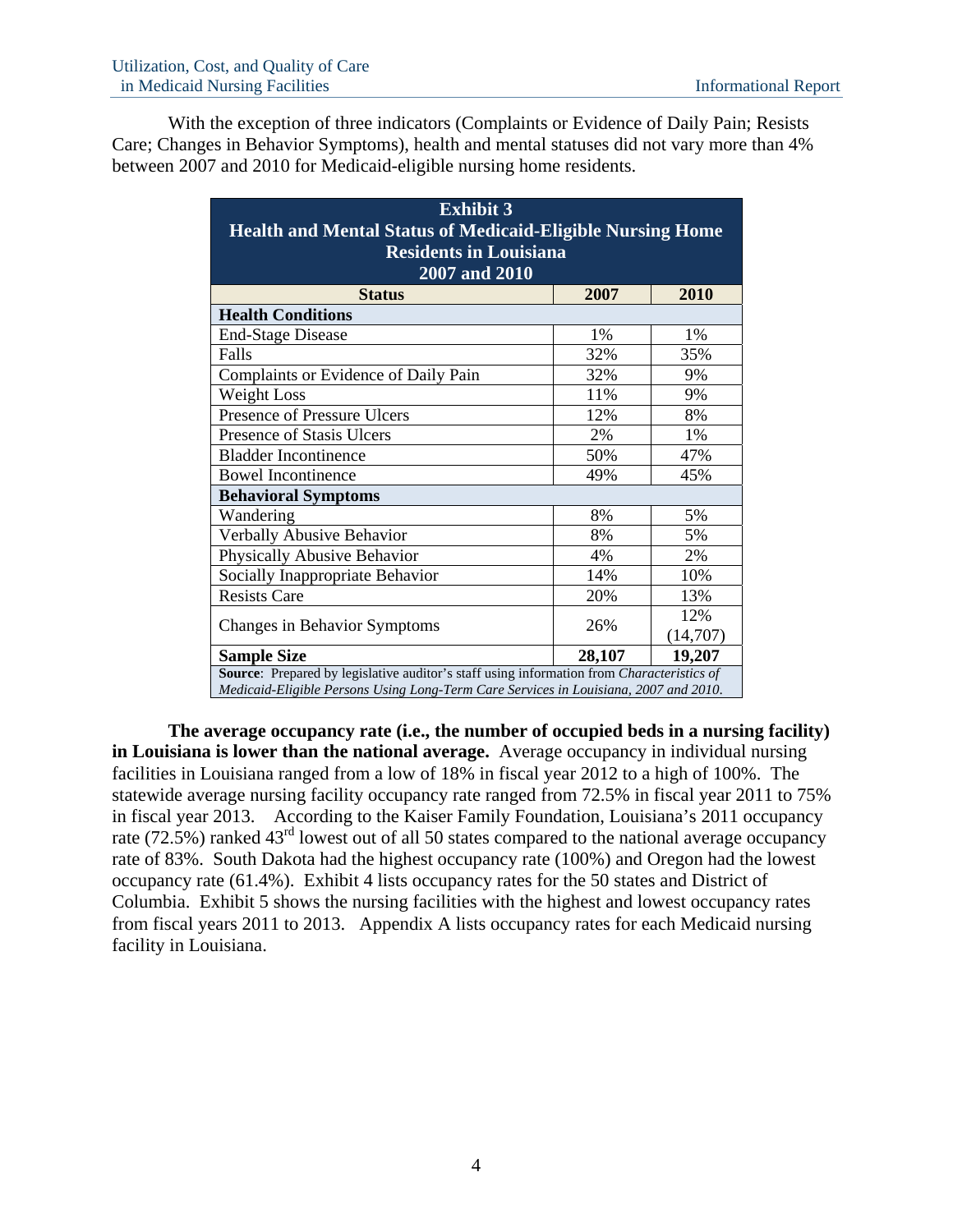With the exception of three indicators (Complaints or Evidence of Daily Pain; Resists Care; Changes in Behavior Symptoms), health and mental statuses did not vary more than 4% between 2007 and 2010 for Medicaid-eligible nursing home residents.

**Exhibit 3**
**Health and Mental Status of Medicaid-Eligible Nursing Home Residents in Louisiana**
**2007 and 2010**

| Status | 2007 | 2010 |
|---|---|---|
| **Health Conditions** | | |
| End-Stage Disease | 1% | 1% |
| Falls | 32% | 35% |
| Complaints or Evidence of Daily Pain | 32% | 9% |
| Weight Loss | 11% | 9% |
| Presence of Pressure Ulcers | 12% | 8% |
| Presence of Stasis Ulcers | 2% | 1% |
| Bladder Incontinence | 50% | 47% |
| Bowel Incontinence | 49% | 45% |
| **Behavioral Symptoms** | | |
| Wandering | 8% | 5% |
| Verbally Abusive Behavior | 8% | 5% |
| Physically Abusive Behavior | 4% | 2% |
| Socially Inappropriate Behavior | 14% | 10% |
| Resists Care | 20% | 13% |
| Changes in Behavior Symptoms | 26% | 12% (14,707) |
| **Sample Size** | **28,107** | **19,207** |

**Source**: Prepared by legislative auditor's staff using information from *Characteristics of Medicaid-Eligible Persons Using Long-Term Care Services in Louisiana, 2007 and 2010*.

**The average occupancy rate (i.e., the number of occupied beds in a nursing facility) in Louisiana is lower than the national average.** Average occupancy in individual nursing facilities in Louisiana ranged from a low of 18% in fiscal year 2012 to a high of 100%. The statewide average nursing facility occupancy rate ranged from 72.5% in fiscal year 2011 to 75% in fiscal year 2013. According to the Kaiser Family Foundation, Louisiana's 2011 occupancy rate (72.5%) ranked 43rd lowest out of all 50 states compared to the national average occupancy rate of 83%. South Dakota had the highest occupancy rate (100%) and Oregon had the lowest occupancy rate (61.4%). Exhibit 4 lists occupancy rates for the 50 states and District of Columbia. Exhibit 5 shows the nursing facilities with the highest and lowest occupancy rates from fiscal years 2011 to 2013. Appendix A lists occupancy rates for each Medicaid nursing facility in Louisiana.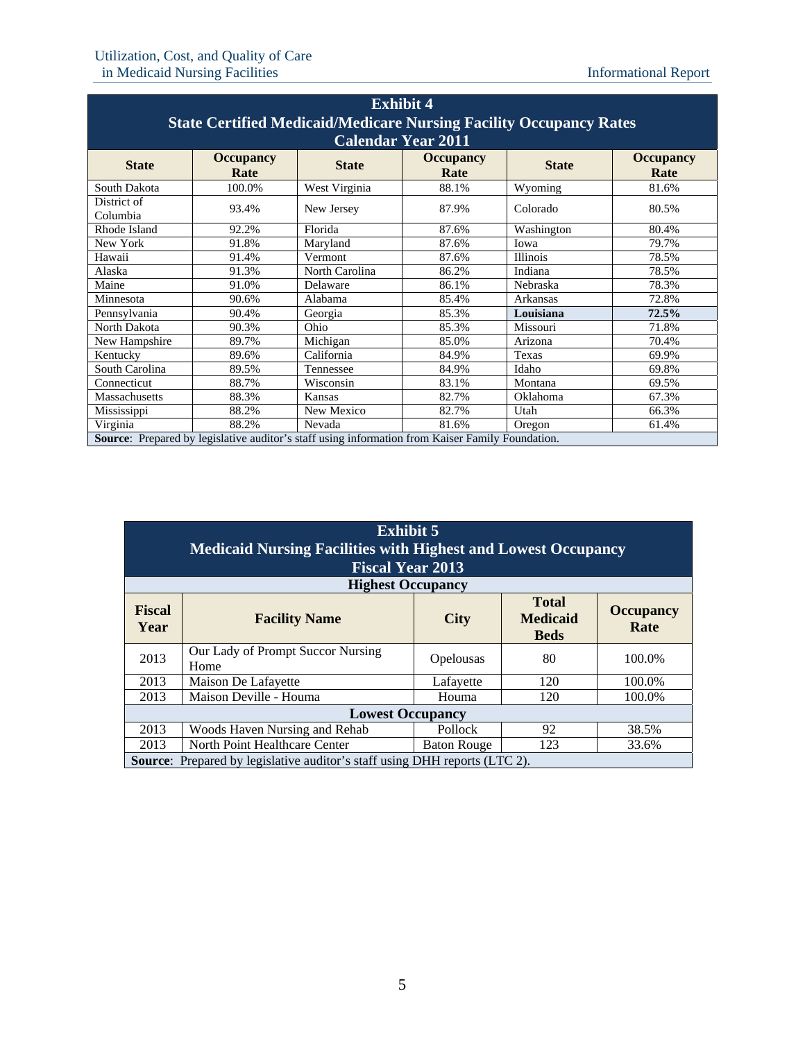**Exhibit 4**
**State Certified Medicaid/Medicare Nursing Facility Occupancy Rates**
**Calendar Year 2011**

| State | Occupancy Rate | State | Occupancy Rate | State | Occupancy Rate |
|---|---|---|---|---|---|
| South Dakota | 100.0% | West Virginia | 88.1% | Wyoming | 81.6% |
| District of Columbia | 93.4% | New Jersey | 87.9% | Colorado | 80.5% |
| Rhode Island | 92.2% | Florida | 87.6% | Washington | 80.4% |
| New York | 91.8% | Maryland | 87.6% | Iowa | 79.7% |
| Hawaii | 91.4% | Vermont | 87.6% | Illinois | 78.5% |
| Alaska | 91.3% | North Carolina | 86.2% | Indiana | 78.5% |
| Maine | 91.0% | Delaware | 86.1% | Nebraska | 78.3% |
| Minnesota | 90.6% | Alabama | 85.4% | Arkansas | 72.8% |
| Pennsylvania | 90.4% | Georgia | 85.3% | **Louisiana** | **72.5%** |
| North Dakota | 90.3% | Ohio | 85.3% | Missouri | 71.8% |
| New Hampshire | 89.7% | Michigan | 85.0% | Arizona | 70.4% |
| Kentucky | 89.6% | California | 84.9% | Texas | 69.9% |
| South Carolina | 89.5% | Tennessee | 84.9% | Idaho | 69.8% |
| Connecticut | 88.7% | Wisconsin | 83.1% | Montana | 69.5% |
| Massachusetts | 88.3% | Kansas | 82.7% | Oklahoma | 67.3% |
| Mississippi | 88.2% | New Mexico | 82.7% | Utah | 66.3% |
| Virginia | 88.2% | Nevada | 81.6% | Oregon | 61.4% |

**Source**: Prepared by legislative auditor's staff using information from Kaiser Family Foundation.

**Exhibit 5**
**Medicaid Nursing Facilities with Highest and Lowest Occupancy**
**Fiscal Year 2013**

| Fiscal Year | Facility Name | City | Total Medicaid Beds | Occupancy Rate |
|---|---|---|---|---|
| **Highest Occupancy** | | | | |
| 2013 | Our Lady of Prompt Succor Nursing Home | Opelousas | 80 | 100.0% |
| 2013 | Maison De Lafayette | Lafayette | 120 | 100.0% |
| 2013 | Maison Deville - Houma | Houma | 120 | 100.0% |
| **Lowest Occupancy** | | | | |
| 2013 | Woods Haven Nursing and Rehab | Pollock | 92 | 38.5% |
| 2013 | North Point Healthcare Center | Baton Rouge | 123 | 33.6% |

**Source**: Prepared by legislative auditor's staff using DHH reports (LTC 2).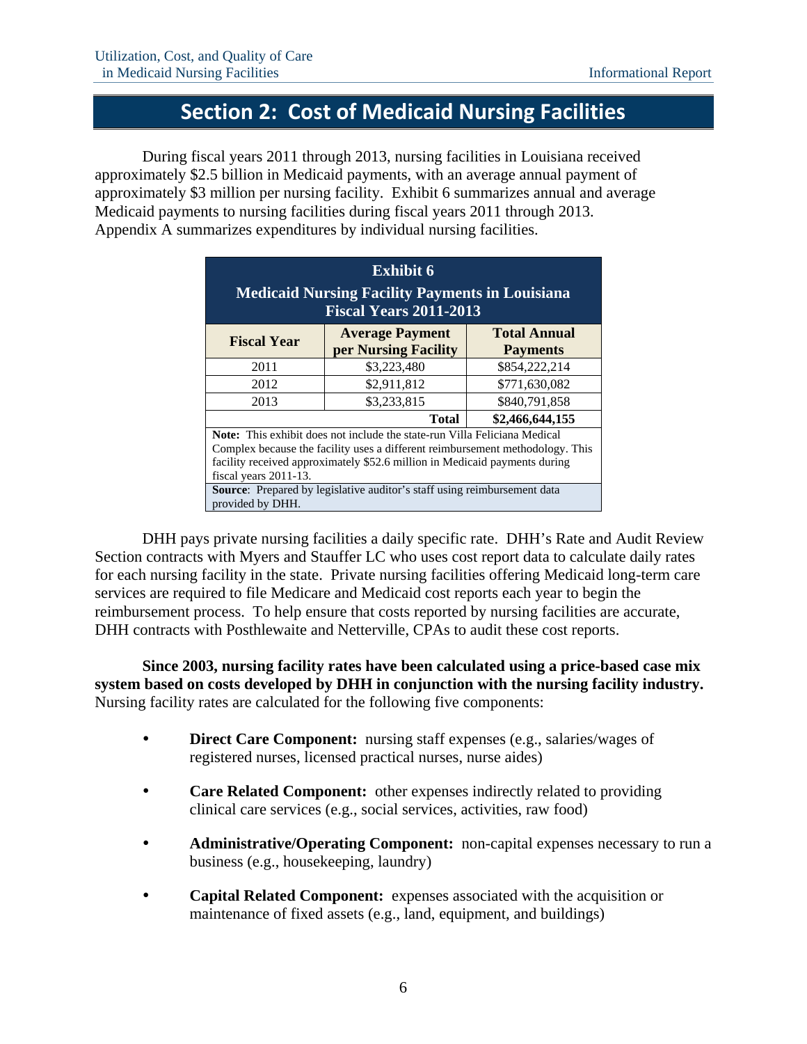## Section 2: Cost of Medicaid Nursing Facilities

During fiscal years 2011 through 2013, nursing facilities in Louisiana received approximately $2.5 billion in Medicaid payments, with an average annual payment of approximately $3 million per nursing facility. Exhibit 6 summarizes annual and average Medicaid payments to nursing facilities during fiscal years 2011 through 2013. Appendix A summarizes expenditures by individual nursing facilities.

**Exhibit 6**
**Medicaid Nursing Facility Payments in Louisiana Fiscal Years 2011-2013**

| Fiscal Year | Average Payment per Nursing Facility | Total Annual Payments |
|---|---|---|
| 2011 | $3,223,480 | $854,222,214 |
| 2012 | $2,911,812 | $771,630,082 |
| 2013 | $3,233,815 | $840,791,858 |
| | **Total** | **$2,466,644,155** |

**Note:** This exhibit does not include the state-run Villa Feliciana Medical Complex because the facility uses a different reimbursement methodology. This facility received approximately $52.6 million in Medicaid payments during fiscal years 2011-13.

**Source**: Prepared by legislative auditor's staff using reimbursement data provided by DHH.

DHH pays private nursing facilities a daily specific rate. DHH's Rate and Audit Review Section contracts with Myers and Stauffer LC who uses cost report data to calculate daily rates for each nursing facility in the state. Private nursing facilities offering Medicaid long-term care services are required to file Medicare and Medicaid cost reports each year to begin the reimbursement process. To help ensure that costs reported by nursing facilities are accurate, DHH contracts with Posthlewaite and Netterville, CPAs to audit these cost reports.

**Since 2003, nursing facility rates have been calculated using a price-based case mix system based on costs developed by DHH in conjunction with the nursing facility industry.** Nursing facility rates are calculated for the following five components:

- **Direct Care Component:** nursing staff expenses (e.g., salaries/wages of registered nurses, licensed practical nurses, nurse aides)
- **Care Related Component:** other expenses indirectly related to providing clinical care services (e.g., social services, activities, raw food)
- **Administrative/Operating Component:** non-capital expenses necessary to run a business (e.g., housekeeping, laundry)
- **Capital Related Component:** expenses associated with the acquisition or maintenance of fixed assets (e.g., land, equipment, and buildings)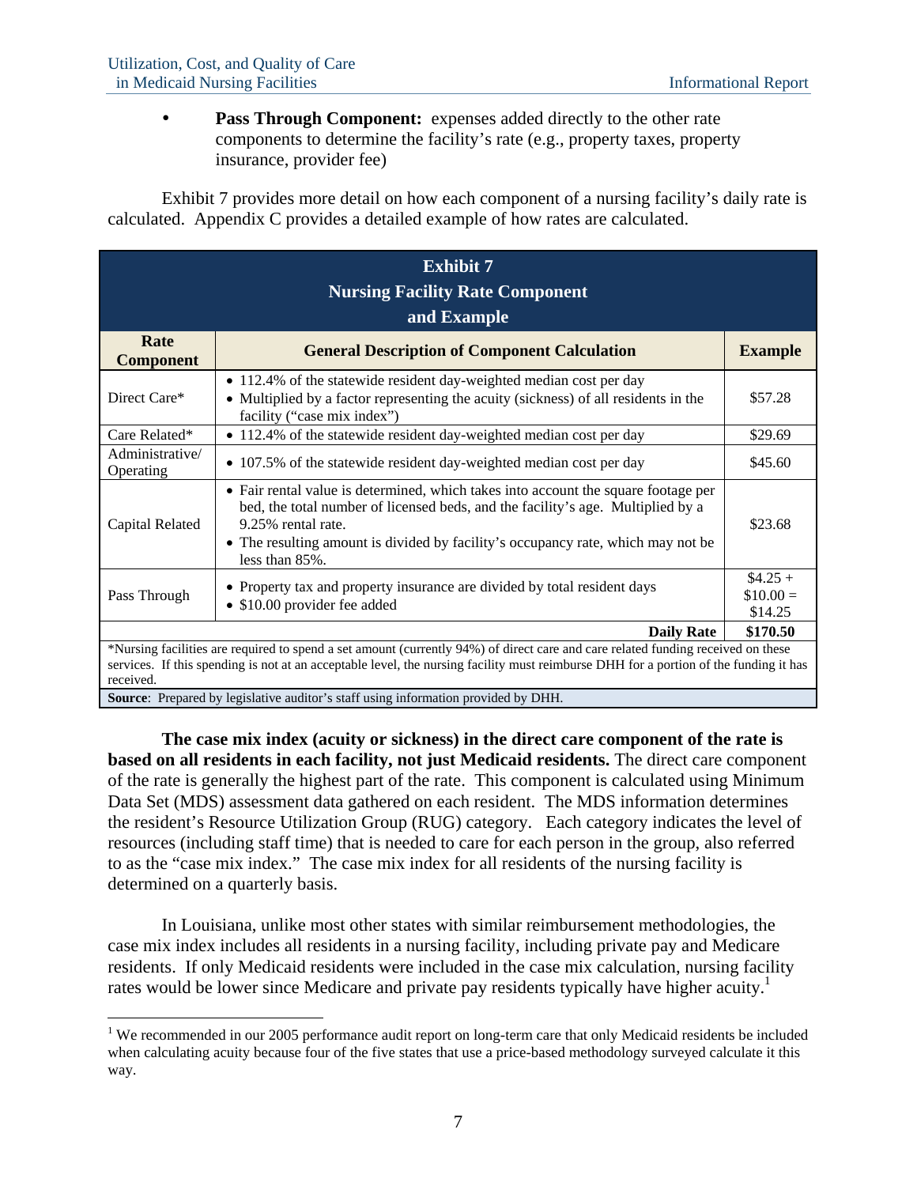- **Pass Through Component:** expenses added directly to the other rate components to determine the facility's rate (e.g., property taxes, property insurance, provider fee)

Exhibit 7 provides more detail on how each component of a nursing facility's daily rate is calculated. Appendix C provides a detailed example of how rates are calculated.

**Exhibit 7**
**Nursing Facility Rate Component and Example**

| Rate Component | General Description of Component Calculation | Example |
|---|---|---|
| Direct Care* | • 112.4% of the statewide resident day-weighted median cost per day<br>• Multiplied by a factor representing the acuity (sickness) of all residents in the facility ("case mix index") | $57.28 |
| Care Related* | • 112.4% of the statewide resident day-weighted median cost per day | $29.69 |
| Administrative/ Operating | • 107.5% of the statewide resident day-weighted median cost per day | $45.60 |
| Capital Related | • Fair rental value is determined, which takes into account the square footage per bed, the total number of licensed beds, and the facility's age. Multiplied by a 9.25% rental rate.<br>• The resulting amount is divided by facility's occupancy rate, which may not be less than 85%. | $23.68 |
| Pass Through | • Property tax and property insurance are divided by total resident days<br>• $10.00 provider fee added | $4.25 + $10.00 = $14.25 |
| | **Daily Rate** | **$170.50** |

*Nursing facilities are required to spend a set amount (currently 94%) of direct care and care related funding received on these services. If this spending is not at an acceptable level, the nursing facility must reimburse DHH for a portion of the funding it has received.

**Source**: Prepared by legislative auditor's staff using information provided by DHH.

**The case mix index (acuity or sickness) in the direct care component of the rate is based on all residents in each facility, not just Medicaid residents.** The direct care component of the rate is generally the highest part of the rate. This component is calculated using Minimum Data Set (MDS) assessment data gathered on each resident. The MDS information determines the resident's Resource Utilization Group (RUG) category. Each category indicates the level of resources (including staff time) that is needed to care for each person in the group, also referred to as the "case mix index." The case mix index for all residents of the nursing facility is determined on a quarterly basis.

In Louisiana, unlike most other states with similar reimbursement methodologies, the case mix index includes all residents in a nursing facility, including private pay and Medicare residents. If only Medicaid residents were included in the case mix calculation, nursing facility rates would be lower since Medicare and private pay residents typically have higher acuity.[1]

---

[1] We recommended in our 2005 performance audit report on long-term care that only Medicaid residents be included when calculating acuity because four of the five states that use a price-based methodology surveyed calculate it this way.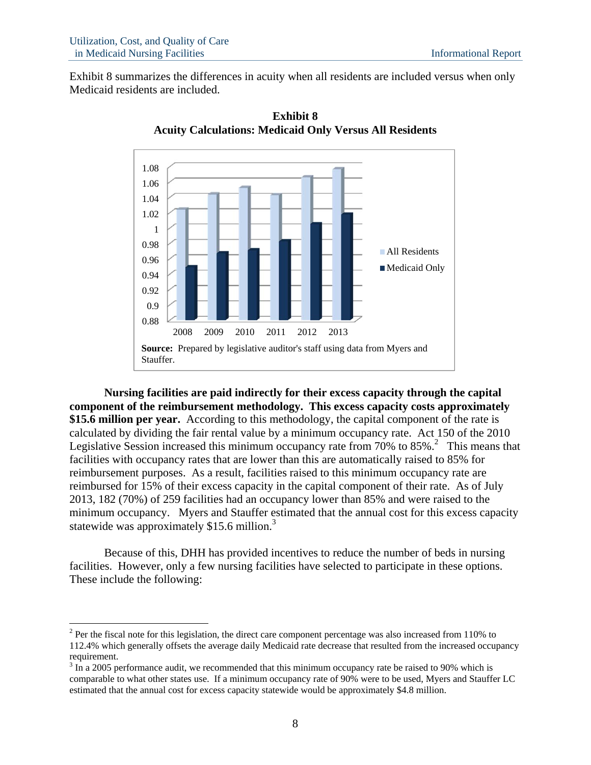Exhibit 8 summarizes the differences in acuity when all residents are included versus when only Medicaid residents are included.

**Exhibit 8**
**Acuity Calculations: Medicaid Only Versus All Residents**

**Source:** Prepared by legislative auditor's staff using data from Myers and Stauffer.

**Nursing facilities are paid indirectly for their excess capacity through the capital component of the reimbursement methodology. This excess capacity costs approximately $15.6 million per year.** According to this methodology, the capital component of the rate is calculated by dividing the fair rental value by a minimum occupancy rate. Act 150 of the 2010 Legislative Session increased this minimum occupancy rate from 70% to 85%.[2] This means that facilities with occupancy rates that are lower than this are automatically raised to 85% for reimbursement purposes. As a result, facilities raised to this minimum occupancy rate are reimbursed for 15% of their excess capacity in the capital component of their rate. As of July 2013, 182 (70%) of 259 facilities had an occupancy lower than 85% and were raised to the minimum occupancy. Myers and Stauffer estimated that the annual cost for this excess capacity statewide was approximately $15.6 million.[3]

Because of this, DHH has provided incentives to reduce the number of beds in nursing facilities. However, only a few nursing facilities have selected to participate in these options. These include the following:

---

[2] Per the fiscal note for this legislation, the direct care component percentage was also increased from 110% to 112.4% which generally offsets the average daily Medicaid rate decrease that resulted from the increased occupancy requirement.

[3] In a 2005 performance audit, we recommended that this minimum occupancy rate be raised to 90% which is comparable to what other states use. If a minimum occupancy rate of 90% were to be used, Myers and Stauffer LC estimated that the annual cost for excess capacity statewide would be approximately $4.8 million.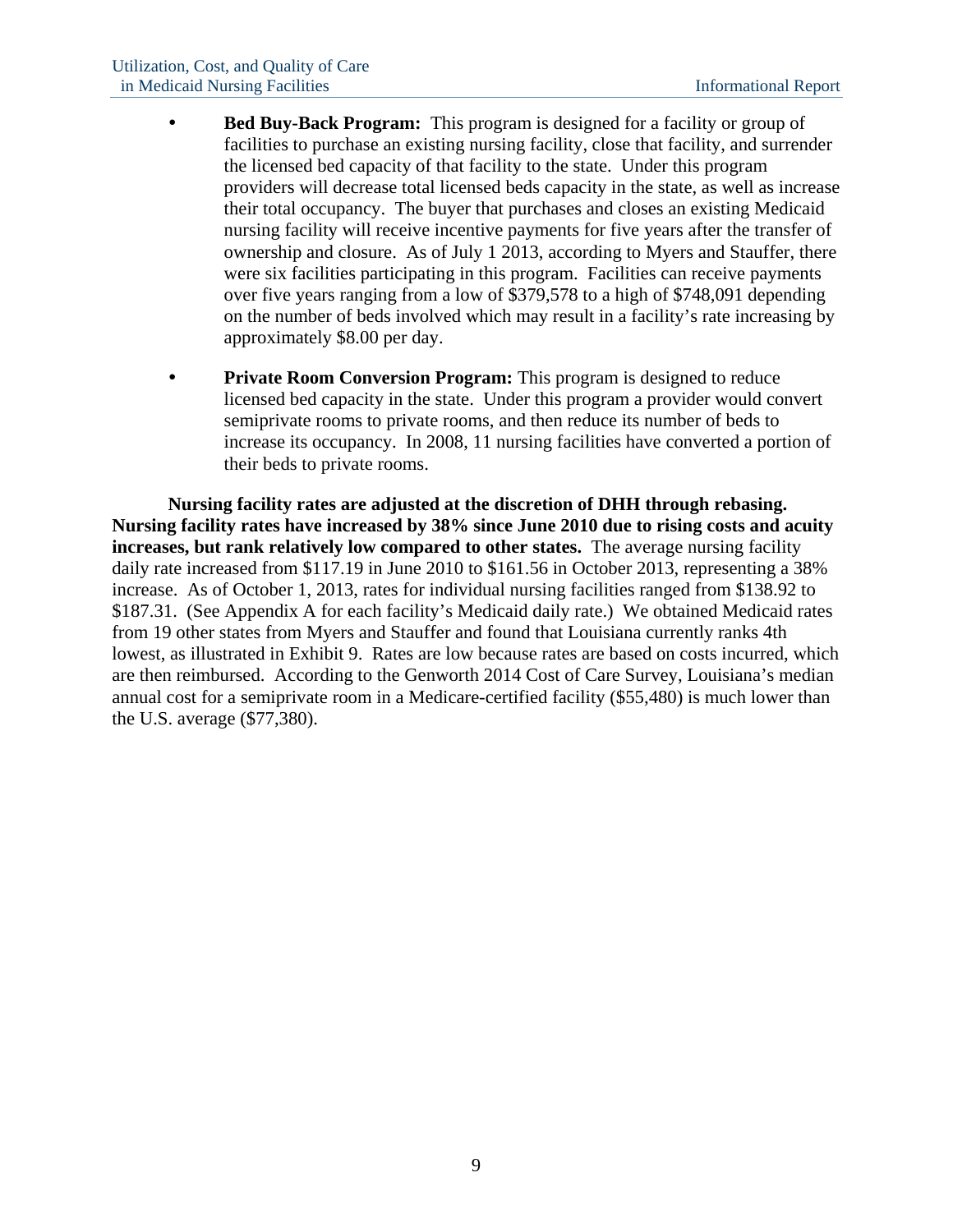- **Bed Buy-Back Program:** This program is designed for a facility or group of facilities to purchase an existing nursing facility, close that facility, and surrender the licensed bed capacity of that facility to the state. Under this program providers will decrease total licensed beds capacity in the state, as well as increase their total occupancy. The buyer that purchases and closes an existing Medicaid nursing facility will receive incentive payments for five years after the transfer of ownership and closure. As of July 1 2013, according to Myers and Stauffer, there were six facilities participating in this program. Facilities can receive payments over five years ranging from a low of $379,578 to a high of $748,091 depending on the number of beds involved which may result in a facility's rate increasing by approximately $8.00 per day.

- **Private Room Conversion Program:** This program is designed to reduce licensed bed capacity in the state. Under this program a provider would convert semiprivate rooms to private rooms, and then reduce its number of beds to increase its occupancy. In 2008, 11 nursing facilities have converted a portion of their beds to private rooms.

**Nursing facility rates are adjusted at the discretion of DHH through rebasing. Nursing facility rates have increased by 38% since June 2010 due to rising costs and acuity increases, but rank relatively low compared to other states.** The average nursing facility daily rate increased from $117.19 in June 2010 to $161.56 in October 2013, representing a 38% increase. As of October 1, 2013, rates for individual nursing facilities ranged from $138.92 to $187.31. (See Appendix A for each facility's Medicaid daily rate.) We obtained Medicaid rates from 19 other states from Myers and Stauffer and found that Louisiana currently ranks 4th lowest, as illustrated in Exhibit 9. Rates are low because rates are based on costs incurred, which are then reimbursed. According to the Genworth 2014 Cost of Care Survey, Louisiana's median annual cost for a semiprivate room in a Medicare-certified facility ($55,480) is much lower than the U.S. average ($77,380).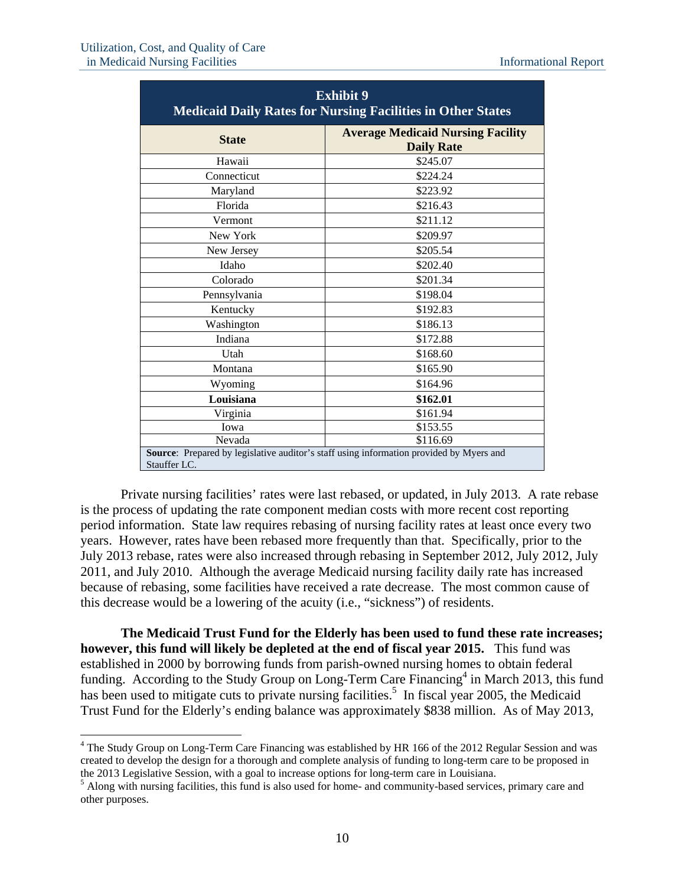**Exhibit 9**
**Medicaid Daily Rates for Nursing Facilities in Other States**

| State | Average Medicaid Nursing Facility Daily Rate |
|---|---|
| Hawaii | $245.07 |
| Connecticut | $224.24 |
| Maryland | $223.92 |
| Florida | $216.43 |
| Vermont | $211.12 |
| New York | $209.97 |
| New Jersey | $205.54 |
| Idaho | $202.40 |
| Colorado | $201.34 |
| Pennsylvania | $198.04 |
| Kentucky | $192.83 |
| Washington | $186.13 |
| Indiana | $172.88 |
| Utah | $168.60 |
| Montana | $165.90 |
| Wyoming | $164.96 |
| **Louisiana** | **$162.01** |
| Virginia | $161.94 |
| Iowa | $153.55 |
| Nevada | $116.69 |

**Source**: Prepared by legislative auditor's staff using information provided by Myers and Stauffer LC.

Private nursing facilities' rates were last rebased, or updated, in July 2013. A rate rebase is the process of updating the rate component median costs with more recent cost reporting period information. State law requires rebasing of nursing facility rates at least once every two years. However, rates have been rebased more frequently than that. Specifically, prior to the July 2013 rebase, rates were also increased through rebasing in September 2012, July 2012, July 2011, and July 2010. Although the average Medicaid nursing facility daily rate has increased because of rebasing, some facilities have received a rate decrease. The most common cause of this decrease would be a lowering of the acuity (i.e., "sickness") of residents.

**The Medicaid Trust Fund for the Elderly has been used to fund these rate increases; however, this fund will likely be depleted at the end of fiscal year 2015.** This fund was established in 2000 by borrowing funds from parish-owned nursing homes to obtain federal funding. According to the Study Group on Long-Term Care Financing[4] in March 2013, this fund has been used to mitigate cuts to private nursing facilities.[5] In fiscal year 2005, the Medicaid Trust Fund for the Elderly's ending balance was approximately $838 million. As of May 2013,

[4] The Study Group on Long-Term Care Financing was established by HR 166 of the 2012 Regular Session and was created to develop the design for a thorough and complete analysis of funding to long-term care to be proposed in the 2013 Legislative Session, with a goal to increase options for long-term care in Louisiana.

[5] Along with nursing facilities, this fund is also used for home- and community-based services, primary care and other purposes.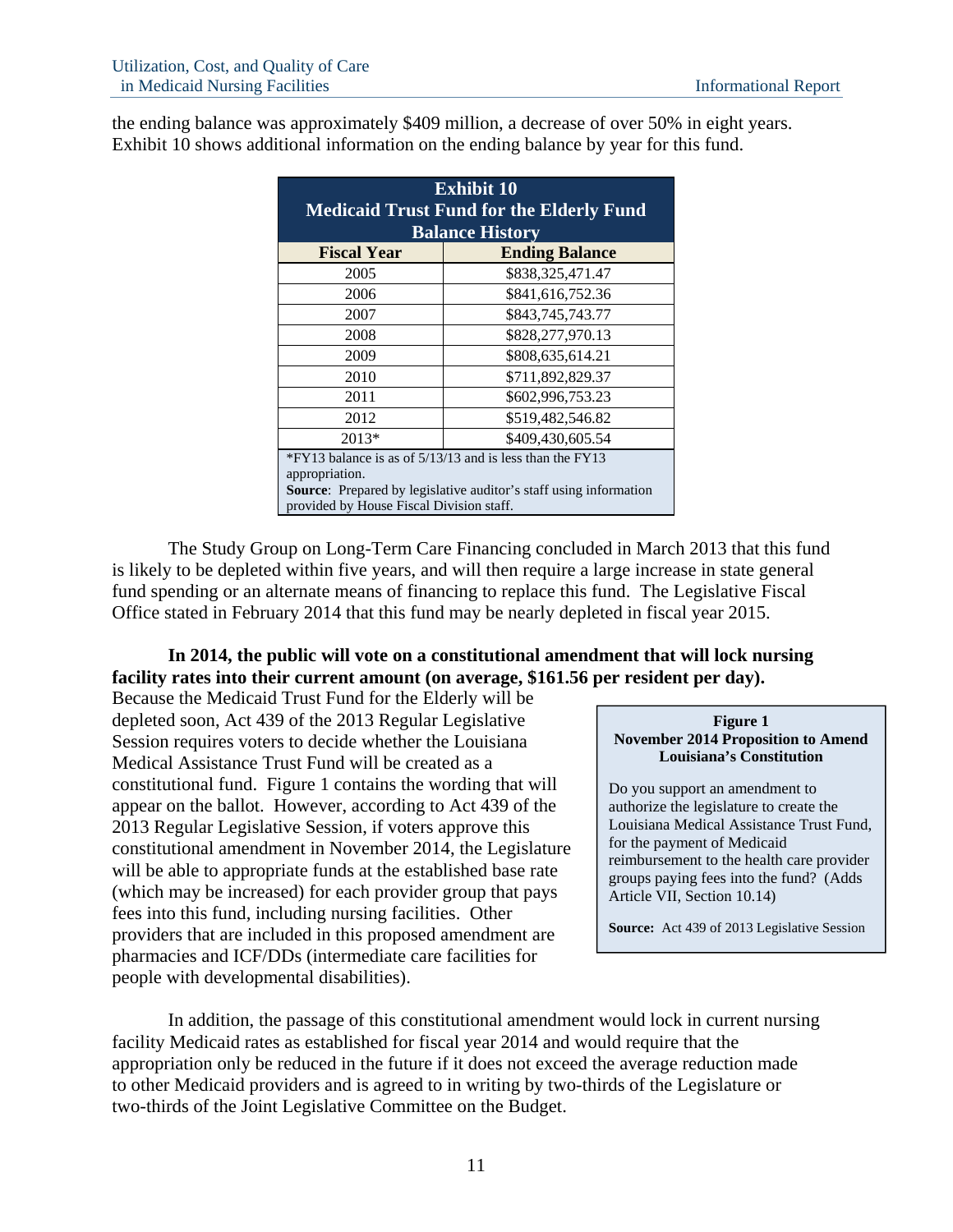the ending balance was approximately $409 million, a decrease of over 50% in eight years. Exhibit 10 shows additional information on the ending balance by year for this fund.

**Exhibit 10**
**Medicaid Trust Fund for the Elderly Fund Balance History**

| Fiscal Year | Ending Balance |
|---|---|
| 2005 | $838,325,471.47 |
| 2006 | $841,616,752.36 |
| 2007 | $843,745,743.77 |
| 2008 | $828,277,970.13 |
| 2009 | $808,635,614.21 |
| 2010 | $711,892,829.37 |
| 2011 | $602,996,753.23 |
| 2012 | $519,482,546.82 |
| 2013* | $409,430,605.54 |

*FY13 balance is as of 5/13/13 and is less than the FY13 appropriation.
**Source**: Prepared by legislative auditor's staff using information provided by House Fiscal Division staff.

The Study Group on Long-Term Care Financing concluded in March 2013 that this fund is likely to be depleted within five years, and will then require a large increase in state general fund spending or an alternate means of financing to replace this fund. The Legislative Fiscal Office stated in February 2014 that this fund may be nearly depleted in fiscal year 2015.

**In 2014, the public will vote on a constitutional amendment that will lock nursing facility rates into their current amount (on average, $161.56 per resident per day).** Because the Medicaid Trust Fund for the Elderly will be depleted soon, Act 439 of the 2013 Regular Legislative Session requires voters to decide whether the Louisiana Medical Assistance Trust Fund will be created as a constitutional fund. Figure 1 contains the wording that will appear on the ballot. However, according to Act 439 of the 2013 Regular Legislative Session, if voters approve this constitutional amendment in November 2014, the Legislature will be able to appropriate funds at the established base rate (which may be increased) for each provider group that pays fees into this fund, including nursing facilities. Other providers that are included in this proposed amendment are pharmacies and ICF/DDs (intermediate care facilities for people with developmental disabilities).

**Figure 1**
**November 2014 Proposition to Amend Louisiana's Constitution**

Do you support an amendment to authorize the legislature to create the Louisiana Medical Assistance Trust Fund, for the payment of Medicaid reimbursement to the health care provider groups paying fees into the fund? (Adds Article VII, Section 10.14)

**Source:** Act 439 of 2013 Legislative Session

In addition, the passage of this constitutional amendment would lock in current nursing facility Medicaid rates as established for fiscal year 2014 and would require that the appropriation only be reduced in the future if it does not exceed the average reduction made to other Medicaid providers and is agreed to in writing by two-thirds of the Legislature or two-thirds of the Joint Legislative Committee on the Budget.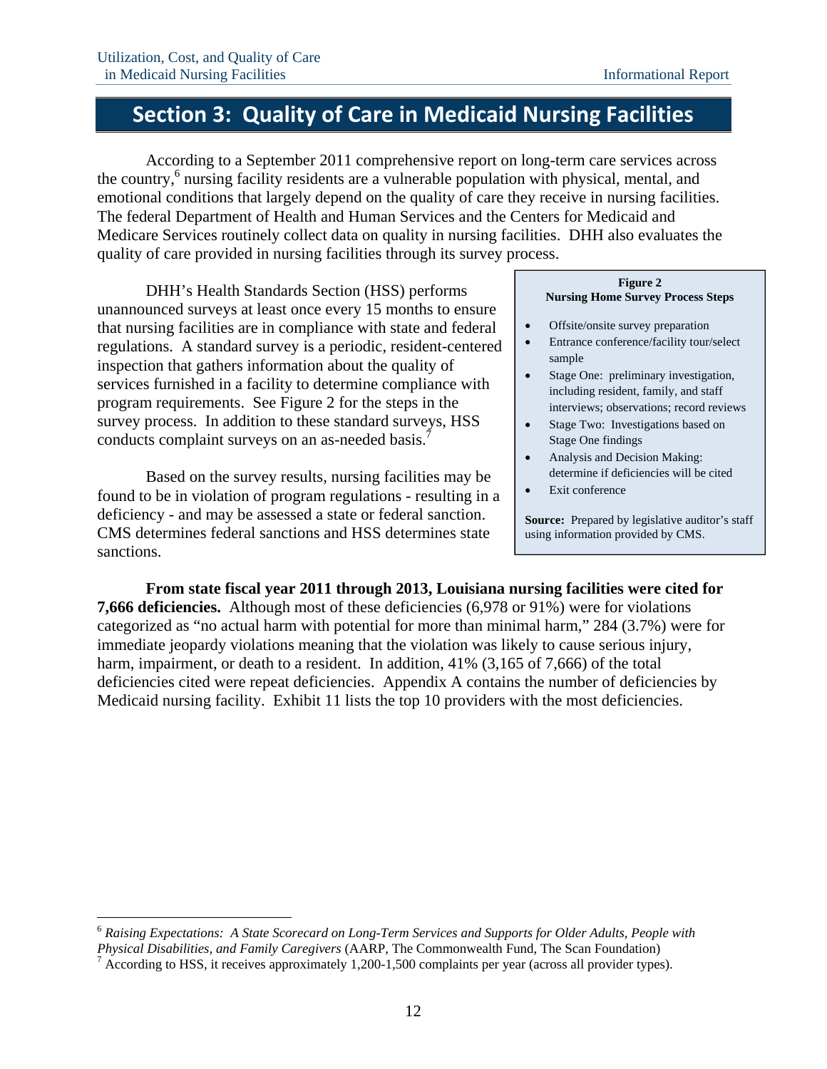# Section 3: Quality of Care in Medicaid Nursing Facilities

According to a September 2011 comprehensive report on long-term care services across the country,[6] nursing facility residents are a vulnerable population with physical, mental, and emotional conditions that largely depend on the quality of care they receive in nursing facilities. The federal Department of Health and Human Services and the Centers for Medicaid and Medicare Services routinely collect data on quality in nursing facilities. DHH also evaluates the quality of care provided in nursing facilities through its survey process.

DHH's Health Standards Section (HSS) performs unannounced surveys at least once every 15 months to ensure that nursing facilities are in compliance with state and federal regulations. A standard survey is a periodic, resident-centered inspection that gathers information about the quality of services furnished in a facility to determine compliance with program requirements. See Figure 2 for the steps in the survey process. In addition to these standard surveys, HSS conducts complaint surveys on an as-needed basis.[7]

**Figure 2**
**Nursing Home Survey Process Steps**

- Offsite/onsite survey preparation
- Entrance conference/facility tour/select sample
- Stage One: preliminary investigation, including resident, family, and staff interviews; observations; record reviews
- Stage Two: Investigations based on Stage One findings
- Analysis and Decision Making: determine if deficiencies will be cited
- Exit conference

**Source:** Prepared by legislative auditor's staff using information provided by CMS.

Based on the survey results, nursing facilities may be found to be in violation of program regulations - resulting in a deficiency - and may be assessed a state or federal sanction. CMS determines federal sanctions and HSS determines state sanctions.

**From state fiscal year 2011 through 2013, Louisiana nursing facilities were cited for 7,666 deficiencies.** Although most of these deficiencies (6,978 or 91%) were for violations categorized as "no actual harm with potential for more than minimal harm," 284 (3.7%) were for immediate jeopardy violations meaning that the violation was likely to cause serious injury, harm, impairment, or death to a resident. In addition, 41% (3,165 of 7,666) of the total deficiencies cited were repeat deficiencies. Appendix A contains the number of deficiencies by Medicaid nursing facility. Exhibit 11 lists the top 10 providers with the most deficiencies.

---

[6] *Raising Expectations: A State Scorecard on Long-Term Services and Supports for Older Adults, People with Physical Disabilities, and Family Caregivers* (AARP, The Commonwealth Fund, The Scan Foundation)

[7] According to HSS, it receives approximately 1,200-1,500 complaints per year (across all provider types).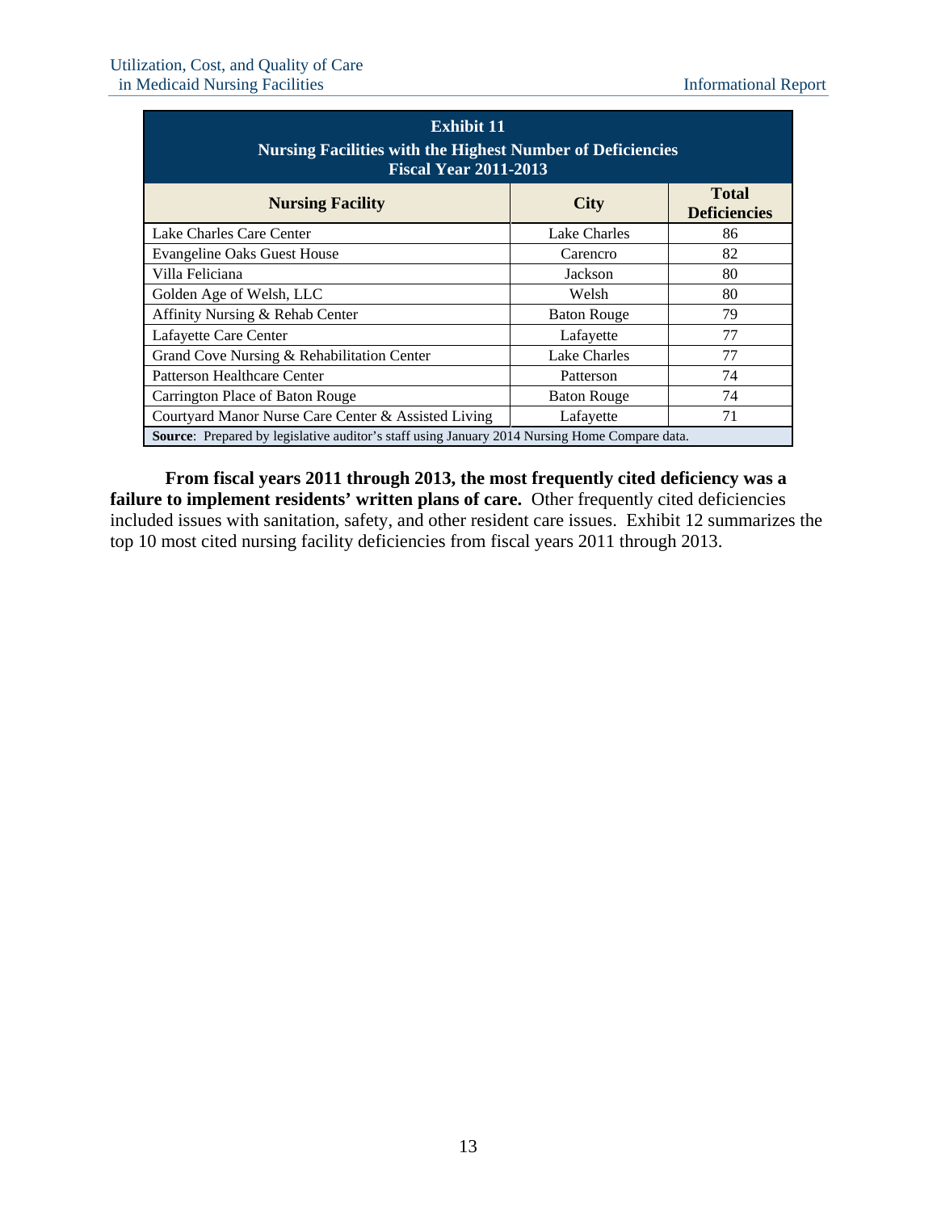**Exhibit 11**
**Nursing Facilities with the Highest Number of Deficiencies**
**Fiscal Year 2011-2013**

| Nursing Facility | City | Total Deficiencies |
|---|---|---|
| Lake Charles Care Center | Lake Charles | 86 |
| Evangeline Oaks Guest House | Carencro | 82 |
| Villa Feliciana | Jackson | 80 |
| Golden Age of Welsh, LLC | Welsh | 80 |
| Affinity Nursing & Rehab Center | Baton Rouge | 79 |
| Lafayette Care Center | Lafayette | 77 |
| Grand Cove Nursing & Rehabilitation Center | Lake Charles | 77 |
| Patterson Healthcare Center | Patterson | 74 |
| Carrington Place of Baton Rouge | Baton Rouge | 74 |
| Courtyard Manor Nurse Care Center & Assisted Living | Lafayette | 71 |

**Source**: Prepared by legislative auditor's staff using January 2014 Nursing Home Compare data.

**From fiscal years 2011 through 2013, the most frequently cited deficiency was a failure to implement residents' written plans of care.** Other frequently cited deficiencies included issues with sanitation, safety, and other resident care issues. Exhibit 12 summarizes the top 10 most cited nursing facility deficiencies from fiscal years 2011 through 2013.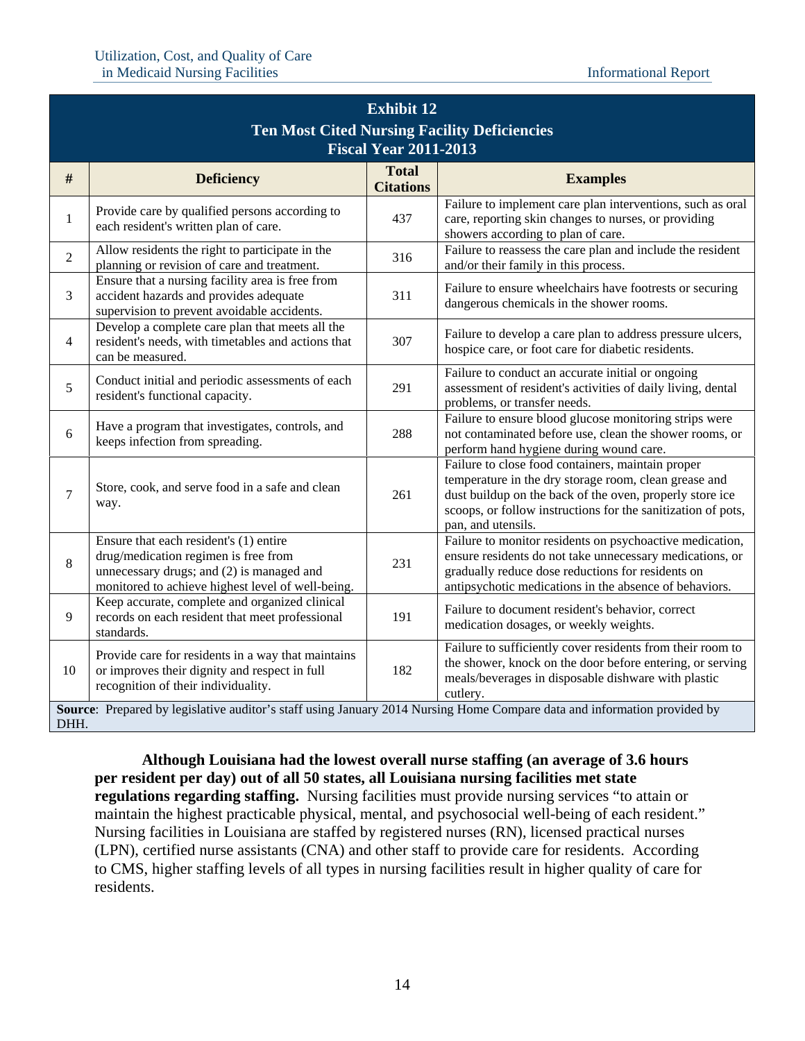**Exhibit 12**
**Ten Most Cited Nursing Facility Deficiencies**
**Fiscal Year 2011-2013**

| # | Deficiency | Total Citations | Examples |
|---|---|---|---|
| 1 | Provide care by qualified persons according to each resident's written plan of care. | 437 | Failure to implement care plan interventions, such as oral care, reporting skin changes to nurses, or providing showers according to plan of care. |
| 2 | Allow residents the right to participate in the planning or revision of care and treatment. | 316 | Failure to reassess the care plan and include the resident and/or their family in this process. |
| 3 | Ensure that a nursing facility area is free from accident hazards and provides adequate supervision to prevent avoidable accidents. | 311 | Failure to ensure wheelchairs have footrests or securing dangerous chemicals in the shower rooms. |
| 4 | Develop a complete care plan that meets all the resident's needs, with timetables and actions that can be measured. | 307 | Failure to develop a care plan to address pressure ulcers, hospice care, or foot care for diabetic residents. |
| 5 | Conduct initial and periodic assessments of each resident's functional capacity. | 291 | Failure to conduct an accurate initial or ongoing assessment of resident's activities of daily living, dental problems, or transfer needs. |
| 6 | Have a program that investigates, controls, and keeps infection from spreading. | 288 | Failure to ensure blood glucose monitoring strips were not contaminated before use, clean the shower rooms, or perform hand hygiene during wound care. |
| 7 | Store, cook, and serve food in a safe and clean way. | 261 | Failure to close food containers, maintain proper temperature in the dry storage room, clean grease and dust buildup on the back of the oven, properly store ice scoops, or follow instructions for the sanitization of pots, pan, and utensils. |
| 8 | Ensure that each resident's (1) entire drug/medication regimen is free from unnecessary drugs; and (2) is managed and monitored to achieve highest level of well-being. | 231 | Failure to monitor residents on psychoactive medication, ensure residents do not take unnecessary medications, or gradually reduce dose reductions for residents on antipsychotic medications in the absence of behaviors. |
| 9 | Keep accurate, complete and organized clinical records on each resident that meet professional standards. | 191 | Failure to document resident's behavior, correct medication dosages, or weekly weights. |
| 10 | Provide care for residents in a way that maintains or improves their dignity and respect in full recognition of their individuality. | 182 | Failure to sufficiently cover residents from their room to the shower, knock on the door before entering, or serving meals/beverages in disposable dishware with plastic cutlery. |

**Source**: Prepared by legislative auditor's staff using January 2014 Nursing Home Compare data and information provided by DHH.

**Although Louisiana had the lowest overall nurse staffing (an average of 3.6 hours per resident per day) out of all 50 states, all Louisiana nursing facilities met state regulations regarding staffing.** Nursing facilities must provide nursing services "to attain or maintain the highest practicable physical, mental, and psychosocial well-being of each resident." Nursing facilities in Louisiana are staffed by registered nurses (RN), licensed practical nurses (LPN), certified nurse assistants (CNA) and other staff to provide care for residents. According to CMS, higher staffing levels of all types in nursing facilities result in higher quality of care for residents.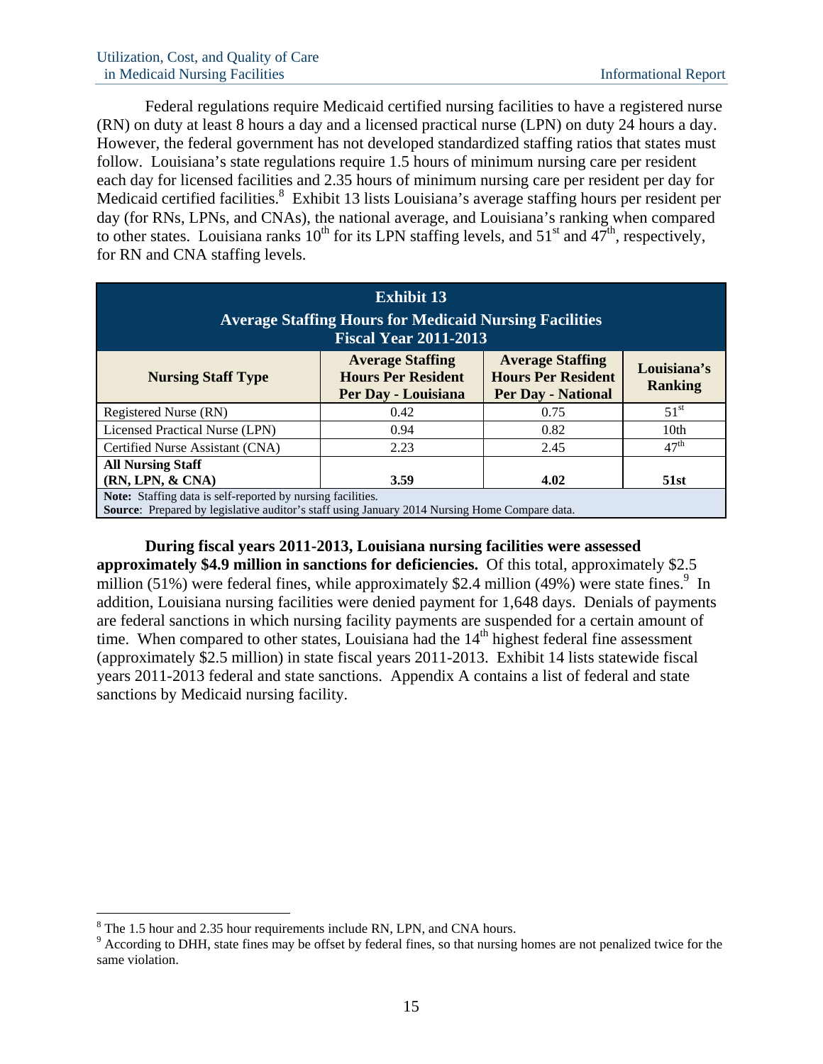Federal regulations require Medicaid certified nursing facilities to have a registered nurse (RN) on duty at least 8 hours a day and a licensed practical nurse (LPN) on duty 24 hours a day. However, the federal government has not developed standardized staffing ratios that states must follow. Louisiana's state regulations require 1.5 hours of minimum nursing care per resident each day for licensed facilities and 2.35 hours of minimum nursing care per resident per day for Medicaid certified facilities.[8] Exhibit 13 lists Louisiana's average staffing hours per resident per day (for RNs, LPNs, and CNAs), the national average, and Louisiana's ranking when compared to other states. Louisiana ranks 10th for its LPN staffing levels, and 51st and 47th, respectively, for RN and CNA staffing levels.

**Exhibit 13**
**Average Staffing Hours for Medicaid Nursing Facilities**
**Fiscal Year 2011-2013**

| Nursing Staff Type | Average Staffing Hours Per Resident Per Day - Louisiana | Average Staffing Hours Per Resident Per Day - National | Louisiana's Ranking |
|---|---|---|---|
| Registered Nurse (RN) | 0.42 | 0.75 | 51st |
| Licensed Practical Nurse (LPN) | 0.94 | 0.82 | 10th |
| Certified Nurse Assistant (CNA) | 2.23 | 2.45 | 47th |
| **All Nursing Staff (RN, LPN, & CNA)** | **3.59** | **4.02** | **51st** |

**Note:** Staffing data is self-reported by nursing facilities.
**Source**: Prepared by legislative auditor's staff using January 2014 Nursing Home Compare data.

**During fiscal years 2011-2013, Louisiana nursing facilities were assessed approximately $4.9 million in sanctions for deficiencies.** Of this total, approximately $2.5 million (51%) were federal fines, while approximately $2.4 million (49%) were state fines.[9] In addition, Louisiana nursing facilities were denied payment for 1,648 days. Denials of payments are federal sanctions in which nursing facility payments are suspended for a certain amount of time. When compared to other states, Louisiana had the 14th highest federal fine assessment (approximately $2.5 million) in state fiscal years 2011-2013. Exhibit 14 lists statewide fiscal years 2011-2013 federal and state sanctions. Appendix A contains a list of federal and state sanctions by Medicaid nursing facility.

---

[8] The 1.5 hour and 2.35 hour requirements include RN, LPN, and CNA hours.

[9] According to DHH, state fines may be offset by federal fines, so that nursing homes are not penalized twice for the same violation.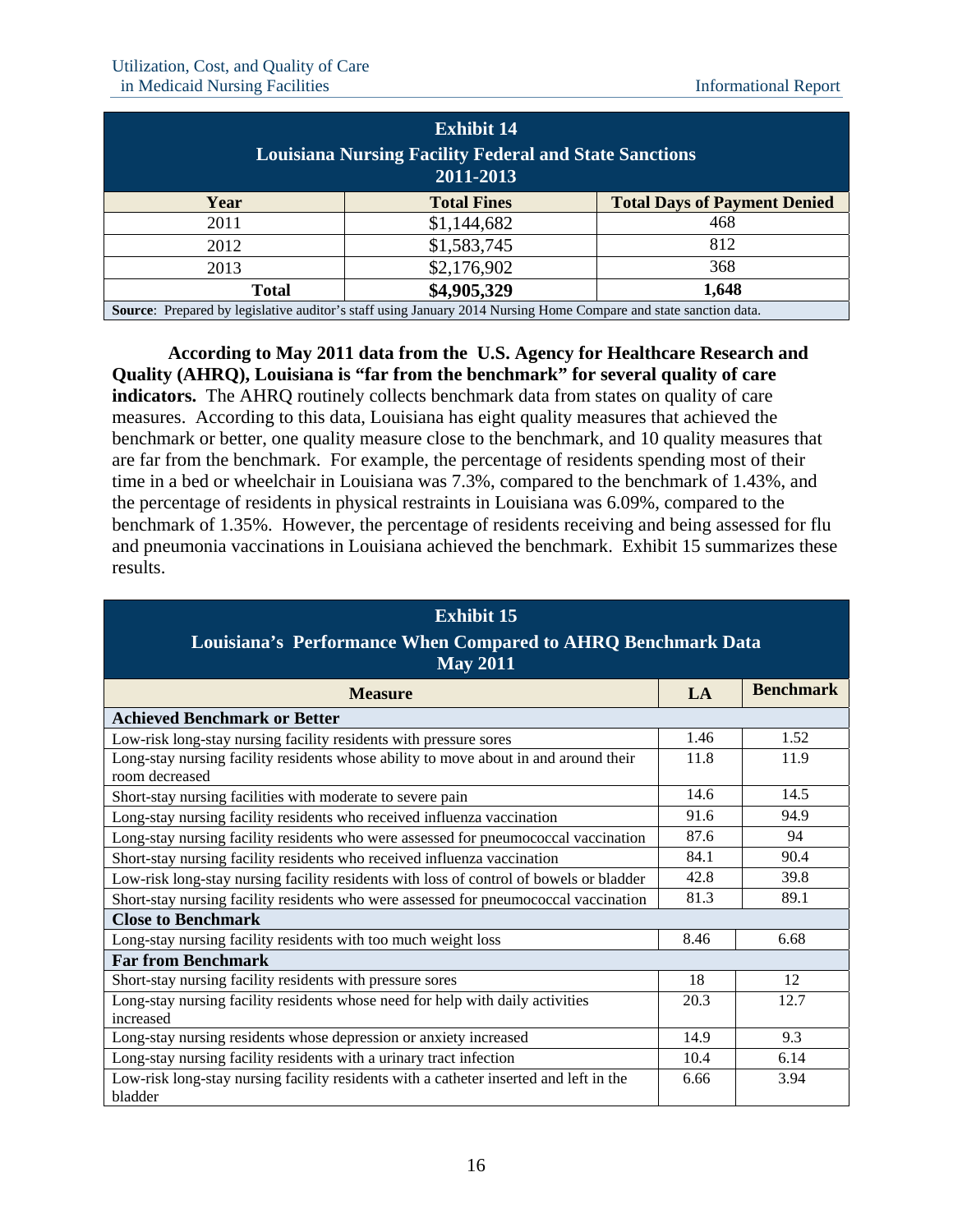| Exhibit 14<br>Louisiana Nursing Facility Federal and State Sanctions<br>2011-2013 | | |
|---|---|---|
| **Year** | **Total Fines** | **Total Days of Payment Denied** |
| 2011 | $1,144,682 | 468 |
| 2012 | $1,583,745 | 812 |
| 2013 | $2,176,902 | 368 |
| **Total** | **$4,905,329** | **1,648** |

**Source**: Prepared by legislative auditor's staff using January 2014 Nursing Home Compare and state sanction data.

**According to May 2011 data from the U.S. Agency for Healthcare Research and Quality (AHRQ), Louisiana is "far from the benchmark" for several quality of care indicators.** The AHRQ routinely collects benchmark data from states on quality of care measures. According to this data, Louisiana has eight quality measures that achieved the benchmark or better, one quality measure close to the benchmark, and 10 quality measures that are far from the benchmark. For example, the percentage of residents spending most of their time in a bed or wheelchair in Louisiana was 7.3%, compared to the benchmark of 1.43%, and the percentage of residents in physical restraints in Louisiana was 6.09%, compared to the benchmark of 1.35%. However, the percentage of residents receiving and being assessed for flu and pneumonia vaccinations in Louisiana achieved the benchmark. Exhibit 15 summarizes these results.

| Exhibit 15<br>Louisiana's Performance When Compared to AHRQ Benchmark Data<br>May 2011 | | |
|---|---|---|
| **Measure** | **LA** | **Benchmark** |
| **Achieved Benchmark or Better** | | |
| Low-risk long-stay nursing facility residents with pressure sores | 1.46 | 1.52 |
| Long-stay nursing facility residents whose ability to move about in and around their room decreased | 11.8 | 11.9 |
| Short-stay nursing facilities with moderate to severe pain | 14.6 | 14.5 |
| Long-stay nursing facility residents who received influenza vaccination | 91.6 | 94.9 |
| Long-stay nursing facility residents who were assessed for pneumococcal vaccination | 87.6 | 94 |
| Short-stay nursing facility residents who received influenza vaccination | 84.1 | 90.4 |
| Low-risk long-stay nursing facility residents with loss of control of bowels or bladder | 42.8 | 39.8 |
| Short-stay nursing facility residents who were assessed for pneumococcal vaccination | 81.3 | 89.1 |
| **Close to Benchmark** | | |
| Long-stay nursing facility residents with too much weight loss | 8.46 | 6.68 |
| **Far from Benchmark** | | |
| Short-stay nursing facility residents with pressure sores | 18 | 12 |
| Long-stay nursing facility residents whose need for help with daily activities increased | 20.3 | 12.7 |
| Long-stay nursing residents whose depression or anxiety increased | 14.9 | 9.3 |
| Long-stay nursing facility residents with a urinary tract infection | 10.4 | 6.14 |
| Low-risk long-stay nursing facility residents with a catheter inserted and left in the bladder | 6.66 | 3.94 |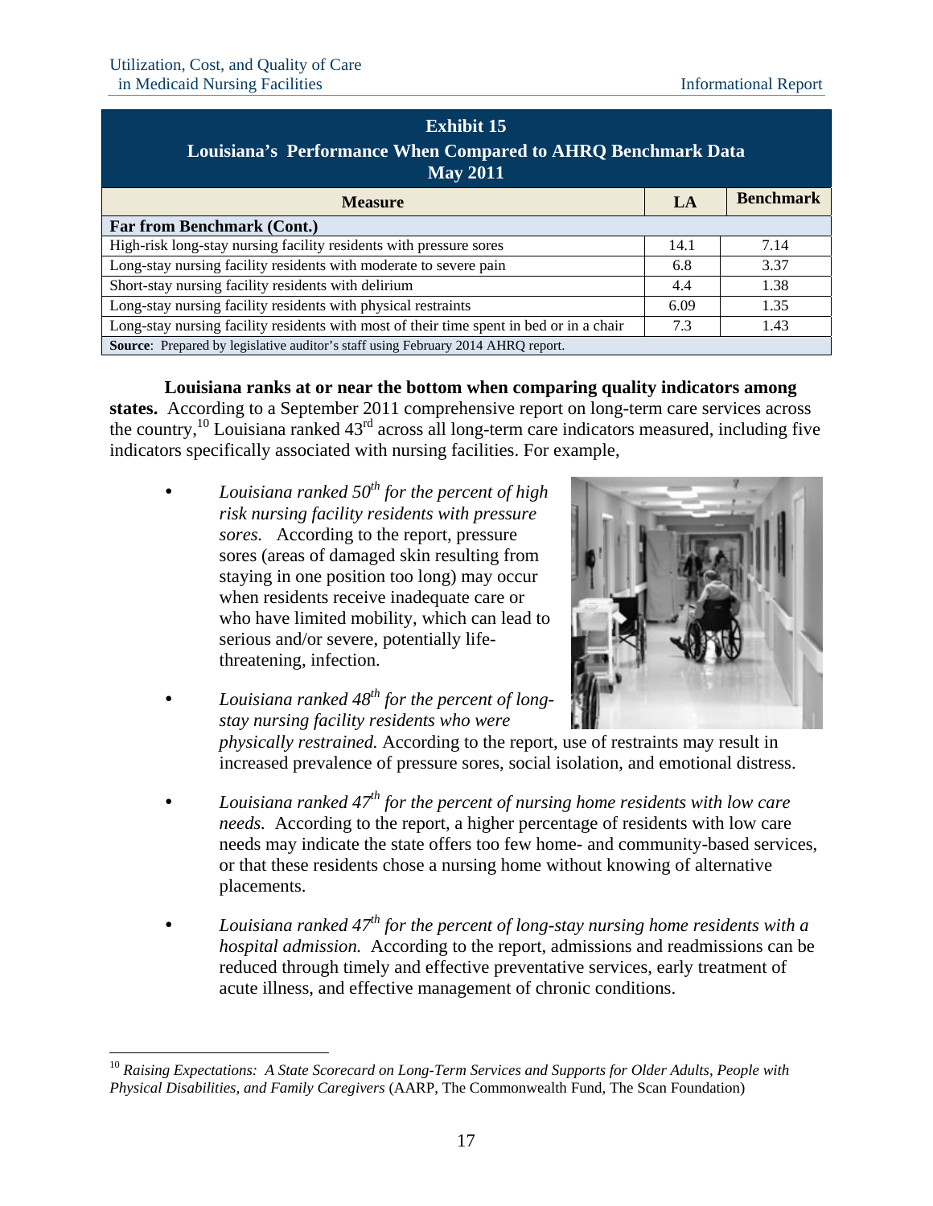**Exhibit 15**
**Louisiana's Performance When Compared to AHRQ Benchmark Data**
**May 2011**

| Measure | LA | Benchmark |
|---|---|---|
| **Far from Benchmark (Cont.)** | | |
| High-risk long-stay nursing facility residents with pressure sores | 14.1 | 7.14 |
| Long-stay nursing facility residents with moderate to severe pain | 6.8 | 3.37 |
| Short-stay nursing facility residents with delirium | 4.4 | 1.38 |
| Long-stay nursing facility residents with physical restraints | 6.09 | 1.35 |
| Long-stay nursing facility residents with most of their time spent in bed or in a chair | 7.3 | 1.43 |
| **Source**: Prepared by legislative auditor's staff using February 2014 AHRQ report. | | |

**Louisiana ranks at or near the bottom when comparing quality indicators among states.** According to a September 2011 comprehensive report on long-term care services across the country,[10] Louisiana ranked 43rd across all long-term care indicators measured, including five indicators specifically associated with nursing facilities. For example,

- *Louisiana ranked 50th for the percent of high risk nursing facility residents with pressure sores.* According to the report, pressure sores (areas of damaged skin resulting from staying in one position too long) may occur when residents receive inadequate care or who have limited mobility, which can lead to serious and/or severe, potentially life-threatening, infection.

- *Louisiana ranked 48th for the percent of long-stay nursing facility residents who were physically restrained.* According to the report, use of restraints may result in increased prevalence of pressure sores, social isolation, and emotional distress.

- *Louisiana ranked 47th for the percent of nursing home residents with low care needs.* According to the report, a higher percentage of residents with low care needs may indicate the state offers too few home- and community-based services, or that these residents chose a nursing home without knowing of alternative placements.

- *Louisiana ranked 47th for the percent of long-stay nursing home residents with a hospital admission.* According to the report, admissions and readmissions can be reduced through timely and effective preventative services, early treatment of acute illness, and effective management of chronic conditions.

---

[10] *Raising Expectations: A State Scorecard on Long-Term Services and Supports for Older Adults, People with Physical Disabilities, and Family Caregivers* (AARP, The Commonwealth Fund, The Scan Foundation)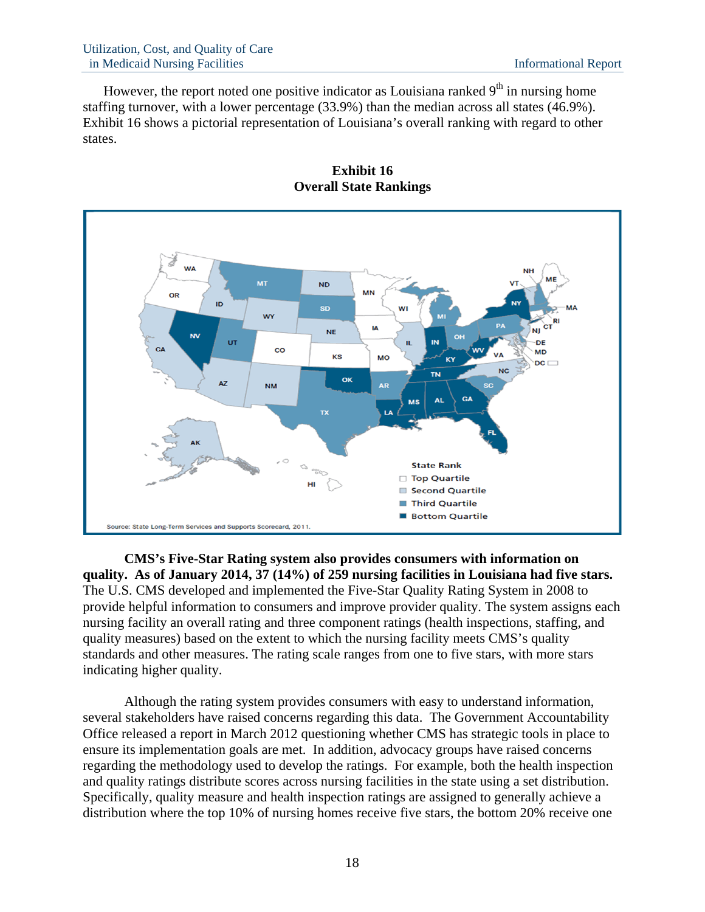However, the report noted one positive indicator as Louisiana ranked 9th in nursing home staffing turnover, with a lower percentage (33.9%) than the median across all states (46.9%). Exhibit 16 shows a pictorial representation of Louisiana's overall ranking with regard to other states.

**Exhibit 16**
**Overall State Rankings**

State Rank
- Top Quartile
- Second Quartile
- Third Quartile
- Bottom Quartile

Source: State Long-Term Services and Supports Scorecard, 2011.

**CMS's Five-Star Rating system also provides consumers with information on quality. As of January 2014, 37 (14%) of 259 nursing facilities in Louisiana had five stars.** The U.S. CMS developed and implemented the Five-Star Quality Rating System in 2008 to provide helpful information to consumers and improve provider quality. The system assigns each nursing facility an overall rating and three component ratings (health inspections, staffing, and quality measures) based on the extent to which the nursing facility meets CMS's quality standards and other measures. The rating scale ranges from one to five stars, with more stars indicating higher quality.

Although the rating system provides consumers with easy to understand information, several stakeholders have raised concerns regarding this data. The Government Accountability Office released a report in March 2012 questioning whether CMS has strategic tools in place to ensure its implementation goals are met. In addition, advocacy groups have raised concerns regarding the methodology used to develop the ratings. For example, both the health inspection and quality ratings distribute scores across nursing facilities in the state using a set distribution. Specifically, quality measure and health inspection ratings are assigned to generally achieve a distribution where the top 10% of nursing homes receive five stars, the bottom 20% receive one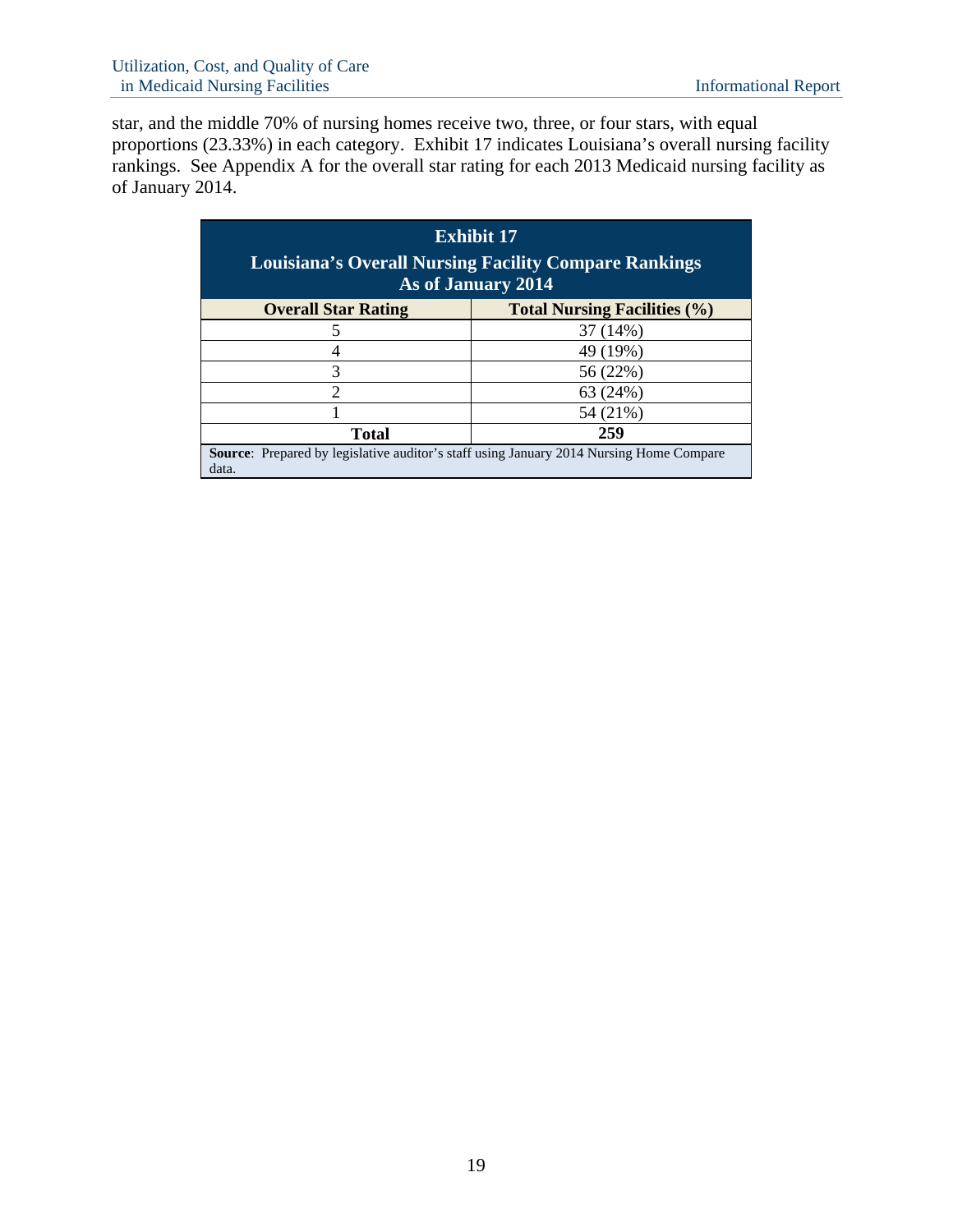star, and the middle 70% of nursing homes receive two, three, or four stars, with equal proportions (23.33%) in each category. Exhibit 17 indicates Louisiana's overall nursing facility rankings. See Appendix A for the overall star rating for each 2013 Medicaid nursing facility as of January 2014.

**Exhibit 17**
**Louisiana's Overall Nursing Facility Compare Rankings As of January 2014**

| Overall Star Rating | Total Nursing Facilities (%) |
|---|---|
| 5 | 37 (14%) |
| 4 | 49 (19%) |
| 3 | 56 (22%) |
| 2 | 63 (24%) |
| 1 | 54 (21%) |
| **Total** | **259** |

**Source**: Prepared by legislative auditor's staff using January 2014 Nursing Home Compare data.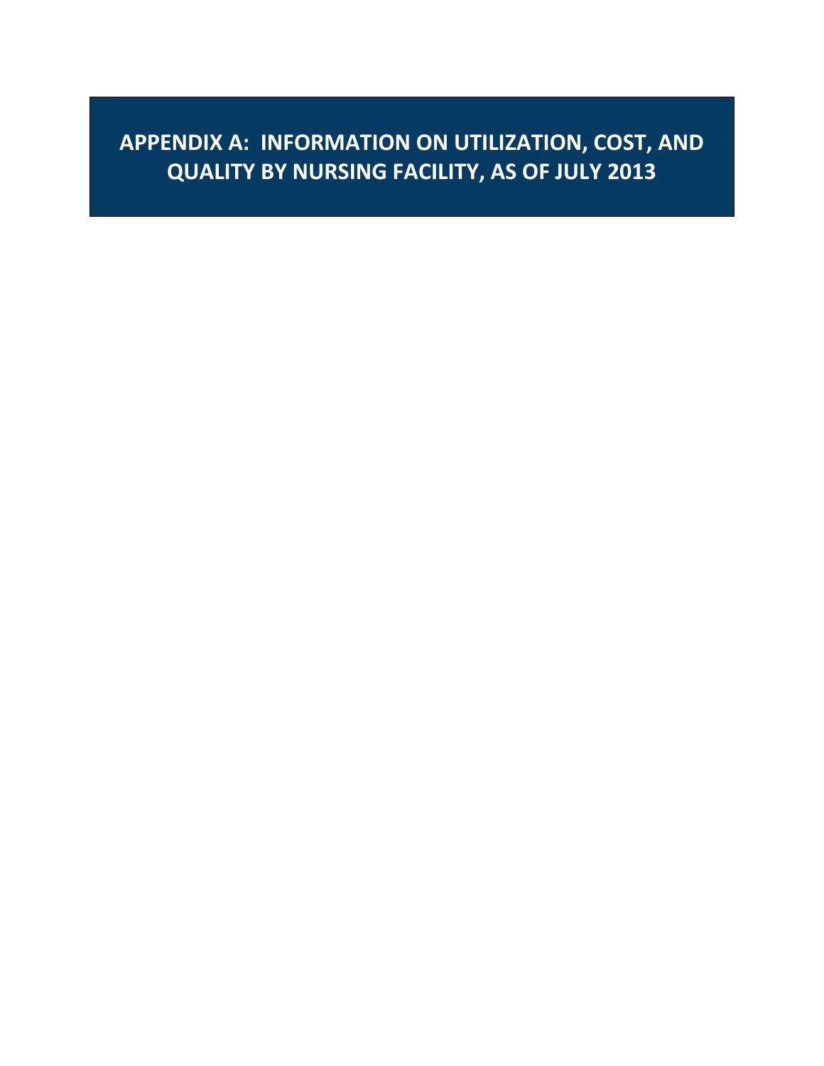# APPENDIX A: INFORMATION ON UTILIZATION, COST, AND QUALITY BY NURSING FACILITY, AS OF JULY 2013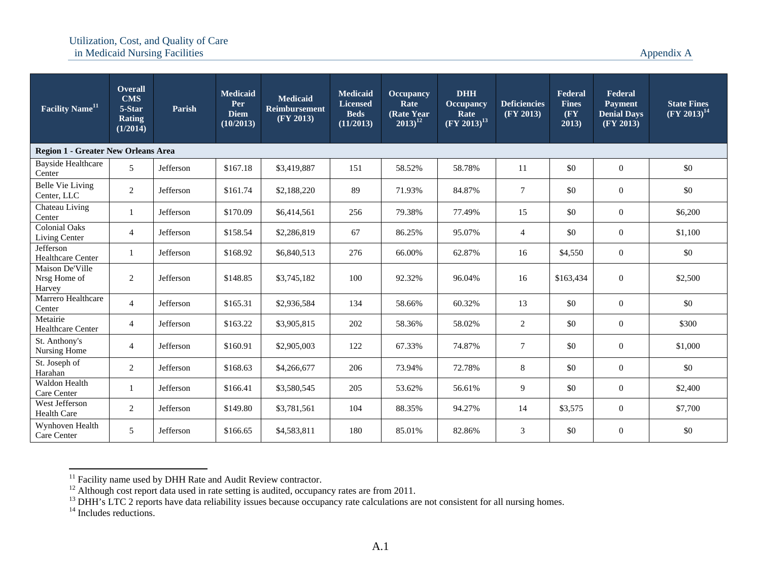| Facility Name[11] | Overall CMS 5-Star Rating (1/2014) | Parish | Medicaid Per Diem (10/2013) | Medicaid Reimbursement (FY 2013) | Medicaid Licensed Beds (11/2013) | Occupancy Rate (Rate Year 2013)[12] | DHH Occupancy Rate (FY 2013)[13] | Deficiencies (FY 2013) | Federal Fines (FY 2013) | Federal Payment Denial Days (FY 2013) | State Fines (FY 2013)[14] |
|---|---|---|---|---|---|---|---|---|---|---|---|
| **Region 1 - Greater New Orleans Area** | | | | | | | | | | | |
| Bayside Healthcare Center | 5 | Jefferson | $167.18 | $3,419,887 | 151 | 58.52% | 58.78% | 11 | $0 | 0 | $0 |
| Belle Vie Living Center, LLC | 2 | Jefferson | $161.74 | $2,188,220 | 89 | 71.93% | 84.87% | 7 | $0 | 0 | $0 |
| Chateau Living Center | 1 | Jefferson | $170.09 | $6,414,561 | 256 | 79.38% | 77.49% | 15 | $0 | 0 | $6,200 |
| Colonial Oaks Living Center | 4 | Jefferson | $158.54 | $2,286,819 | 67 | 86.25% | 95.07% | 4 | $0 | 0 | $1,100 |
| Jefferson Healthcare Center | 1 | Jefferson | $168.92 | $6,840,513 | 276 | 66.00% | 62.87% | 16 | $4,550 | 0 | $0 |
| Maison De'Ville Nrsg Home of Harvey | 2 | Jefferson | $148.85 | $3,745,182 | 100 | 92.32% | 96.04% | 16 | $163,434 | 0 | $2,500 |
| Marrero Healthcare Center | 4 | Jefferson | $165.31 | $2,936,584 | 134 | 58.66% | 60.32% | 13 | $0 | 0 | $0 |
| Metairie Healthcare Center | 4 | Jefferson | $163.22 | $3,905,815 | 202 | 58.36% | 58.02% | 2 | $0 | 0 | $300 |
| St. Anthony's Nursing Home | 4 | Jefferson | $160.91 | $2,905,003 | 122 | 67.33% | 74.87% | 7 | $0 | 0 | $1,000 |
| St. Joseph of Harahan | 2 | Jefferson | $168.63 | $4,266,677 | 206 | 73.94% | 72.78% | 8 | $0 | 0 | $0 |
| Waldon Health Care Center | 1 | Jefferson | $166.41 | $3,580,545 | 205 | 53.62% | 56.61% | 9 | $0 | 0 | $2,400 |
| West Jefferson Health Care | 2 | Jefferson | $149.80 | $3,781,561 | 104 | 88.35% | 94.27% | 14 | $3,575 | 0 | $7,700 |
| Wynhoven Health Care Center | 5 | Jefferson | $166.65 | $4,583,811 | 180 | 85.01% | 82.86% | 3 | $0 | 0 | $0 |

[11] Facility name used by DHH Rate and Audit Review contractor.
[12] Although cost report data used in rate setting is audited, occupancy rates are from 2011.
[13] DHH's LTC 2 reports have data reliability issues because occupancy rate calculations are not consistent for all nursing homes.
[14] Includes reductions.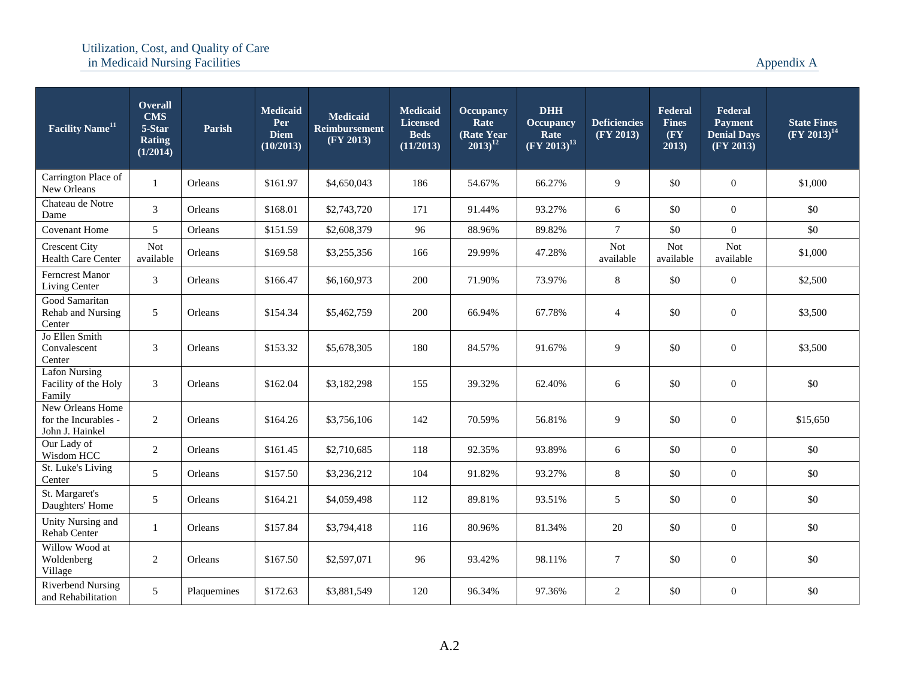| Facility Name[11] | Overall CMS 5-Star Rating (1/2014) | Parish | Medicaid Per Diem (10/2013) | Medicaid Reimbursement (FY 2013) | Medicaid Licensed Beds (11/2013) | Occupancy Rate (Rate Year 2013)[12] | DHH Occupancy Rate (FY 2013)[13] | Deficiencies (FY 2013) | Federal Fines (FY 2013) | Federal Payment Denial Days (FY 2013) | State Fines (FY 2013)[14] |
|---|---|---|---|---|---|---|---|---|---|---|---|
| Carrington Place of New Orleans | 1 | Orleans | $161.97 | $4,650,043 | 186 | 54.67% | 66.27% | 9 | $0 | 0 | $1,000 |
| Chateau de Notre Dame | 3 | Orleans | $168.01 | $2,743,720 | 171 | 91.44% | 93.27% | 6 | $0 | 0 | $0 |
| Covenant Home | 5 | Orleans | $151.59 | $2,608,379 | 96 | 88.96% | 89.82% | 7 | $0 | 0 | $0 |
| Crescent City Health Care Center | Not available | Orleans | $169.58 | $3,255,356 | 166 | 29.99% | 47.28% | Not available | Not available | Not available | $1,000 |
| Ferncrest Manor Living Center | 3 | Orleans | $166.47 | $6,160,973 | 200 | 71.90% | 73.97% | 8 | $0 | 0 | $2,500 |
| Good Samaritan Rehab and Nursing Center | 5 | Orleans | $154.34 | $5,462,759 | 200 | 66.94% | 67.78% | 4 | $0 | 0 | $3,500 |
| Jo Ellen Smith Convalescent Center | 3 | Orleans | $153.32 | $5,678,305 | 180 | 84.57% | 91.67% | 9 | $0 | 0 | $3,500 |
| Lafon Nursing Facility of the Holy Family | 3 | Orleans | $162.04 | $3,182,298 | 155 | 39.32% | 62.40% | 6 | $0 | 0 | $0 |
| New Orleans Home for the Incurables - John J. Hainkel | 2 | Orleans | $164.26 | $3,756,106 | 142 | 70.59% | 56.81% | 9 | $0 | 0 | $15,650 |
| Our Lady of Wisdom HCC | 2 | Orleans | $161.45 | $2,710,685 | 118 | 92.35% | 93.89% | 6 | $0 | 0 | $0 |
| St. Luke's Living Center | 5 | Orleans | $157.50 | $3,236,212 | 104 | 91.82% | 93.27% | 8 | $0 | 0 | $0 |
| St. Margaret's Daughters' Home | 5 | Orleans | $164.21 | $4,059,498 | 112 | 89.81% | 93.51% | 5 | $0 | 0 | $0 |
| Unity Nursing and Rehab Center | 1 | Orleans | $157.84 | $3,794,418 | 116 | 80.96% | 81.34% | 20 | $0 | 0 | $0 |
| Willow Wood at Woldenberg Village | 2 | Orleans | $167.50 | $2,597,071 | 96 | 93.42% | 98.11% | 7 | $0 | 0 | $0 |
| Riverbend Nursing and Rehabilitation | 5 | Plaquemines | $172.63 | $3,881,549 | 120 | 96.34% | 97.36% | 2 | $0 | 0 | $0 |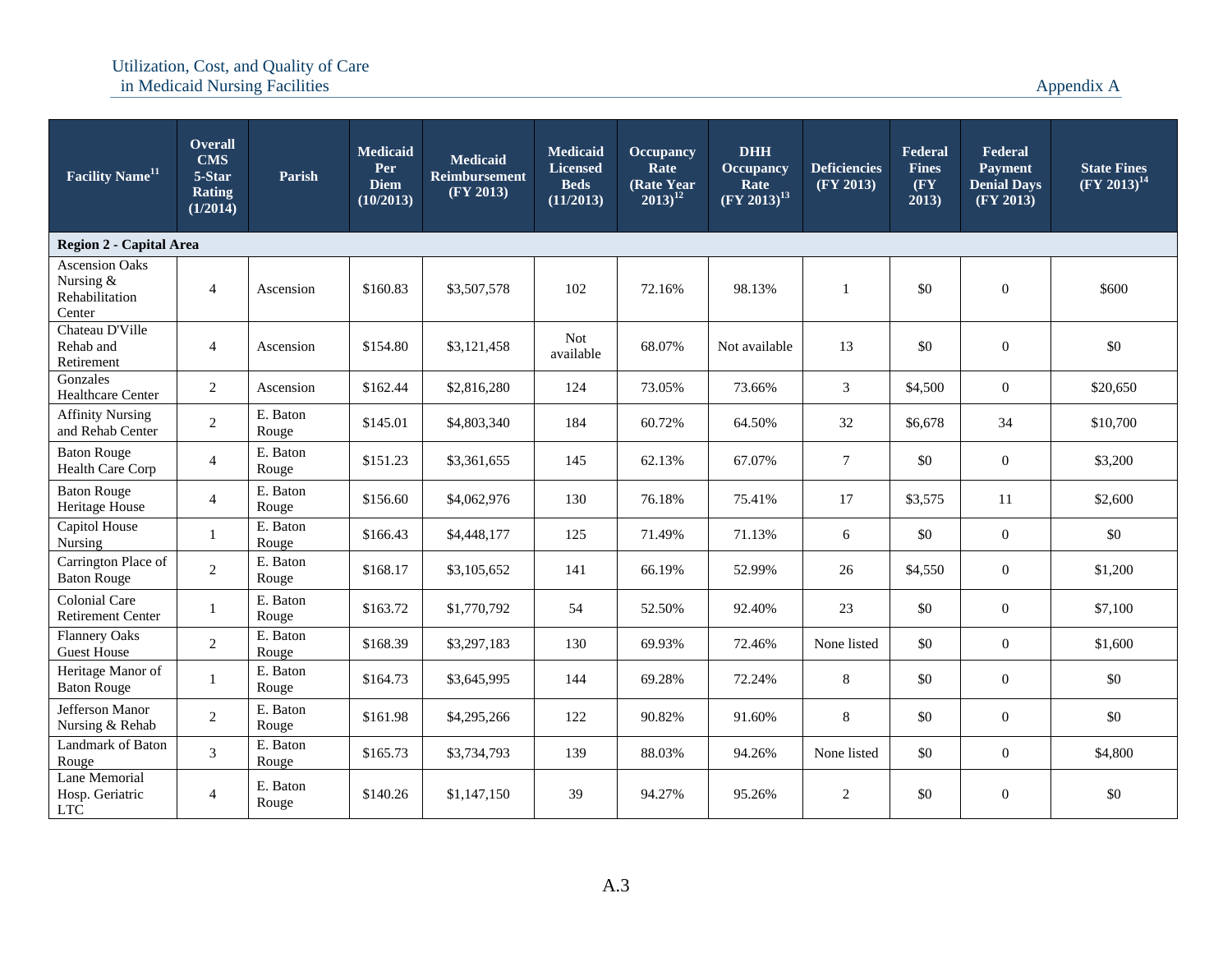| Facility Name[11] | Overall CMS 5-Star Rating (1/2014) | Parish | Medicaid Per Diem (10/2013) | Medicaid Reimbursement (FY 2013) | Medicaid Licensed Beds (11/2013) | Occupancy Rate (Rate Year 2013)[12] | DHH Occupancy Rate (FY 2013)[13] | Deficiencies (FY 2013) | Federal Fines (FY 2013) | Federal Payment Denial Days (FY 2013) | State Fines (FY 2013)[14] |
|---|---|---|---|---|---|---|---|---|---|---|---|
| **Region 2 - Capital Area** | | | | | | | | | | | |
| Ascension Oaks Nursing & Rehabilitation Center | 4 | Ascension | $160.83 | $3,507,578 | 102 | 72.16% | 98.13% | 1 | $0 | 0 | $600 |
| Chateau D'Ville Rehab and Retirement | 4 | Ascension | $154.80 | $3,121,458 | Not available | 68.07% | Not available | 13 | $0 | 0 | $0 |
| Gonzales Healthcare Center | 2 | Ascension | $162.44 | $2,816,280 | 124 | 73.05% | 73.66% | 3 | $4,500 | 0 | $20,650 |
| Affinity Nursing and Rehab Center | 2 | E. Baton Rouge | $145.01 | $4,803,340 | 184 | 60.72% | 64.50% | 32 | $6,678 | 34 | $10,700 |
| Baton Rouge Health Care Corp | 4 | E. Baton Rouge | $151.23 | $3,361,655 | 145 | 62.13% | 67.07% | 7 | $0 | 0 | $3,200 |
| Baton Rouge Heritage House | 4 | E. Baton Rouge | $156.60 | $4,062,976 | 130 | 76.18% | 75.41% | 17 | $3,575 | 11 | $2,600 |
| Capitol House Nursing | 1 | E. Baton Rouge | $166.43 | $4,448,177 | 125 | 71.49% | 71.13% | 6 | $0 | 0 | $0 |
| Carrington Place of Baton Rouge | 2 | E. Baton Rouge | $168.17 | $3,105,652 | 141 | 66.19% | 52.99% | 26 | $4,550 | 0 | $1,200 |
| Colonial Care Retirement Center | 1 | E. Baton Rouge | $163.72 | $1,770,792 | 54 | 52.50% | 92.40% | 23 | $0 | 0 | $7,100 |
| Flannery Oaks Guest House | 2 | E. Baton Rouge | $168.39 | $3,297,183 | 130 | 69.93% | 72.46% | None listed | $0 | 0 | $1,600 |
| Heritage Manor of Baton Rouge | 1 | E. Baton Rouge | $164.73 | $3,645,995 | 144 | 69.28% | 72.24% | 8 | $0 | 0 | $0 |
| Jefferson Manor Nursing & Rehab | 2 | E. Baton Rouge | $161.98 | $4,295,266 | 122 | 90.82% | 91.60% | 8 | $0 | 0 | $0 |
| Landmark of Baton Rouge | 3 | E. Baton Rouge | $165.73 | $3,734,793 | 139 | 88.03% | 94.26% | None listed | $0 | 0 | $4,800 |
| Lane Memorial Hosp. Geriatric LTC | 4 | E. Baton Rouge | $140.26 | $1,147,150 | 39 | 94.27% | 95.26% | 2 | $0 | 0 | $0 |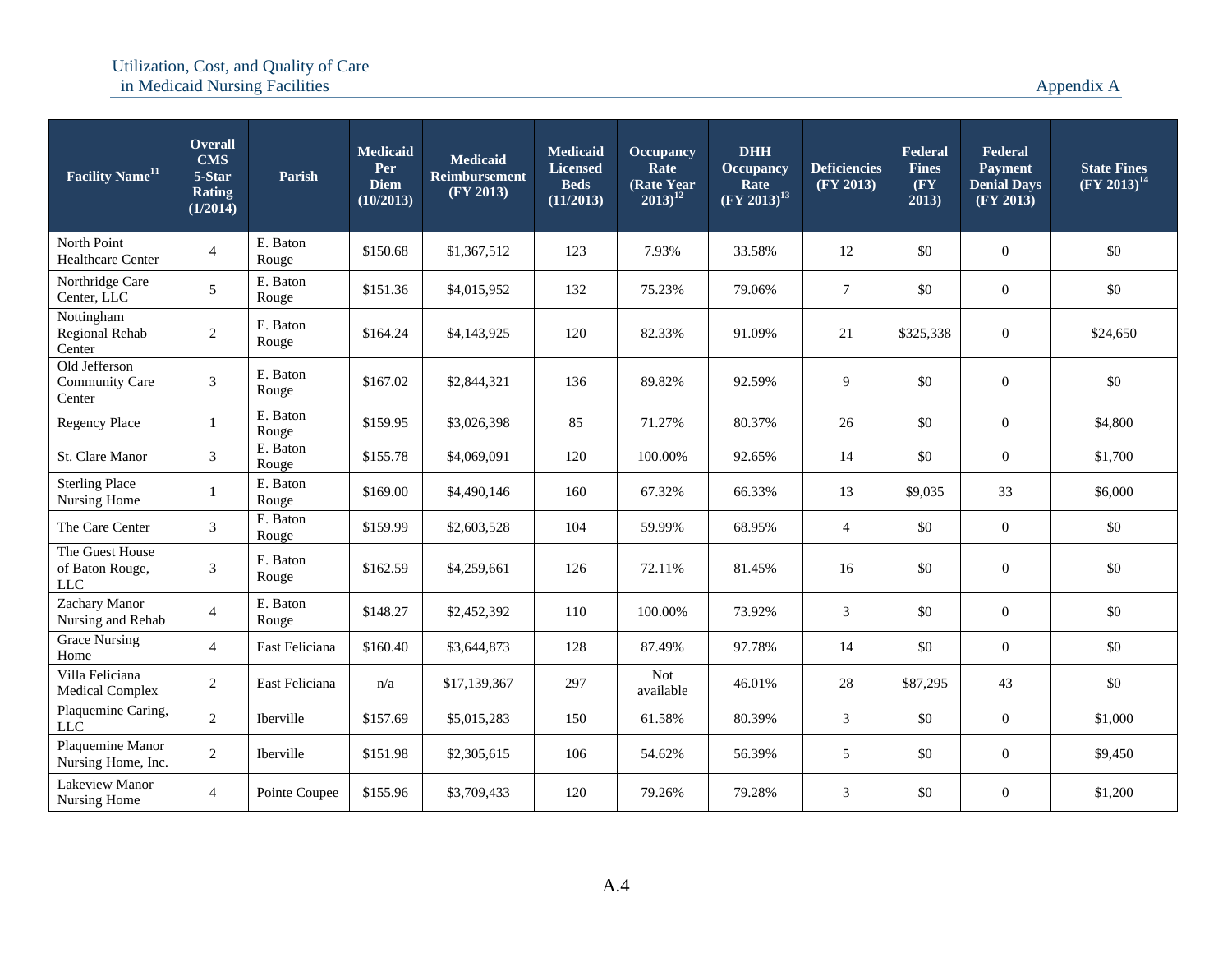| Facility Name[11] | Overall CMS 5-Star Rating (1/2014) | Parish | Medicaid Per Diem (10/2013) | Medicaid Reimbursement (FY 2013) | Medicaid Licensed Beds (11/2013) | Occupancy Rate (Rate Year 2013)[12] | DHH Occupancy Rate (FY 2013)[13] | Deficiencies (FY 2013) | Federal Fines (FY 2013) | Federal Payment Denial Days (FY 2013) | State Fines (FY 2013)[14] |
|---|---|---|---|---|---|---|---|---|---|---|---|
| North Point Healthcare Center | 4 | E. Baton Rouge | $150.68 | $1,367,512 | 123 | 7.93% | 33.58% | 12 | $0 | 0 | $0 |
| Northridge Care Center, LLC | 5 | E. Baton Rouge | $151.36 | $4,015,952 | 132 | 75.23% | 79.06% | 7 | $0 | 0 | $0 |
| Nottingham Regional Rehab Center | 2 | E. Baton Rouge | $164.24 | $4,143,925 | 120 | 82.33% | 91.09% | 21 | $325,338 | 0 | $24,650 |
| Old Jefferson Community Care Center | 3 | E. Baton Rouge | $167.02 | $2,844,321 | 136 | 89.82% | 92.59% | 9 | $0 | 0 | $0 |
| Regency Place | 1 | E. Baton Rouge | $159.95 | $3,026,398 | 85 | 71.27% | 80.37% | 26 | $0 | 0 | $4,800 |
| St. Clare Manor | 3 | E. Baton Rouge | $155.78 | $4,069,091 | 120 | 100.00% | 92.65% | 14 | $0 | 0 | $1,700 |
| Sterling Place Nursing Home | 1 | E. Baton Rouge | $169.00 | $4,490,146 | 160 | 67.32% | 66.33% | 13 | $9,035 | 33 | $6,000 |
| The Care Center | 3 | E. Baton Rouge | $159.99 | $2,603,528 | 104 | 59.99% | 68.95% | 4 | $0 | 0 | $0 |
| The Guest House of Baton Rouge, LLC | 3 | E. Baton Rouge | $162.59 | $4,259,661 | 126 | 72.11% | 81.45% | 16 | $0 | 0 | $0 |
| Zachary Manor Nursing and Rehab | 4 | E. Baton Rouge | $148.27 | $2,452,392 | 110 | 100.00% | 73.92% | 3 | $0 | 0 | $0 |
| Grace Nursing Home | 4 | East Feliciana | $160.40 | $3,644,873 | 128 | 87.49% | 97.78% | 14 | $0 | 0 | $0 |
| Villa Feliciana Medical Complex | 2 | East Feliciana | n/a | $17,139,367 | 297 | Not available | 46.01% | 28 | $87,295 | 43 | $0 |
| Plaquemine Caring, LLC | 2 | Iberville | $157.69 | $5,015,283 | 150 | 61.58% | 80.39% | 3 | $0 | 0 | $1,000 |
| Plaquemine Manor Nursing Home, Inc. | 2 | Iberville | $151.98 | $2,305,615 | 106 | 54.62% | 56.39% | 5 | $0 | 0 | $9,450 |
| Lakeview Manor Nursing Home | 4 | Pointe Coupee | $155.96 | $3,709,433 | 120 | 79.26% | 79.28% | 3 | $0 | 0 | $1,200 |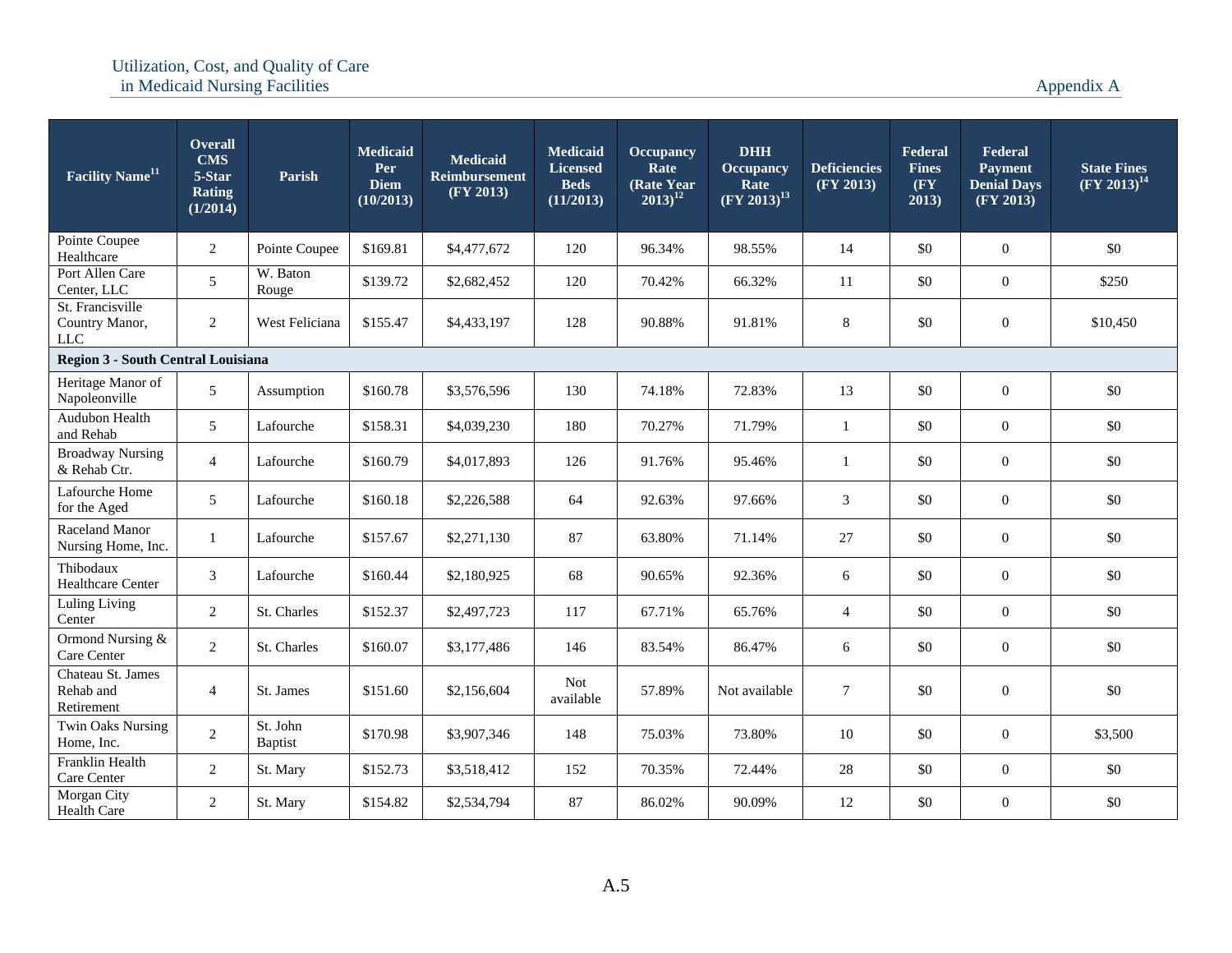| Facility Name[11] | Overall CMS 5-Star Rating (1/2014) | Parish | Medicaid Per Diem (10/2013) | Medicaid Reimbursement (FY 2013) | Medicaid Licensed Beds (11/2013) | Occupancy Rate (Rate Year 2013)[12] | DHH Occupancy Rate (FY 2013)[13] | Deficiencies (FY 2013) | Federal Fines (FY 2013) | Federal Payment Denial Days (FY 2013) | State Fines (FY 2013)[14] |
|---|---|---|---|---|---|---|---|---|---|---|---|
| Pointe Coupee Healthcare | 2 | Pointe Coupee | $169.81 | $4,477,672 | 120 | 96.34% | 98.55% | 14 | $0 | 0 | $0 |
| Port Allen Care Center, LLC | 5 | W. Baton Rouge | $139.72 | $2,682,452 | 120 | 70.42% | 66.32% | 11 | $0 | 0 | $250 |
| St. Francisville Country Manor, LLC | 2 | West Feliciana | $155.47 | $4,433,197 | 128 | 90.88% | 91.81% | 8 | $0 | 0 | $10,450 |
| **Region 3 - South Central Louisiana** | | | | | | | | | | | |
| Heritage Manor of Napoleonville | 5 | Assumption | $160.78 | $3,576,596 | 130 | 74.18% | 72.83% | 13 | $0 | 0 | $0 |
| Audubon Health and Rehab | 5 | Lafourche | $158.31 | $4,039,230 | 180 | 70.27% | 71.79% | 1 | $0 | 0 | $0 |
| Broadway Nursing & Rehab Ctr. | 4 | Lafourche | $160.79 | $4,017,893 | 126 | 91.76% | 95.46% | 1 | $0 | 0 | $0 |
| Lafourche Home for the Aged | 5 | Lafourche | $160.18 | $2,226,588 | 64 | 92.63% | 97.66% | 3 | $0 | 0 | $0 |
| Raceland Manor Nursing Home, Inc. | 1 | Lafourche | $157.67 | $2,271,130 | 87 | 63.80% | 71.14% | 27 | $0 | 0 | $0 |
| Thibodaux Healthcare Center | 3 | Lafourche | $160.44 | $2,180,925 | 68 | 90.65% | 92.36% | 6 | $0 | 0 | $0 |
| Luling Living Center | 2 | St. Charles | $152.37 | $2,497,723 | 117 | 67.71% | 65.76% | 4 | $0 | 0 | $0 |
| Ormond Nursing & Care Center | 2 | St. Charles | $160.07 | $3,177,486 | 146 | 83.54% | 86.47% | 6 | $0 | 0 | $0 |
| Chateau St. James Rehab and Retirement | 4 | St. James | $151.60 | $2,156,604 | Not available | 57.89% | Not available | 7 | $0 | 0 | $0 |
| Twin Oaks Nursing Home, Inc. | 2 | St. John Baptist | $170.98 | $3,907,346 | 148 | 75.03% | 73.80% | 10 | $0 | 0 | $3,500 |
| Franklin Health Care Center | 2 | St. Mary | $152.73 | $3,518,412 | 152 | 70.35% | 72.44% | 28 | $0 | 0 | $0 |
| Morgan City Health Care | 2 | St. Mary | $154.82 | $2,534,794 | 87 | 86.02% | 90.09% | 12 | $0 | 0 | $0 |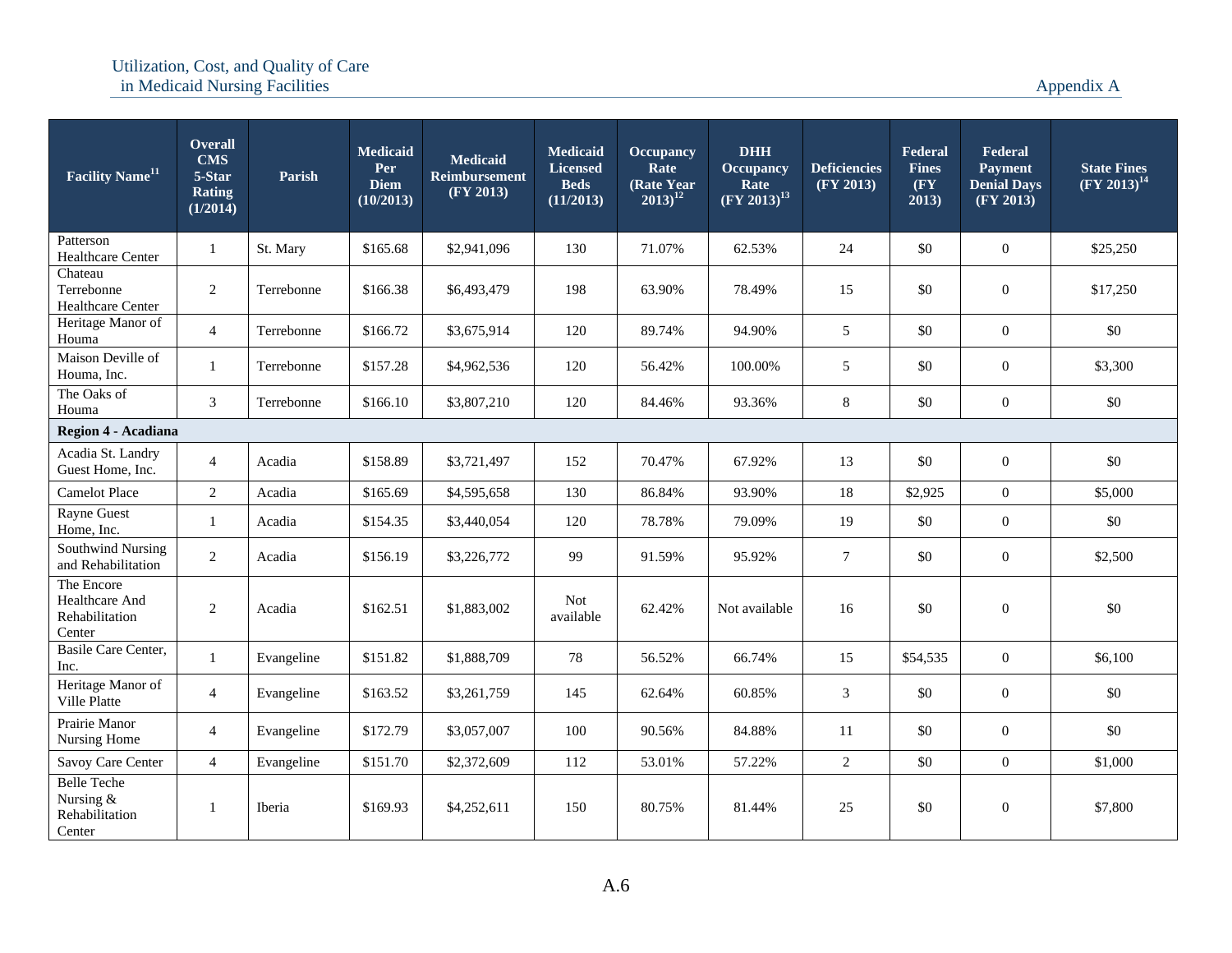| Facility Name[11] | Overall CMS 5-Star Rating (1/2014) | Parish | Medicaid Per Diem (10/2013) | Medicaid Reimbursement (FY 2013) | Medicaid Licensed Beds (11/2013) | Occupancy Rate (Rate Year 2013)[12] | DHH Occupancy Rate (FY 2013)[13] | Deficiencies (FY 2013) | Federal Fines (FY 2013) | Federal Payment Denial Days (FY 2013) | State Fines (FY 2013)[14] |
|---|---|---|---|---|---|---|---|---|---|---|---|
| Patterson Healthcare Center | 1 | St. Mary | $165.68 | $2,941,096 | 130 | 71.07% | 62.53% | 24 | $0 | 0 | $25,250 |
| Chateau Terrebonne Healthcare Center | 2 | Terrebonne | $166.38 | $6,493,479 | 198 | 63.90% | 78.49% | 15 | $0 | 0 | $17,250 |
| Heritage Manor of Houma | 4 | Terrebonne | $166.72 | $3,675,914 | 120 | 89.74% | 94.90% | 5 | $0 | 0 | $0 |
| Maison Deville of Houma, Inc. | 1 | Terrebonne | $157.28 | $4,962,536 | 120 | 56.42% | 100.00% | 5 | $0 | 0 | $3,300 |
| The Oaks of Houma | 3 | Terrebonne | $166.10 | $3,807,210 | 120 | 84.46% | 93.36% | 8 | $0 | 0 | $0 |
| **Region 4 - Acadiana** | | | | | | | | | | | |
| Acadia St. Landry Guest Home, Inc. | 4 | Acadia | $158.89 | $3,721,497 | 152 | 70.47% | 67.92% | 13 | $0 | 0 | $0 |
| Camelot Place | 2 | Acadia | $165.69 | $4,595,658 | 130 | 86.84% | 93.90% | 18 | $2,925 | 0 | $5,000 |
| Rayne Guest Home, Inc. | 1 | Acadia | $154.35 | $3,440,054 | 120 | 78.78% | 79.09% | 19 | $0 | 0 | $0 |
| Southwind Nursing and Rehabilitation | 2 | Acadia | $156.19 | $3,226,772 | 99 | 91.59% | 95.92% | 7 | $0 | 0 | $2,500 |
| The Encore Healthcare And Rehabilitation Center | 2 | Acadia | $162.51 | $1,883,002 | Not available | 62.42% | Not available | 16 | $0 | 0 | $0 |
| Basile Care Center, Inc. | 1 | Evangeline | $151.82 | $1,888,709 | 78 | 56.52% | 66.74% | 15 | $54,535 | 0 | $6,100 |
| Heritage Manor of Ville Platte | 4 | Evangeline | $163.52 | $3,261,759 | 145 | 62.64% | 60.85% | 3 | $0 | 0 | $0 |
| Prairie Manor Nursing Home | 4 | Evangeline | $172.79 | $3,057,007 | 100 | 90.56% | 84.88% | 11 | $0 | 0 | $0 |
| Savoy Care Center | 4 | Evangeline | $151.70 | $2,372,609 | 112 | 53.01% | 57.22% | 2 | $0 | 0 | $1,000 |
| Belle Teche Nursing & Rehabilitation Center | 1 | Iberia | $169.93 | $4,252,611 | 150 | 80.75% | 81.44% | 25 | $0 | 0 | $7,800 |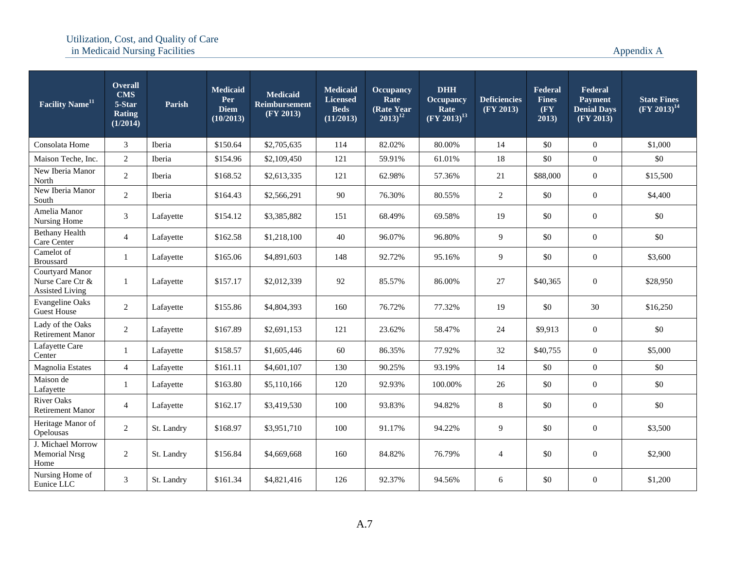| Facility Name[11] | Overall CMS 5-Star Rating (1/2014) | Parish | Medicaid Per Diem (10/2013) | Medicaid Reimbursement (FY 2013) | Medicaid Licensed Beds (11/2013) | Occupancy Rate (Rate Year 2013)[12] | DHH Occupancy Rate (FY 2013)[13] | Deficiencies (FY 2013) | Federal Fines (FY 2013) | Federal Payment Denial Days (FY 2013) | State Fines (FY 2013)[14] |
|---|---|---|---|---|---|---|---|---|---|---|---|
| Consolata Home | 3 | Iberia | $150.64 | $2,705,635 | 114 | 82.02% | 80.00% | 14 | $0 | 0 | $1,000 |
| Maison Teche, Inc. | 2 | Iberia | $154.96 | $2,109,450 | 121 | 59.91% | 61.01% | 18 | $0 | 0 | $0 |
| New Iberia Manor North | 2 | Iberia | $168.52 | $2,613,335 | 121 | 62.98% | 57.36% | 21 | $88,000 | 0 | $15,500 |
| New Iberia Manor South | 2 | Iberia | $164.43 | $2,566,291 | 90 | 76.30% | 80.55% | 2 | $0 | 0 | $4,400 |
| Amelia Manor Nursing Home | 3 | Lafayette | $154.12 | $3,385,882 | 151 | 68.49% | 69.58% | 19 | $0 | 0 | $0 |
| Bethany Health Care Center | 4 | Lafayette | $162.58 | $1,218,100 | 40 | 96.07% | 96.80% | 9 | $0 | 0 | $0 |
| Camelot of Broussard | 1 | Lafayette | $165.06 | $4,891,603 | 148 | 92.72% | 95.16% | 9 | $0 | 0 | $3,600 |
| Courtyard Manor Nurse Care Ctr & Assisted Living | 1 | Lafayette | $157.17 | $2,012,339 | 92 | 85.57% | 86.00% | 27 | $40,365 | 0 | $28,950 |
| Evangeline Oaks Guest House | 2 | Lafayette | $155.86 | $4,804,393 | 160 | 76.72% | 77.32% | 19 | $0 | 30 | $16,250 |
| Lady of the Oaks Retirement Manor | 2 | Lafayette | $167.89 | $2,691,153 | 121 | 23.62% | 58.47% | 24 | $9,913 | 0 | $0 |
| Lafayette Care Center | 1 | Lafayette | $158.57 | $1,605,446 | 60 | 86.35% | 77.92% | 32 | $40,755 | 0 | $5,000 |
| Magnolia Estates | 4 | Lafayette | $161.11 | $4,601,107 | 130 | 90.25% | 93.19% | 14 | $0 | 0 | $0 |
| Maison de Lafayette | 1 | Lafayette | $163.80 | $5,110,166 | 120 | 92.93% | 100.00% | 26 | $0 | 0 | $0 |
| River Oaks Retirement Manor | 4 | Lafayette | $162.17 | $3,419,530 | 100 | 93.83% | 94.82% | 8 | $0 | 0 | $0 |
| Heritage Manor of Opelousas | 2 | St. Landry | $168.97 | $3,951,710 | 100 | 91.17% | 94.22% | 9 | $0 | 0 | $3,500 |
| J. Michael Morrow Memorial Nrsg Home | 2 | St. Landry | $156.84 | $4,669,668 | 160 | 84.82% | 76.79% | 4 | $0 | 0 | $2,900 |
| Nursing Home of Eunice LLC | 3 | St. Landry | $161.34 | $4,821,416 | 126 | 92.37% | 94.56% | 6 | $0 | 0 | $1,200 |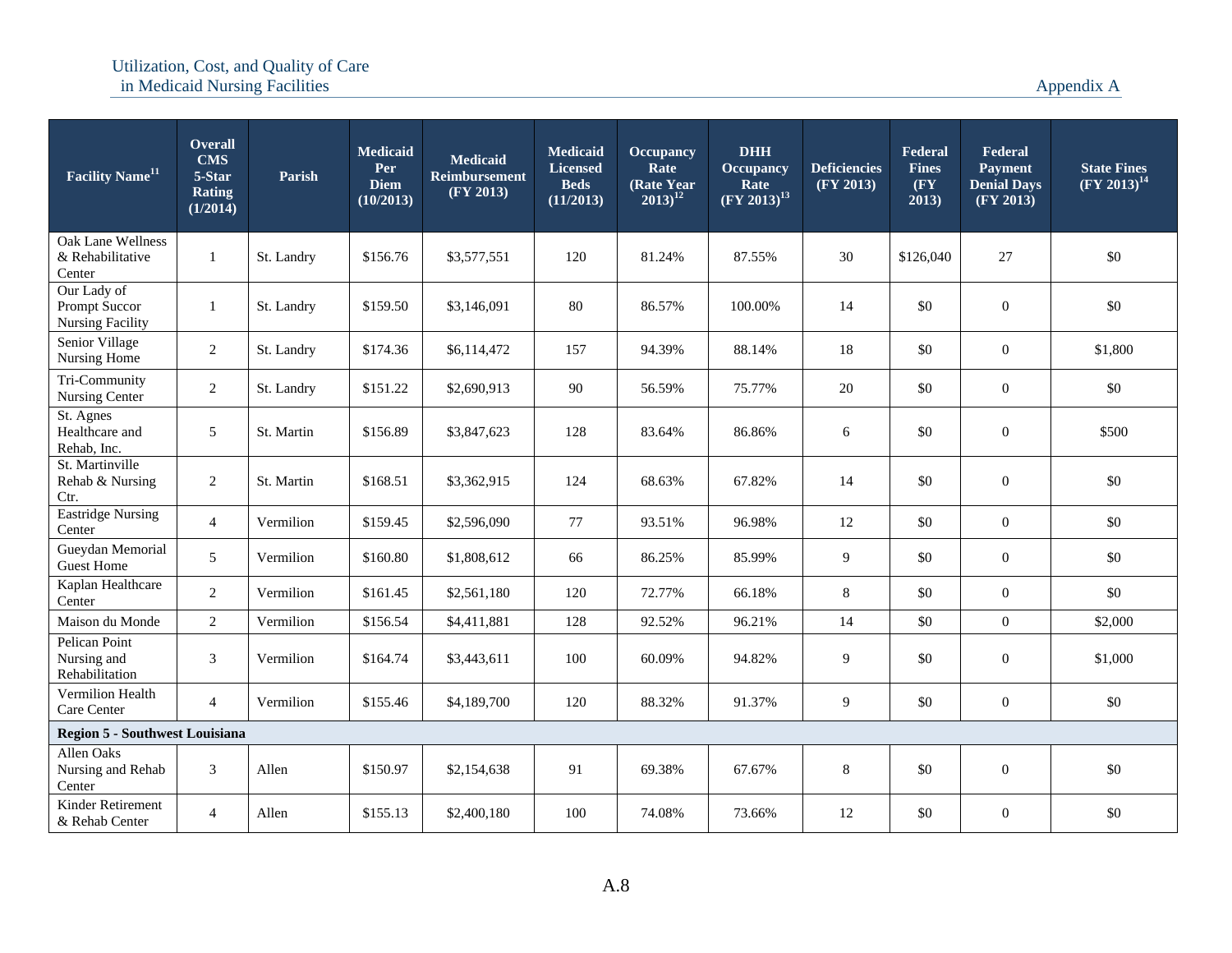| Facility Name[11] | Overall CMS 5-Star Rating (1/2014) | Parish | Medicaid Per Diem (10/2013) | Medicaid Reimbursement (FY 2013) | Medicaid Licensed Beds (11/2013) | Occupancy Rate (Rate Year 2013)[12] | DHH Occupancy Rate (FY 2013)[13] | Deficiencies (FY 2013) | Federal Fines (FY 2013) | Federal Payment Denial Days (FY 2013) | State Fines (FY 2013)[14] |
|---|---|---|---|---|---|---|---|---|---|---|---|
| Oak Lane Wellness & Rehabilitative Center | 1 | St. Landry | $156.76 | $3,577,551 | 120 | 81.24% | 87.55% | 30 | $126,040 | 27 | $0 |
| Our Lady of Prompt Succor Nursing Facility | 1 | St. Landry | $159.50 | $3,146,091 | 80 | 86.57% | 100.00% | 14 | $0 | 0 | $0 |
| Senior Village Nursing Home | 2 | St. Landry | $174.36 | $6,114,472 | 157 | 94.39% | 88.14% | 18 | $0 | 0 | $1,800 |
| Tri-Community Nursing Center | 2 | St. Landry | $151.22 | $2,690,913 | 90 | 56.59% | 75.77% | 20 | $0 | 0 | $0 |
| St. Agnes Healthcare and Rehab, Inc. | 5 | St. Martin | $156.89 | $3,847,623 | 128 | 83.64% | 86.86% | 6 | $0 | 0 | $500 |
| St. Martinville Rehab & Nursing Ctr. | 2 | St. Martin | $168.51 | $3,362,915 | 124 | 68.63% | 67.82% | 14 | $0 | 0 | $0 |
| Eastridge Nursing Center | 4 | Vermilion | $159.45 | $2,596,090 | 77 | 93.51% | 96.98% | 12 | $0 | 0 | $0 |
| Gueydan Memorial Guest Home | 5 | Vermilion | $160.80 | $1,808,612 | 66 | 86.25% | 85.99% | 9 | $0 | 0 | $0 |
| Kaplan Healthcare Center | 2 | Vermilion | $161.45 | $2,561,180 | 120 | 72.77% | 66.18% | 8 | $0 | 0 | $0 |
| Maison du Monde | 2 | Vermilion | $156.54 | $4,411,881 | 128 | 92.52% | 96.21% | 14 | $0 | 0 | $2,000 |
| Pelican Point Nursing and Rehabilitation | 3 | Vermilion | $164.74 | $3,443,611 | 100 | 60.09% | 94.82% | 9 | $0 | 0 | $1,000 |
| Vermilion Health Care Center | 4 | Vermilion | $155.46 | $4,189,700 | 120 | 88.32% | 91.37% | 9 | $0 | 0 | $0 |
| **Region 5 - Southwest Louisiana** | | | | | | | | | | | |
| Allen Oaks Nursing and Rehab Center | 3 | Allen | $150.97 | $2,154,638 | 91 | 69.38% | 67.67% | 8 | $0 | 0 | $0 |
| Kinder Retirement & Rehab Center | 4 | Allen | $155.13 | $2,400,180 | 100 | 74.08% | 73.66% | 12 | $0 | 0 | $0 |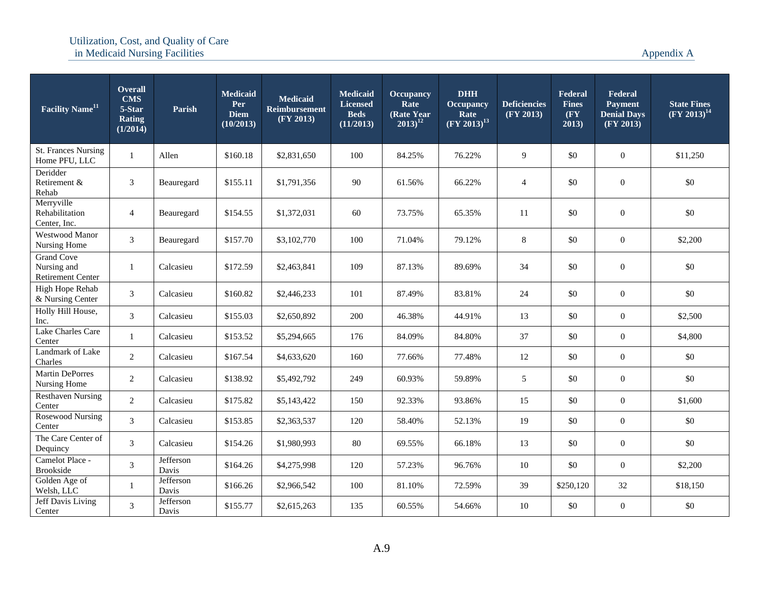| Facility Name[11] | Overall CMS 5-Star Rating (1/2014) | Parish | Medicaid Per Diem (10/2013) | Medicaid Reimbursement (FY 2013) | Medicaid Licensed Beds (11/2013) | Occupancy Rate (Rate Year 2013)[12] | DHH Occupancy Rate (FY 2013)[13] | Deficiencies (FY 2013) | Federal Fines (FY 2013) | Federal Payment Denial Days (FY 2013) | State Fines (FY 2013)[14] |
|---|---|---|---|---|---|---|---|---|---|---|---|
| St. Frances Nursing Home PFU, LLC | 1 | Allen | $160.18 | $2,831,650 | 100 | 84.25% | 76.22% | 9 | $0 | 0 | $11,250 |
| Deridder Retirement & Rehab | 3 | Beauregard | $155.11 | $1,791,356 | 90 | 61.56% | 66.22% | 4 | $0 | 0 | $0 |
| Merryville Rehabilitation Center, Inc. | 4 | Beauregard | $154.55 | $1,372,031 | 60 | 73.75% | 65.35% | 11 | $0 | 0 | $0 |
| Westwood Manor Nursing Home | 3 | Beauregard | $157.70 | $3,102,770 | 100 | 71.04% | 79.12% | 8 | $0 | 0 | $2,200 |
| Grand Cove Nursing and Retirement Center | 1 | Calcasieu | $172.59 | $2,463,841 | 109 | 87.13% | 89.69% | 34 | $0 | 0 | $0 |
| High Hope Rehab & Nursing Center | 3 | Calcasieu | $160.82 | $2,446,233 | 101 | 87.49% | 83.81% | 24 | $0 | 0 | $0 |
| Holly Hill House, Inc. | 3 | Calcasieu | $155.03 | $2,650,892 | 200 | 46.38% | 44.91% | 13 | $0 | 0 | $2,500 |
| Lake Charles Care Center | 1 | Calcasieu | $153.52 | $5,294,665 | 176 | 84.09% | 84.80% | 37 | $0 | 0 | $4,800 |
| Landmark of Lake Charles | 2 | Calcasieu | $167.54 | $4,633,620 | 160 | 77.66% | 77.48% | 12 | $0 | 0 | $0 |
| Martin DePorres Nursing Home | 2 | Calcasieu | $138.92 | $5,492,792 | 249 | 60.93% | 59.89% | 5 | $0 | 0 | $0 |
| Resthaven Nursing Center | 2 | Calcasieu | $175.82 | $5,143,422 | 150 | 92.33% | 93.86% | 15 | $0 | 0 | $1,600 |
| Rosewood Nursing Center | 3 | Calcasieu | $153.85 | $2,363,537 | 120 | 58.40% | 52.13% | 19 | $0 | 0 | $0 |
| The Care Center of Dequincy | 3 | Calcasieu | $154.26 | $1,980,993 | 80 | 69.55% | 66.18% | 13 | $0 | 0 | $0 |
| Camelot Place - Brookside | 3 | Jefferson Davis | $164.26 | $4,275,998 | 120 | 57.23% | 96.76% | 10 | $0 | 0 | $2,200 |
| Golden Age of Welsh, LLC | 1 | Jefferson Davis | $166.26 | $2,966,542 | 100 | 81.10% | 72.59% | 39 | $250,120 | 32 | $18,150 |
| Jeff Davis Living Center | 3 | Jefferson Davis | $155.77 | $2,615,263 | 135 | 60.55% | 54.66% | 10 | $0 | 0 | $0 |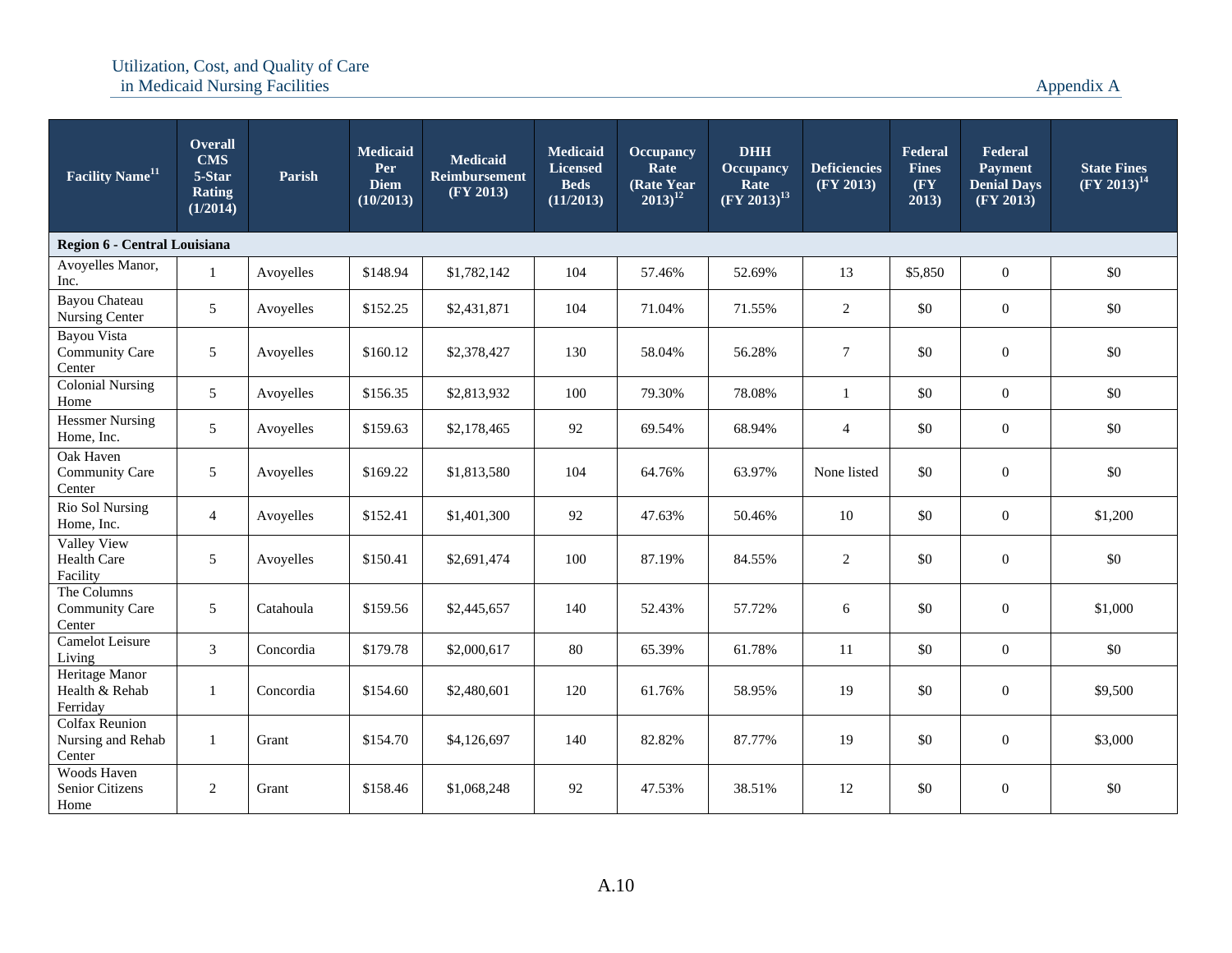| Facility Name[11] | Overall CMS 5-Star Rating (1/2014) | Parish | Medicaid Per Diem (10/2013) | Medicaid Reimbursement (FY 2013) | Medicaid Licensed Beds (11/2013) | Occupancy Rate (Rate Year 2013)[12] | DHH Occupancy Rate (FY 2013)[13] | Deficiencies (FY 2013) | Federal Fines (FY 2013) | Federal Payment Denial Days (FY 2013) | State Fines (FY 2013)[14] |
|---|---|---|---|---|---|---|---|---|---|---|---|
| **Region 6 - Central Louisiana** | | | | | | | | | | | |
| Avoyelles Manor, Inc. | 1 | Avoyelles | $148.94 | $1,782,142 | 104 | 57.46% | 52.69% | 13 | $5,850 | 0 | $0 |
| Bayou Chateau Nursing Center | 5 | Avoyelles | $152.25 | $2,431,871 | 104 | 71.04% | 71.55% | 2 | $0 | 0 | $0 |
| Bayou Vista Community Care Center | 5 | Avoyelles | $160.12 | $2,378,427 | 130 | 58.04% | 56.28% | 7 | $0 | 0 | $0 |
| Colonial Nursing Home | 5 | Avoyelles | $156.35 | $2,813,932 | 100 | 79.30% | 78.08% | 1 | $0 | 0 | $0 |
| Hessmer Nursing Home, Inc. | 5 | Avoyelles | $159.63 | $2,178,465 | 92 | 69.54% | 68.94% | 4 | $0 | 0 | $0 |
| Oak Haven Community Care Center | 5 | Avoyelles | $169.22 | $1,813,580 | 104 | 64.76% | 63.97% | None listed | $0 | 0 | $0 |
| Rio Sol Nursing Home, Inc. | 4 | Avoyelles | $152.41 | $1,401,300 | 92 | 47.63% | 50.46% | 10 | $0 | 0 | $1,200 |
| Valley View Health Care Facility | 5 | Avoyelles | $150.41 | $2,691,474 | 100 | 87.19% | 84.55% | 2 | $0 | 0 | $0 |
| The Columns Community Care Center | 5 | Catahoula | $159.56 | $2,445,657 | 140 | 52.43% | 57.72% | 6 | $0 | 0 | $1,000 |
| Camelot Leisure Living | 3 | Concordia | $179.78 | $2,000,617 | 80 | 65.39% | 61.78% | 11 | $0 | 0 | $0 |
| Heritage Manor Health & Rehab Ferriday | 1 | Concordia | $154.60 | $2,480,601 | 120 | 61.76% | 58.95% | 19 | $0 | 0 | $9,500 |
| Colfax Reunion Nursing and Rehab Center | 1 | Grant | $154.70 | $4,126,697 | 140 | 82.82% | 87.77% | 19 | $0 | 0 | $3,000 |
| Woods Haven Senior Citizens Home | 2 | Grant | $158.46 | $1,068,248 | 92 | 47.53% | 38.51% | 12 | $0 | 0 | $0 |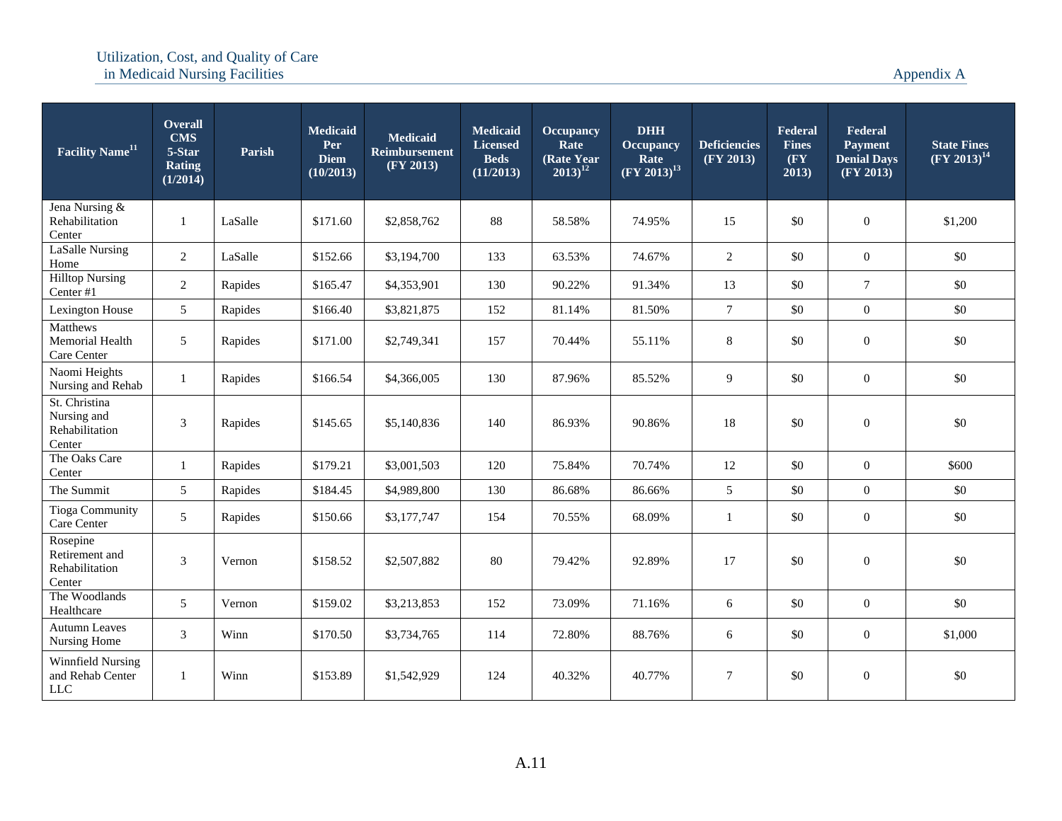| Facility Name[11] | Overall CMS 5-Star Rating (1/2014) | Parish | Medicaid Per Diem (10/2013) | Medicaid Reimbursement (FY 2013) | Medicaid Licensed Beds (11/2013) | Occupancy Rate (Rate Year 2013)[12] | DHH Occupancy Rate (FY 2013)[13] | Deficiencies (FY 2013) | Federal Fines (FY 2013) | Federal Payment Denial Days (FY 2013) | State Fines (FY 2013)[14] |
|---|---|---|---|---|---|---|---|---|---|---|---|
| Jena Nursing & Rehabilitation Center | 1 | LaSalle | $171.60 | $2,858,762 | 88 | 58.58% | 74.95% | 15 | $0 | 0 | $1,200 |
| LaSalle Nursing Home | 2 | LaSalle | $152.66 | $3,194,700 | 133 | 63.53% | 74.67% | 2 | $0 | 0 | $0 |
| Hilltop Nursing Center #1 | 2 | Rapides | $165.47 | $4,353,901 | 130 | 90.22% | 91.34% | 13 | $0 | 7 | $0 |
| Lexington House | 5 | Rapides | $166.40 | $3,821,875 | 152 | 81.14% | 81.50% | 7 | $0 | 0 | $0 |
| Matthews Memorial Health Care Center | 5 | Rapides | $171.00 | $2,749,341 | 157 | 70.44% | 55.11% | 8 | $0 | 0 | $0 |
| Naomi Heights Nursing and Rehab | 1 | Rapides | $166.54 | $4,366,005 | 130 | 87.96% | 85.52% | 9 | $0 | 0 | $0 |
| St. Christina Nursing and Rehabilitation Center | 3 | Rapides | $145.65 | $5,140,836 | 140 | 86.93% | 90.86% | 18 | $0 | 0 | $0 |
| The Oaks Care Center | 1 | Rapides | $179.21 | $3,001,503 | 120 | 75.84% | 70.74% | 12 | $0 | 0 | $600 |
| The Summit | 5 | Rapides | $184.45 | $4,989,800 | 130 | 86.68% | 86.66% | 5 | $0 | 0 | $0 |
| Tioga Community Care Center | 5 | Rapides | $150.66 | $3,177,747 | 154 | 70.55% | 68.09% | 1 | $0 | 0 | $0 |
| Rosepine Retirement and Rehabilitation Center | 3 | Vernon | $158.52 | $2,507,882 | 80 | 79.42% | 92.89% | 17 | $0 | 0 | $0 |
| The Woodlands Healthcare | 5 | Vernon | $159.02 | $3,213,853 | 152 | 73.09% | 71.16% | 6 | $0 | 0 | $0 |
| Autumn Leaves Nursing Home | 3 | Winn | $170.50 | $3,734,765 | 114 | 72.80% | 88.76% | 6 | $0 | 0 | $1,000 |
| Winnfield Nursing and Rehab Center LLC | 1 | Winn | $153.89 | $1,542,929 | 124 | 40.32% | 40.77% | 7 | $0 | 0 | $0 |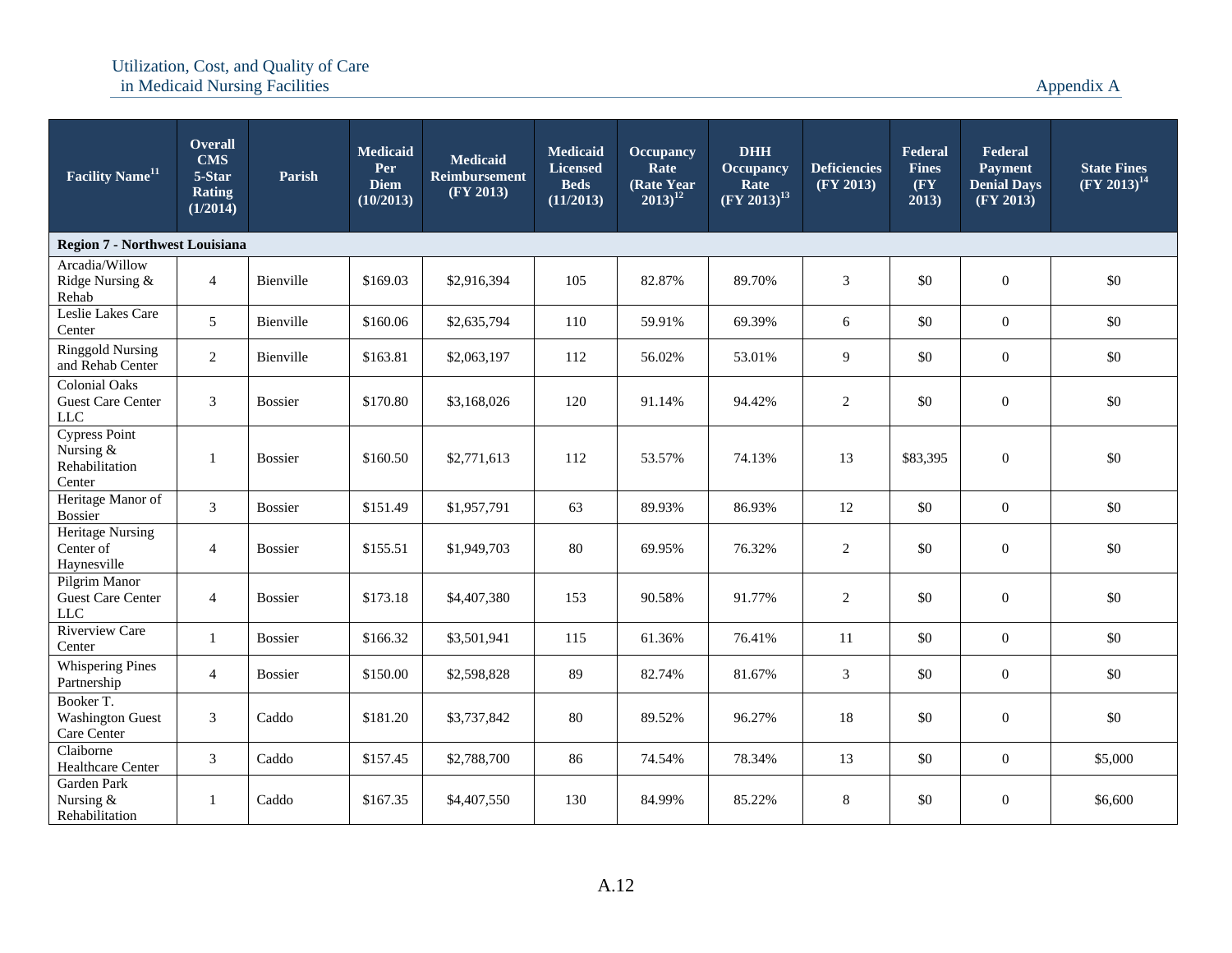| Facility Name[11] | Overall CMS 5-Star Rating (1/2014) | Parish | Medicaid Per Diem (10/2013) | Medicaid Reimbursement (FY 2013) | Medicaid Licensed Beds (11/2013) | Occupancy Rate (Rate Year 2013)[12] | DHH Occupancy Rate (FY 2013)[13] | Deficiencies (FY 2013) | Federal Fines (FY 2013) | Federal Payment Denial Days (FY 2013) | State Fines (FY 2013)[14] |
|---|---|---|---|---|---|---|---|---|---|---|---|
| **Region 7 - Northwest Louisiana** | | | | | | | | | | | |
| Arcadia/Willow Ridge Nursing & Rehab | 4 | Bienville | $169.03 | $2,916,394 | 105 | 82.87% | 89.70% | 3 | $0 | 0 | $0 |
| Leslie Lakes Care Center | 5 | Bienville | $160.06 | $2,635,794 | 110 | 59.91% | 69.39% | 6 | $0 | 0 | $0 |
| Ringgold Nursing and Rehab Center | 2 | Bienville | $163.81 | $2,063,197 | 112 | 56.02% | 53.01% | 9 | $0 | 0 | $0 |
| Colonial Oaks Guest Care Center LLC | 3 | Bossier | $170.80 | $3,168,026 | 120 | 91.14% | 94.42% | 2 | $0 | 0 | $0 |
| Cypress Point Nursing & Rehabilitation Center | 1 | Bossier | $160.50 | $2,771,613 | 112 | 53.57% | 74.13% | 13 | $83,395 | 0 | $0 |
| Heritage Manor of Bossier | 3 | Bossier | $151.49 | $1,957,791 | 63 | 89.93% | 86.93% | 12 | $0 | 0 | $0 |
| Heritage Nursing Center of Haynesville | 4 | Bossier | $155.51 | $1,949,703 | 80 | 69.95% | 76.32% | 2 | $0 | 0 | $0 |
| Pilgrim Manor Guest Care Center LLC | 4 | Bossier | $173.18 | $4,407,380 | 153 | 90.58% | 91.77% | 2 | $0 | 0 | $0 |
| Riverview Care Center | 1 | Bossier | $166.32 | $3,501,941 | 115 | 61.36% | 76.41% | 11 | $0 | 0 | $0 |
| Whispering Pines Partnership | 4 | Bossier | $150.00 | $2,598,828 | 89 | 82.74% | 81.67% | 3 | $0 | 0 | $0 |
| Booker T. Washington Guest Care Center | 3 | Caddo | $181.20 | $3,737,842 | 80 | 89.52% | 96.27% | 18 | $0 | 0 | $0 |
| Claiborne Healthcare Center | 3 | Caddo | $157.45 | $2,788,700 | 86 | 74.54% | 78.34% | 13 | $0 | 0 | $5,000 |
| Garden Park Nursing & Rehabilitation | 1 | Caddo | $167.35 | $4,407,550 | 130 | 84.99% | 85.22% | 8 | $0 | 0 | $6,600 |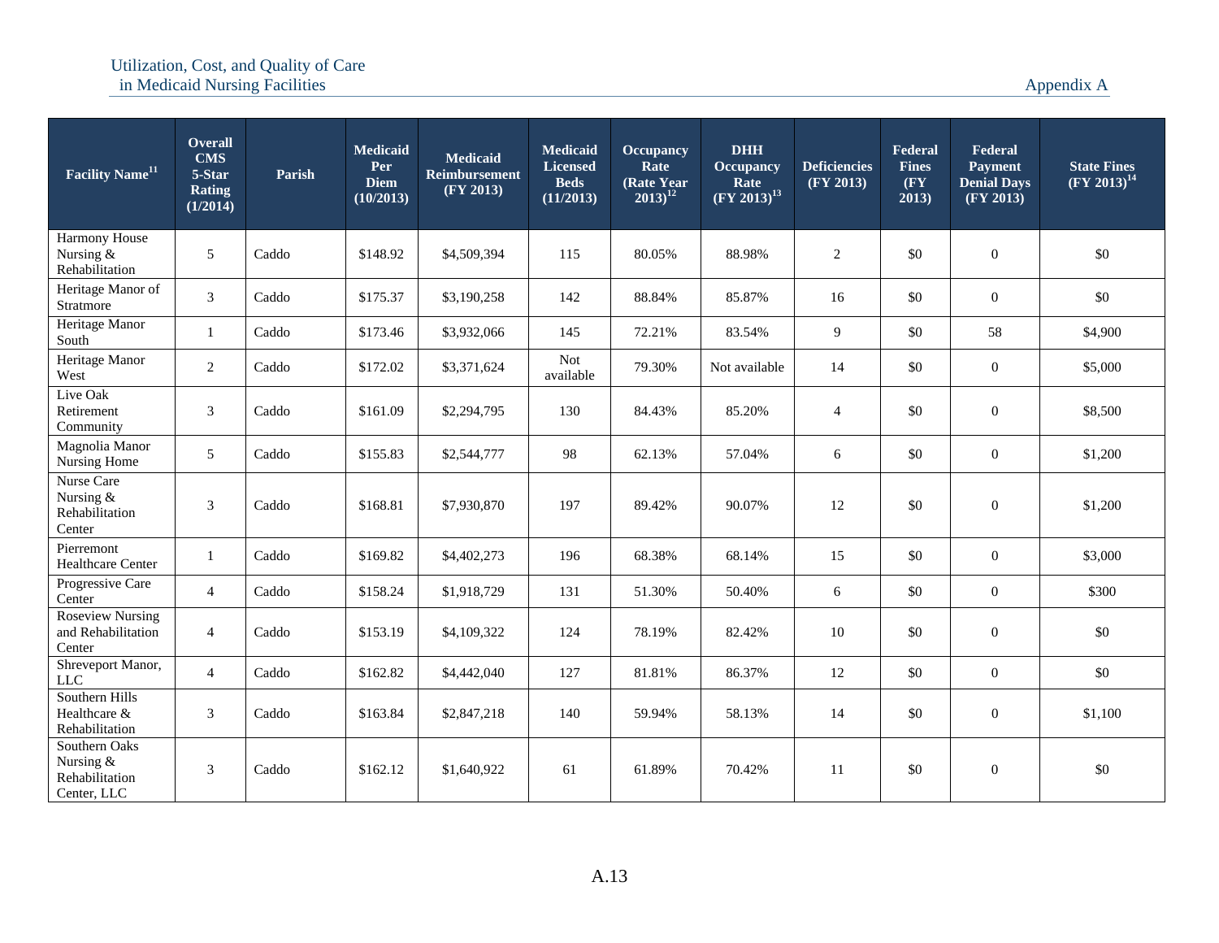| Facility Name[11] | Overall CMS 5-Star Rating (1/2014) | Parish | Medicaid Per Diem (10/2013) | Medicaid Reimbursement (FY 2013) | Medicaid Licensed Beds (11/2013) | Occupancy Rate (Rate Year 2013)[12] | DHH Occupancy Rate (FY 2013)[13] | Deficiencies (FY 2013) | Federal Fines (FY 2013) | Federal Payment Denial Days (FY 2013) | State Fines (FY 2013)[14] |
|---|---|---|---|---|---|---|---|---|---|---|---|
| Harmony House Nursing & Rehabilitation | 5 | Caddo | $148.92 | $4,509,394 | 115 | 80.05% | 88.98% | 2 | $0 | 0 | $0 |
| Heritage Manor of Stratmore | 3 | Caddo | $175.37 | $3,190,258 | 142 | 88.84% | 85.87% | 16 | $0 | 0 | $0 |
| Heritage Manor South | 1 | Caddo | $173.46 | $3,932,066 | 145 | 72.21% | 83.54% | 9 | $0 | 58 | $4,900 |
| Heritage Manor West | 2 | Caddo | $172.02 | $3,371,624 | Not available | 79.30% | Not available | 14 | $0 | 0 | $5,000 |
| Live Oak Retirement Community | 3 | Caddo | $161.09 | $2,294,795 | 130 | 84.43% | 85.20% | 4 | $0 | 0 | $8,500 |
| Magnolia Manor Nursing Home | 5 | Caddo | $155.83 | $2,544,777 | 98 | 62.13% | 57.04% | 6 | $0 | 0 | $1,200 |
| Nurse Care Nursing & Rehabilitation Center | 3 | Caddo | $168.81 | $7,930,870 | 197 | 89.42% | 90.07% | 12 | $0 | 0 | $1,200 |
| Pierremont Healthcare Center | 1 | Caddo | $169.82 | $4,402,273 | 196 | 68.38% | 68.14% | 15 | $0 | 0 | $3,000 |
| Progressive Care Center | 4 | Caddo | $158.24 | $1,918,729 | 131 | 51.30% | 50.40% | 6 | $0 | 0 | $300 |
| Roseview Nursing and Rehabilitation Center | 4 | Caddo | $153.19 | $4,109,322 | 124 | 78.19% | 82.42% | 10 | $0 | 0 | $0 |
| Shreveport Manor, LLC | 4 | Caddo | $162.82 | $4,442,040 | 127 | 81.81% | 86.37% | 12 | $0 | 0 | $0 |
| Southern Hills Healthcare & Rehabilitation | 3 | Caddo | $163.84 | $2,847,218 | 140 | 59.94% | 58.13% | 14 | $0 | 0 | $1,100 |
| Southern Oaks Nursing & Rehabilitation Center, LLC | 3 | Caddo | $162.12 | $1,640,922 | 61 | 61.89% | 70.42% | 11 | $0 | 0 | $0 |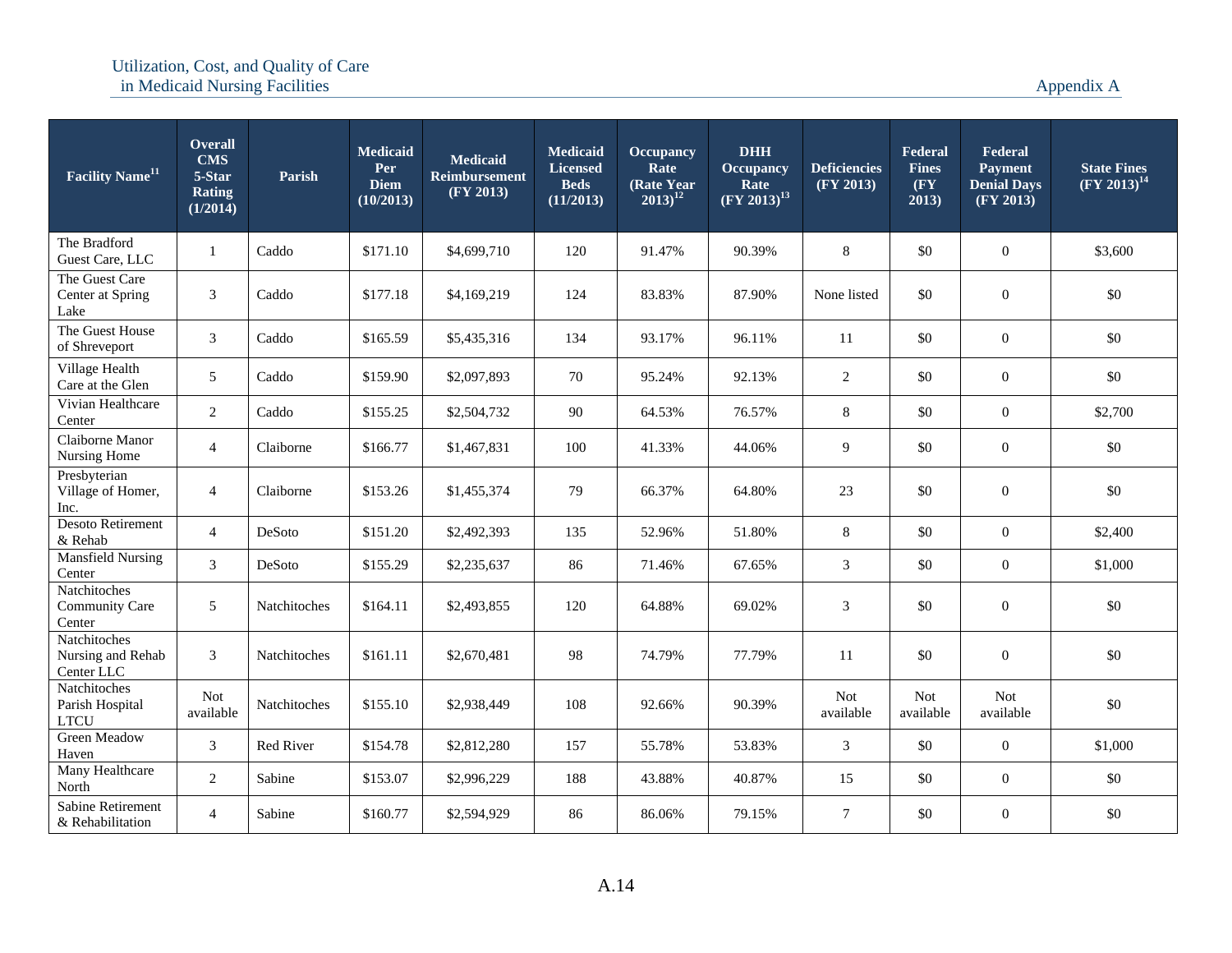| Facility Name[11] | Overall CMS 5-Star Rating (1/2014) | Parish | Medicaid Per Diem (10/2013) | Medicaid Reimbursement (FY 2013) | Medicaid Licensed Beds (11/2013) | Occupancy Rate (Rate Year 2013)[12] | DHH Occupancy Rate (FY 2013)[13] | Deficiencies (FY 2013) | Federal Fines (FY 2013) | Federal Payment Denial Days (FY 2013) | State Fines (FY 2013)[14] |
|---|---|---|---|---|---|---|---|---|---|---|---|
| The Bradford Guest Care, LLC | 1 | Caddo | $171.10 | $4,699,710 | 120 | 91.47% | 90.39% | 8 | $0 | 0 | $3,600 |
| The Guest Care Center at Spring Lake | 3 | Caddo | $177.18 | $4,169,219 | 124 | 83.83% | 87.90% | None listed | $0 | 0 | $0 |
| The Guest House of Shreveport | 3 | Caddo | $165.59 | $5,435,316 | 134 | 93.17% | 96.11% | 11 | $0 | 0 | $0 |
| Village Health Care at the Glen | 5 | Caddo | $159.90 | $2,097,893 | 70 | 95.24% | 92.13% | 2 | $0 | 0 | $0 |
| Vivian Healthcare Center | 2 | Caddo | $155.25 | $2,504,732 | 90 | 64.53% | 76.57% | 8 | $0 | 0 | $2,700 |
| Claiborne Manor Nursing Home | 4 | Claiborne | $166.77 | $1,467,831 | 100 | 41.33% | 44.06% | 9 | $0 | 0 | $0 |
| Presbyterian Village of Homer, Inc. | 4 | Claiborne | $153.26 | $1,455,374 | 79 | 66.37% | 64.80% | 23 | $0 | 0 | $0 |
| Desoto Retirement & Rehab | 4 | DeSoto | $151.20 | $2,492,393 | 135 | 52.96% | 51.80% | 8 | $0 | 0 | $2,400 |
| Mansfield Nursing Center | 3 | DeSoto | $155.29 | $2,235,637 | 86 | 71.46% | 67.65% | 3 | $0 | 0 | $1,000 |
| Natchitoches Community Care Center | 5 | Natchitoches | $164.11 | $2,493,855 | 120 | 64.88% | 69.02% | 3 | $0 | 0 | $0 |
| Natchitoches Nursing and Rehab Center LLC | 3 | Natchitoches | $161.11 | $2,670,481 | 98 | 74.79% | 77.79% | 11 | $0 | 0 | $0 |
| Natchitoches Parish Hospital LTCU | Not available | Natchitoches | $155.10 | $2,938,449 | 108 | 92.66% | 90.39% | Not available | Not available | Not available | $0 |
| Green Meadow Haven | 3 | Red River | $154.78 | $2,812,280 | 157 | 55.78% | 53.83% | 3 | $0 | 0 | $1,000 |
| Many Healthcare North | 2 | Sabine | $153.07 | $2,996,229 | 188 | 43.88% | 40.87% | 15 | $0 | 0 | $0 |
| Sabine Retirement & Rehabilitation | 4 | Sabine | $160.77 | $2,594,929 | 86 | 86.06% | 79.15% | 7 | $0 | 0 | $0 |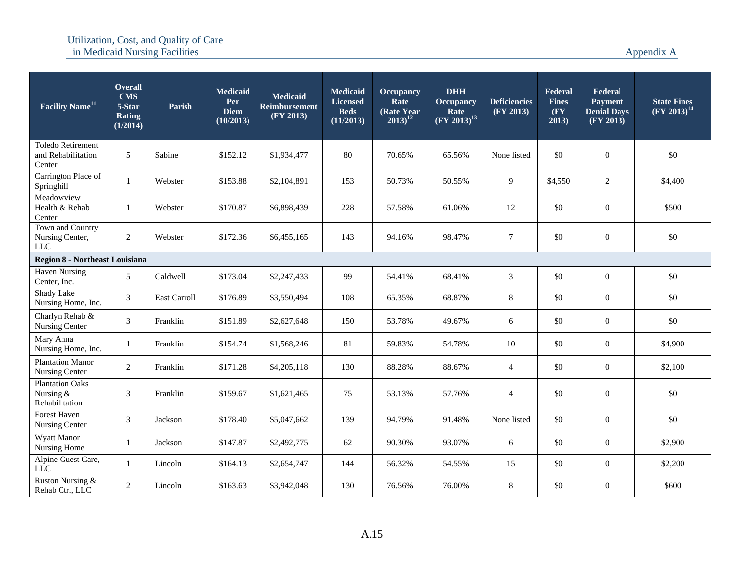| Facility Name[11] | Overall CMS 5-Star Rating (1/2014) | Parish | Medicaid Per Diem (10/2013) | Medicaid Reimbursement (FY 2013) | Medicaid Licensed Beds (11/2013) | Occupancy Rate (Rate Year 2013)[12] | DHH Occupancy Rate (FY 2013)[13] | Deficiencies (FY 2013) | Federal Fines (FY 2013) | Federal Payment Denial Days (FY 2013) | State Fines (FY 2013)[14] |
|---|---|---|---|---|---|---|---|---|---|---|---|
| Toledo Retirement and Rehabilitation Center | 5 | Sabine | $152.12 | $1,934,477 | 80 | 70.65% | 65.56% | None listed | $0 | 0 | $0 |
| Carrington Place of Springhill | 1 | Webster | $153.88 | $2,104,891 | 153 | 50.73% | 50.55% | 9 | $4,550 | 2 | $4,400 |
| Meadowview Health & Rehab Center | 1 | Webster | $170.87 | $6,898,439 | 228 | 57.58% | 61.06% | 12 | $0 | 0 | $500 |
| Town and Country Nursing Center, LLC | 2 | Webster | $172.36 | $6,455,165 | 143 | 94.16% | 98.47% | 7 | $0 | 0 | $0 |
| **Region 8 - Northeast Louisiana** | | | | | | | | | | | |
| Haven Nursing Center, Inc. | 5 | Caldwell | $173.04 | $2,247,433 | 99 | 54.41% | 68.41% | 3 | $0 | 0 | $0 |
| Shady Lake Nursing Home, Inc. | 3 | East Carroll | $176.89 | $3,550,494 | 108 | 65.35% | 68.87% | 8 | $0 | 0 | $0 |
| Charlyn Rehab & Nursing Center | 3 | Franklin | $151.89 | $2,627,648 | 150 | 53.78% | 49.67% | 6 | $0 | 0 | $0 |
| Mary Anna Nursing Home, Inc. | 1 | Franklin | $154.74 | $1,568,246 | 81 | 59.83% | 54.78% | 10 | $0 | 0 | $4,900 |
| Plantation Manor Nursing Center | 2 | Franklin | $171.28 | $4,205,118 | 130 | 88.28% | 88.67% | 4 | $0 | 0 | $2,100 |
| Plantation Oaks Nursing & Rehabilitation | 3 | Franklin | $159.67 | $1,621,465 | 75 | 53.13% | 57.76% | 4 | $0 | 0 | $0 |
| Forest Haven Nursing Center | 3 | Jackson | $178.40 | $5,047,662 | 139 | 94.79% | 91.48% | None listed | $0 | 0 | $0 |
| Wyatt Manor Nursing Home | 1 | Jackson | $147.87 | $2,492,775 | 62 | 90.30% | 93.07% | 6 | $0 | 0 | $2,900 |
| Alpine Guest Care, LLC | 1 | Lincoln | $164.13 | $2,654,747 | 144 | 56.32% | 54.55% | 15 | $0 | 0 | $2,200 |
| Ruston Nursing & Rehab Ctr., LLC | 2 | Lincoln | $163.63 | $3,942,048 | 130 | 76.56% | 76.00% | 8 | $0 | 0 | $600 |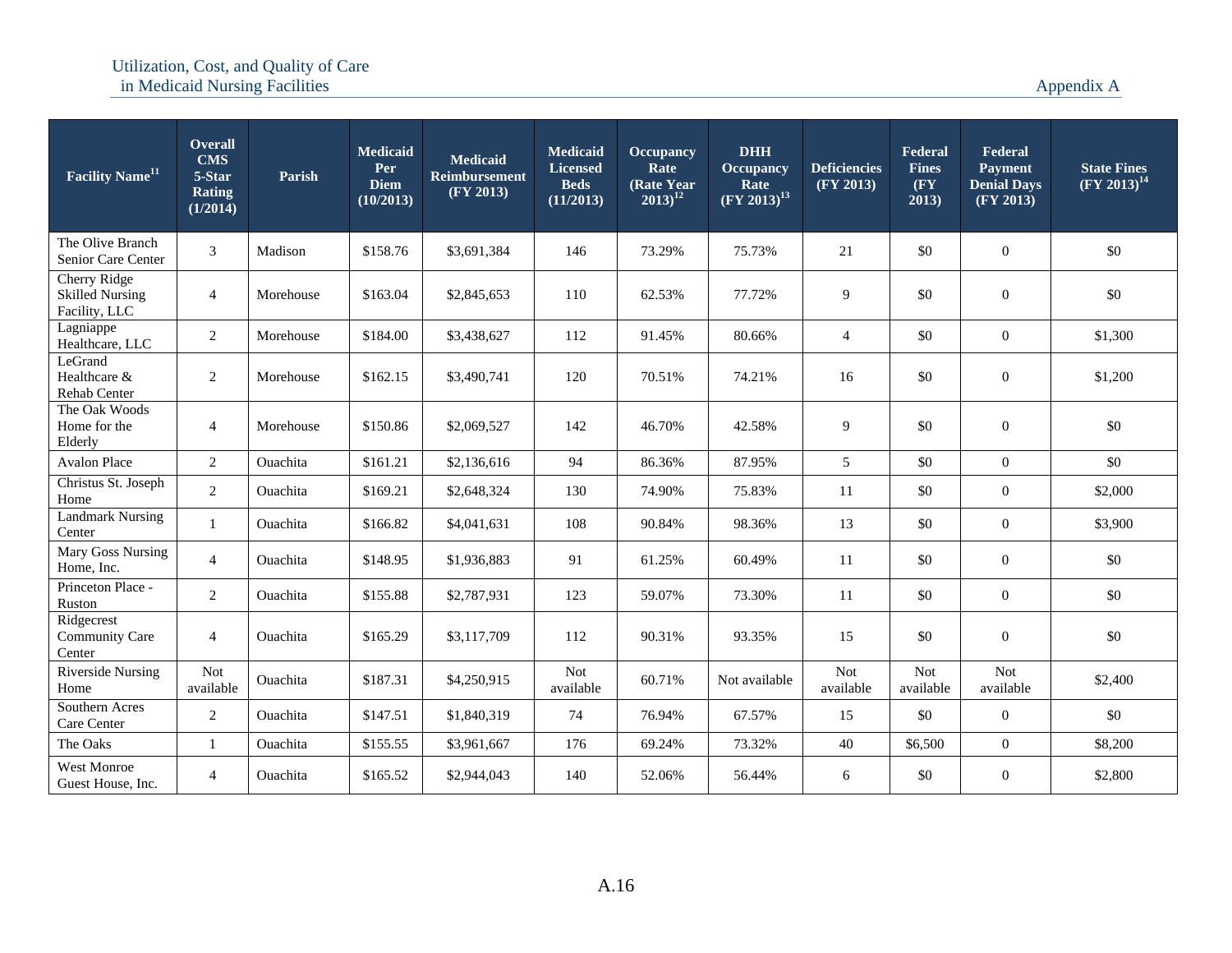| Facility Name[11] | Overall CMS 5-Star Rating (1/2014) | Parish | Medicaid Per Diem (10/2013) | Medicaid Reimbursement (FY 2013) | Medicaid Licensed Beds (11/2013) | Occupancy Rate (Rate Year 2013)[12] | DHH Occupancy Rate (FY 2013)[13] | Deficiencies (FY 2013) | Federal Fines (FY 2013) | Federal Payment Denial Days (FY 2013) | State Fines (FY 2013)[14] |
|---|---|---|---|---|---|---|---|---|---|---|---|
| The Olive Branch Senior Care Center | 3 | Madison | $158.76 | $3,691,384 | 146 | 73.29% | 75.73% | 21 | $0 | 0 | $0 |
| Cherry Ridge Skilled Nursing Facility, LLC | 4 | Morehouse | $163.04 | $2,845,653 | 110 | 62.53% | 77.72% | 9 | $0 | 0 | $0 |
| Lagniappe Healthcare, LLC | 2 | Morehouse | $184.00 | $3,438,627 | 112 | 91.45% | 80.66% | 4 | $0 | 0 | $1,300 |
| LeGrand Healthcare & Rehab Center | 2 | Morehouse | $162.15 | $3,490,741 | 120 | 70.51% | 74.21% | 16 | $0 | 0 | $1,200 |
| The Oak Woods Home for the Elderly | 4 | Morehouse | $150.86 | $2,069,527 | 142 | 46.70% | 42.58% | 9 | $0 | 0 | $0 |
| Avalon Place | 2 | Ouachita | $161.21 | $2,136,616 | 94 | 86.36% | 87.95% | 5 | $0 | 0 | $0 |
| Christus St. Joseph Home | 2 | Ouachita | $169.21 | $2,648,324 | 130 | 74.90% | 75.83% | 11 | $0 | 0 | $2,000 |
| Landmark Nursing Center | 1 | Ouachita | $166.82 | $4,041,631 | 108 | 90.84% | 98.36% | 13 | $0 | 0 | $3,900 |
| Mary Goss Nursing Home, Inc. | 4 | Ouachita | $148.95 | $1,936,883 | 91 | 61.25% | 60.49% | 11 | $0 | 0 | $0 |
| Princeton Place - Ruston | 2 | Ouachita | $155.88 | $2,787,931 | 123 | 59.07% | 73.30% | 11 | $0 | 0 | $0 |
| Ridgecrest Community Care Center | 4 | Ouachita | $165.29 | $3,117,709 | 112 | 90.31% | 93.35% | 15 | $0 | 0 | $0 |
| Riverside Nursing Home | Not available | Ouachita | $187.31 | $4,250,915 | Not available | 60.71% | Not available | Not available | Not available | Not available | $2,400 |
| Southern Acres Care Center | 2 | Ouachita | $147.51 | $1,840,319 | 74 | 76.94% | 67.57% | 15 | $0 | 0 | $0 |
| The Oaks | 1 | Ouachita | $155.55 | $3,961,667 | 176 | 69.24% | 73.32% | 40 | $6,500 | 0 | $8,200 |
| West Monroe Guest House, Inc. | 4 | Ouachita | $165.52 | $2,944,043 | 140 | 52.06% | 56.44% | 6 | $0 | 0 | $2,800 |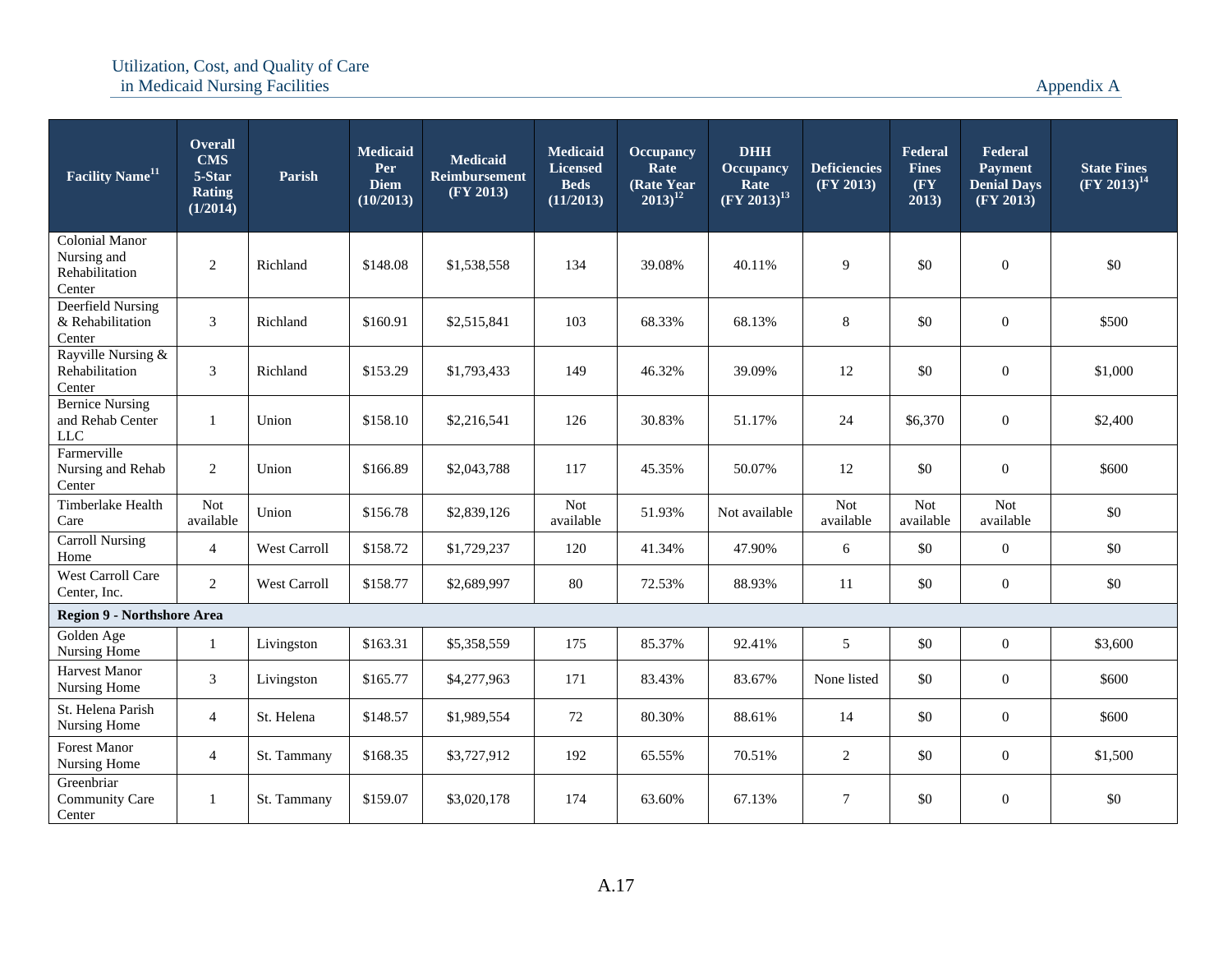| Facility Name[11] | Overall CMS 5-Star Rating (1/2014) | Parish | Medicaid Per Diem (10/2013) | Medicaid Reimbursement (FY 2013) | Medicaid Licensed Beds (11/2013) | Occupancy Rate (Rate Year 2013)[12] | DHH Occupancy Rate (FY 2013)[13] | Deficiencies (FY 2013) | Federal Fines (FY 2013) | Federal Payment Denial Days (FY 2013) | State Fines (FY 2013)[14] |
|---|---|---|---|---|---|---|---|---|---|---|---|
| Colonial Manor Nursing and Rehabilitation Center | 2 | Richland | $148.08 | $1,538,558 | 134 | 39.08% | 40.11% | 9 | $0 | 0 | $0 |
| Deerfield Nursing & Rehabilitation Center | 3 | Richland | $160.91 | $2,515,841 | 103 | 68.33% | 68.13% | 8 | $0 | 0 | $500 |
| Rayville Nursing & Rehabilitation Center | 3 | Richland | $153.29 | $1,793,433 | 149 | 46.32% | 39.09% | 12 | $0 | 0 | $1,000 |
| Bernice Nursing and Rehab Center LLC | 1 | Union | $158.10 | $2,216,541 | 126 | 30.83% | 51.17% | 24 | $6,370 | 0 | $2,400 |
| Farmerville Nursing and Rehab Center | 2 | Union | $166.89 | $2,043,788 | 117 | 45.35% | 50.07% | 12 | $0 | 0 | $600 |
| Timberlake Health Care | Not available | Union | $156.78 | $2,839,126 | Not available | 51.93% | Not available | Not available | Not available | Not available | $0 |
| Carroll Nursing Home | 4 | West Carroll | $158.72 | $1,729,237 | 120 | 41.34% | 47.90% | 6 | $0 | 0 | $0 |
| West Carroll Care Center, Inc. | 2 | West Carroll | $158.77 | $2,689,997 | 80 | 72.53% | 88.93% | 11 | $0 | 0 | $0 |
| **Region 9 - Northshore Area** | | | | | | | | | | | |
| Golden Age Nursing Home | 1 | Livingston | $163.31 | $5,358,559 | 175 | 85.37% | 92.41% | 5 | $0 | 0 | $3,600 |
| Harvest Manor Nursing Home | 3 | Livingston | $165.77 | $4,277,963 | 171 | 83.43% | 83.67% | None listed | $0 | 0 | $600 |
| St. Helena Parish Nursing Home | 4 | St. Helena | $148.57 | $1,989,554 | 72 | 80.30% | 88.61% | 14 | $0 | 0 | $600 |
| Forest Manor Nursing Home | 4 | St. Tammany | $168.35 | $3,727,912 | 192 | 65.55% | 70.51% | 2 | $0 | 0 | $1,500 |
| Greenbriar Community Care Center | 1 | St. Tammany | $159.07 | $3,020,178 | 174 | 63.60% | 67.13% | 7 | $0 | 0 | $0 |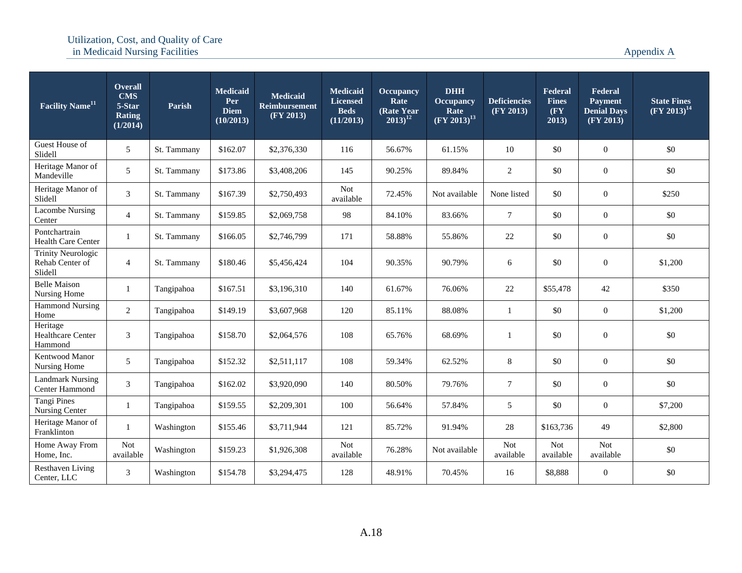| Facility Name[11] | Overall CMS 5-Star Rating (1/2014) | Parish | Medicaid Per Diem (10/2013) | Medicaid Reimbursement (FY 2013) | Medicaid Licensed Beds (11/2013) | Occupancy Rate (Rate Year 2013)[12] | DHH Occupancy Rate (FY 2013)[13] | Deficiencies (FY 2013) | Federal Fines (FY 2013) | Federal Payment Denial Days (FY 2013) | State Fines (FY 2013)[14] |
|---|---|---|---|---|---|---|---|---|---|---|---|
| Guest House of Slidell | 5 | St. Tammany | $162.07 | $2,376,330 | 116 | 56.67% | 61.15% | 10 | $0 | 0 | $0 |
| Heritage Manor of Mandeville | 5 | St. Tammany | $173.86 | $3,408,206 | 145 | 90.25% | 89.84% | 2 | $0 | 0 | $0 |
| Heritage Manor of Slidell | 3 | St. Tammany | $167.39 | $2,750,493 | Not available | 72.45% | Not available | None listed | $0 | 0 | $250 |
| Lacombe Nursing Center | 4 | St. Tammany | $159.85 | $2,069,758 | 98 | 84.10% | 83.66% | 7 | $0 | 0 | $0 |
| Pontchartrain Health Care Center | 1 | St. Tammany | $166.05 | $2,746,799 | 171 | 58.88% | 55.86% | 22 | $0 | 0 | $0 |
| Trinity Neurologic Rehab Center of Slidell | 4 | St. Tammany | $180.46 | $5,456,424 | 104 | 90.35% | 90.79% | 6 | $0 | 0 | $1,200 |
| Belle Maison Nursing Home | 1 | Tangipahoa | $167.51 | $3,196,310 | 140 | 61.67% | 76.06% | 22 | $55,478 | 42 | $350 |
| Hammond Nursing Home | 2 | Tangipahoa | $149.19 | $3,607,968 | 120 | 85.11% | 88.08% | 1 | $0 | 0 | $1,200 |
| Heritage Healthcare Center Hammond | 3 | Tangipahoa | $158.70 | $2,064,576 | 108 | 65.76% | 68.69% | 1 | $0 | 0 | $0 |
| Kentwood Manor Nursing Home | 5 | Tangipahoa | $152.32 | $2,511,117 | 108 | 59.34% | 62.52% | 8 | $0 | 0 | $0 |
| Landmark Nursing Center Hammond | 3 | Tangipahoa | $162.02 | $3,920,090 | 140 | 80.50% | 79.76% | 7 | $0 | 0 | $0 |
| Tangi Pines Nursing Center | 1 | Tangipahoa | $159.55 | $2,209,301 | 100 | 56.64% | 57.84% | 5 | $0 | 0 | $7,200 |
| Heritage Manor of Franklinton | 1 | Washington | $155.46 | $3,711,944 | 121 | 85.72% | 91.94% | 28 | $163,736 | 49 | $2,800 |
| Home Away From Home, Inc. | Not available | Washington | $159.23 | $1,926,308 | Not available | 76.28% | Not available | Not available | Not available | Not available | $0 |
| Resthaven Living Center, LLC | 3 | Washington | $154.78 | $3,294,475 | 128 | 48.91% | 70.45% | 16 | $8,888 | 0 | $0 |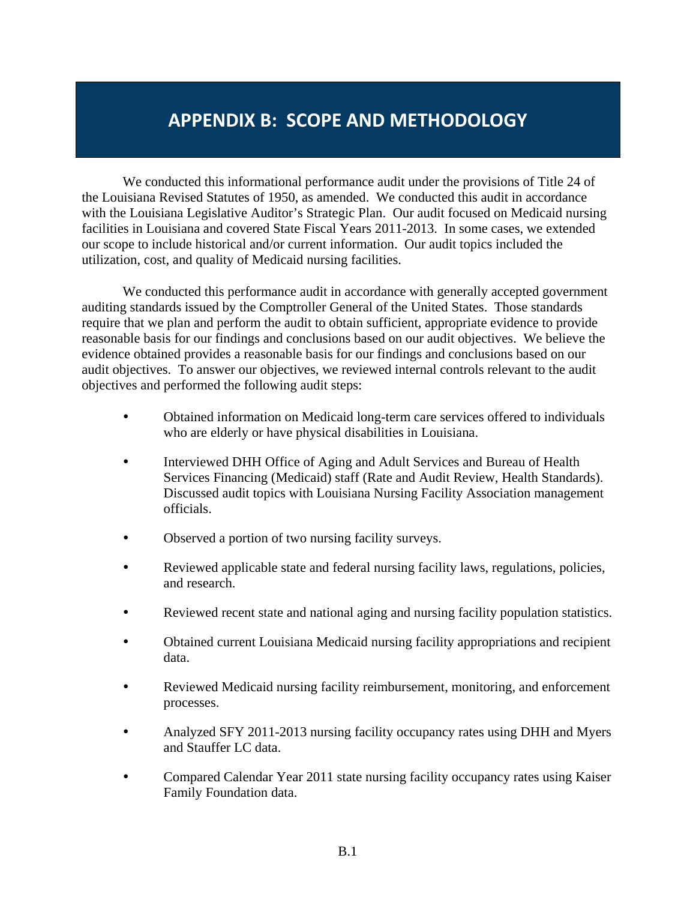# APPENDIX B: SCOPE AND METHODOLOGY

We conducted this informational performance audit under the provisions of Title 24 of the Louisiana Revised Statutes of 1950, as amended. We conducted this audit in accordance with the Louisiana Legislative Auditor's Strategic Plan. Our audit focused on Medicaid nursing facilities in Louisiana and covered State Fiscal Years 2011-2013. In some cases, we extended our scope to include historical and/or current information. Our audit topics included the utilization, cost, and quality of Medicaid nursing facilities.

We conducted this performance audit in accordance with generally accepted government auditing standards issued by the Comptroller General of the United States. Those standards require that we plan and perform the audit to obtain sufficient, appropriate evidence to provide reasonable basis for our findings and conclusions based on our audit objectives. We believe the evidence obtained provides a reasonable basis for our findings and conclusions based on our audit objectives. To answer our objectives, we reviewed internal controls relevant to the audit objectives and performed the following audit steps:

- Obtained information on Medicaid long-term care services offered to individuals who are elderly or have physical disabilities in Louisiana.
- Interviewed DHH Office of Aging and Adult Services and Bureau of Health Services Financing (Medicaid) staff (Rate and Audit Review, Health Standards). Discussed audit topics with Louisiana Nursing Facility Association management officials.
- Observed a portion of two nursing facility surveys.
- Reviewed applicable state and federal nursing facility laws, regulations, policies, and research.
- Reviewed recent state and national aging and nursing facility population statistics.
- Obtained current Louisiana Medicaid nursing facility appropriations and recipient data.
- Reviewed Medicaid nursing facility reimbursement, monitoring, and enforcement processes.
- Analyzed SFY 2011-2013 nursing facility occupancy rates using DHH and Myers and Stauffer LC data.
- Compared Calendar Year 2011 state nursing facility occupancy rates using Kaiser Family Foundation data.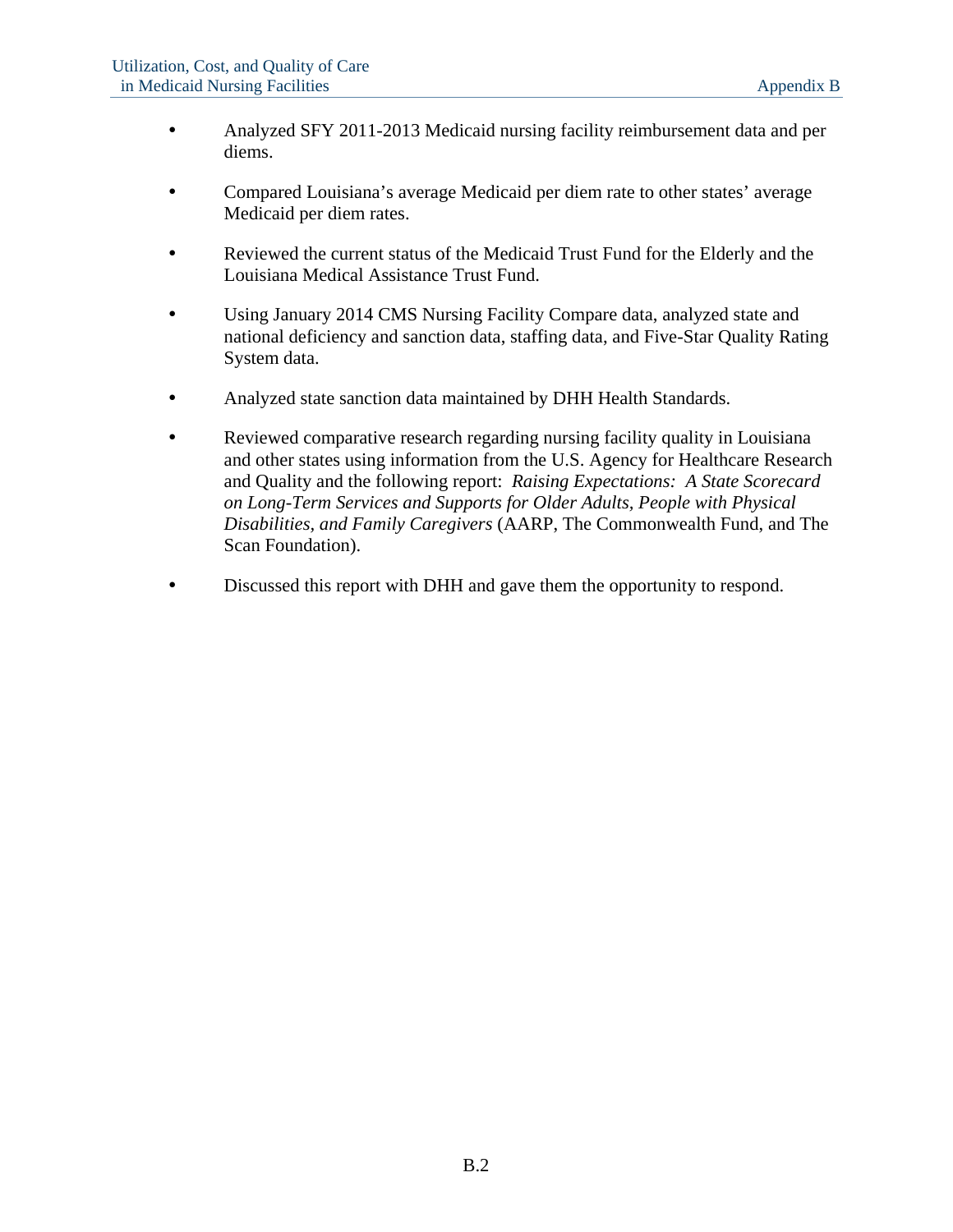- Analyzed SFY 2011-2013 Medicaid nursing facility reimbursement data and per diems.

- Compared Louisiana's average Medicaid per diem rate to other states' average Medicaid per diem rates.

- Reviewed the current status of the Medicaid Trust Fund for the Elderly and the Louisiana Medical Assistance Trust Fund.

- Using January 2014 CMS Nursing Facility Compare data, analyzed state and national deficiency and sanction data, staffing data, and Five-Star Quality Rating System data.

- Analyzed state sanction data maintained by DHH Health Standards.

- Reviewed comparative research regarding nursing facility quality in Louisiana and other states using information from the U.S. Agency for Healthcare Research and Quality and the following report: *Raising Expectations: A State Scorecard on Long-Term Services and Supports for Older Adults, People with Physical Disabilities, and Family Caregivers* (AARP, The Commonwealth Fund, and The Scan Foundation).

- Discussed this report with DHH and gave them the opportunity to respond.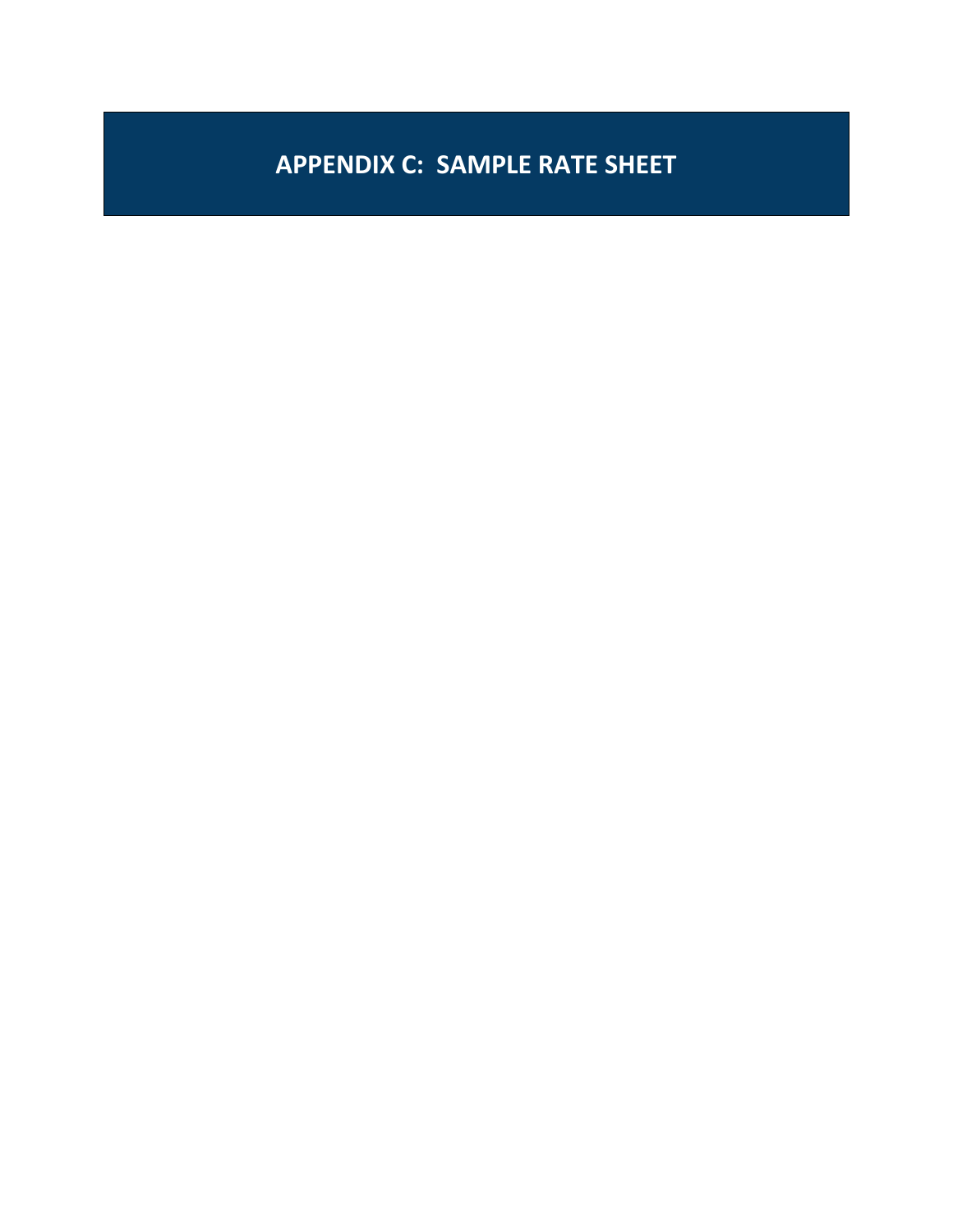# APPENDIX C: SAMPLE RATE SHEET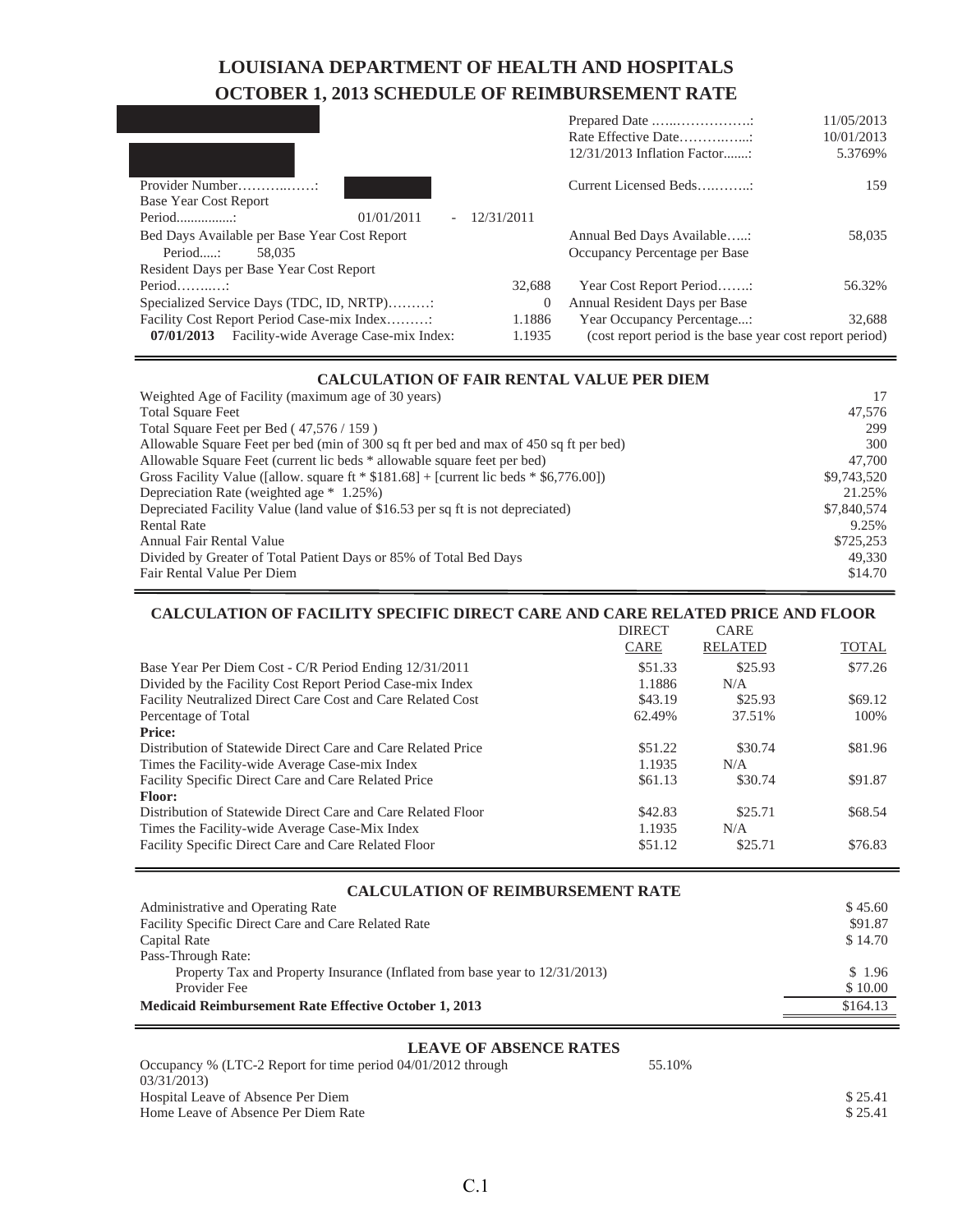# LOUISIANA DEPARTMENT OF HEALTH AND HOSPITALS
## OCTOBER 1, 2013 SCHEDULE OF REIMBURSEMENT RATE

| | | | |
|---|---|---|---|
| | | Prepared Date ……..……………..: | 11/05/2013 |
| | | Rate Effective Date……….…...: | 10/01/2013 |
| | | 12/31/2013 Inflation Factor.......: | 5.3769% |
| Provider Number………..……: | | Current Licensed Beds….……..: | 159 |
| Base Year Cost Report Period...............: | 01/01/2011 - 12/31/2011 | | |
| Bed Days Available per Base Year Cost Report Period.....: 58,035 | | Annual Bed Days Available…..: | 58,035 |
| Resident Days per Base Year Cost Report Period……..…: | 32,688 | Occupancy Percentage per Base Year Cost Report Period…….: | 56.32% |
| Specialized Service Days (TDC, ID, NRTP)………: | 0 | Annual Resident Days per Base Year Occupancy Percentage...: | 32,688 |
| Facility Cost Report Period Case-mix Index………: | 1.1886 | (cost report period is the base year cost report period) | |
| **07/01/2013** Facility-wide Average Case-mix Index: | 1.1935 | | |

### CALCULATION OF FAIR RENTAL VALUE PER DIEM

| | |
|---|---|
| Weighted Age of Facility (maximum age of 30 years) | 17 |
| Total Square Feet | 47,576 |
| Total Square Feet per Bed ( 47,576 / 159 ) | 299 |
| Allowable Square Feet per bed (min of 300 sq ft per bed and max of 450 sq ft per bed) | 300 |
| Allowable Square Feet (current lic beds * allowable square feet per bed) | 47,700 |
| Gross Facility Value ([allow. square ft * $181.68] + [current lic beds * $6,776.00]) | $9,743,520 |
| Depreciation Rate (weighted age * 1.25%) | 21.25% |
| Depreciated Facility Value (land value of $16.53 per sq ft is not depreciated) | $7,840,574 |
| Rental Rate | 9.25% |
| Annual Fair Rental Value | $725,253 |
| Divided by Greater of Total Patient Days or 85% of Total Bed Days | 49,330 |
| Fair Rental Value Per Diem | $14.70 |

### CALCULATION OF FACILITY SPECIFIC DIRECT CARE AND CARE RELATED PRICE AND FLOOR

| | DIRECT CARE | CARE RELATED | TOTAL |
|---|---|---|---|
| Base Year Per Diem Cost - C/R Period Ending 12/31/2011 | $51.33 | $25.93 | $77.26 |
| Divided by the Facility Cost Report Period Case-mix Index | 1.1886 | N/A | |
| Facility Neutralized Direct Care Cost and Care Related Cost | $43.19 | $25.93 | $69.12 |
| Percentage of Total | 62.49% | 37.51% | 100% |
| **Price:** | | | |
| Distribution of Statewide Direct Care and Care Related Price | $51.22 | $30.74 | $81.96 |
| Times the Facility-wide Average Case-mix Index | 1.1935 | N/A | |
| Facility Specific Direct Care and Care Related Price | $61.13 | $30.74 | $91.87 |
| **Floor:** | | | |
| Distribution of Statewide Direct Care and Care Related Floor | $42.83 | $25.71 | $68.54 |
| Times the Facility-wide Average Case-Mix Index | 1.1935 | N/A | |
| Facility Specific Direct Care and Care Related Floor | $51.12 | $25.71 | $76.83 |

### CALCULATION OF REIMBURSEMENT RATE

| | |
|---|---|
| Administrative and Operating Rate | $ 45.60 |
| Facility Specific Direct Care and Care Related Rate | $91.87 |
| Capital Rate | $ 14.70 |
| Pass-Through Rate: | |
| Property Tax and Property Insurance (Inflated from base year to 12/31/2013) | $ 1.96 |
| Provider Fee | $ 10.00 |
| **Medicaid Reimbursement Rate Effective October 1, 2013** | $164.13 |

### LEAVE OF ABSENCE RATES

| | | |
|---|---|---|
| Occupancy % (LTC-2 Report for time period 04/01/2012 through 03/31/2013) | 55.10% | |
| Hospital Leave of Absence Per Diem | | $ 25.41 |
| Home Leave of Absence Per Diem Rate | | $ 25.41 |